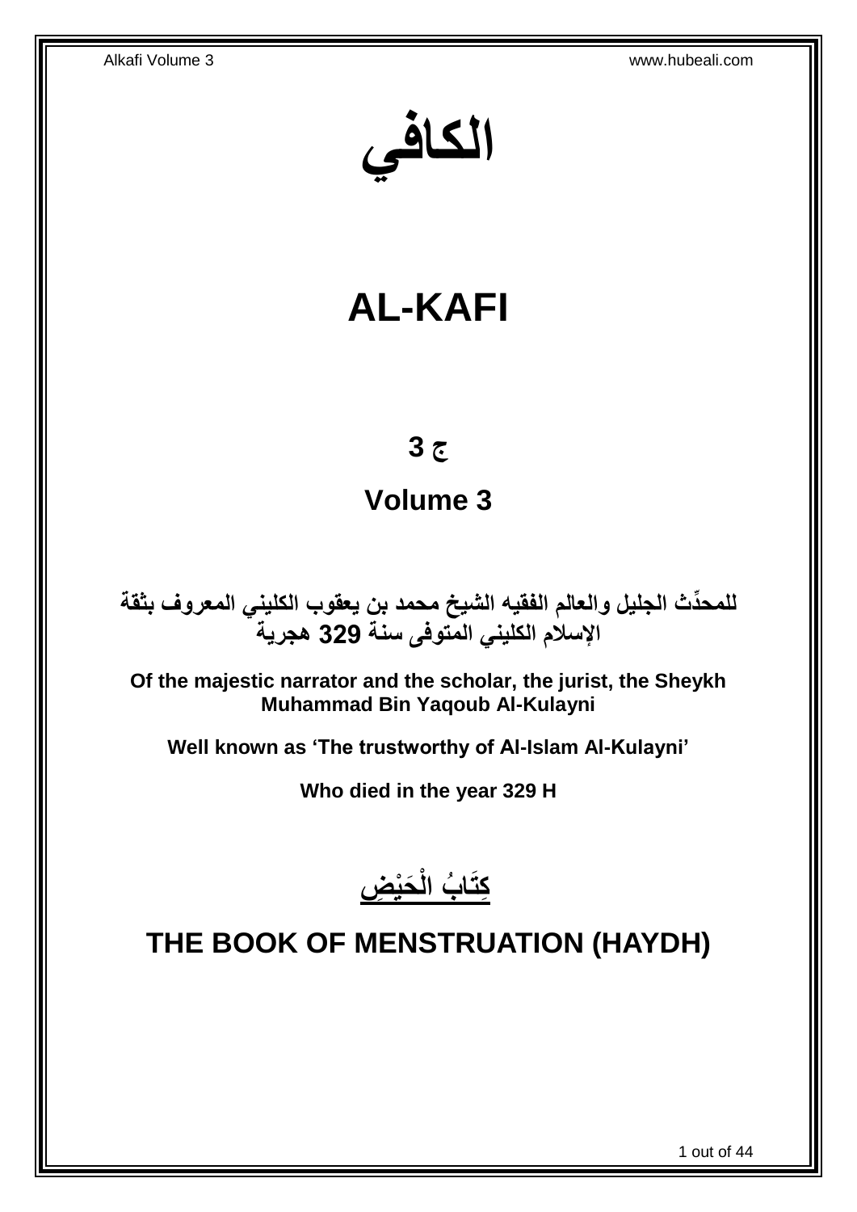# الكافي

# AL-KAFI

## ج 3

## Volume 3

**للمحدِّث الجليل والعالم الفقيه الشيخ محمد بن يعقوب الكليني المعروف بثقة الإسلام الكليني المتوفى سنة 329 هجرية**

**Of the majestic narrator and the scholar, the jurist, the Sheykh Muhammad Bin Yaqoub Al-Kulayni**

**Well known as 'The trustworthy of Al-Islam Al-Kulayni'**

**Who died in the year 329 H**

# كِتَابُ الْحَيْضِ

# THE BOOK OF MENSTRUATION (HAYDH)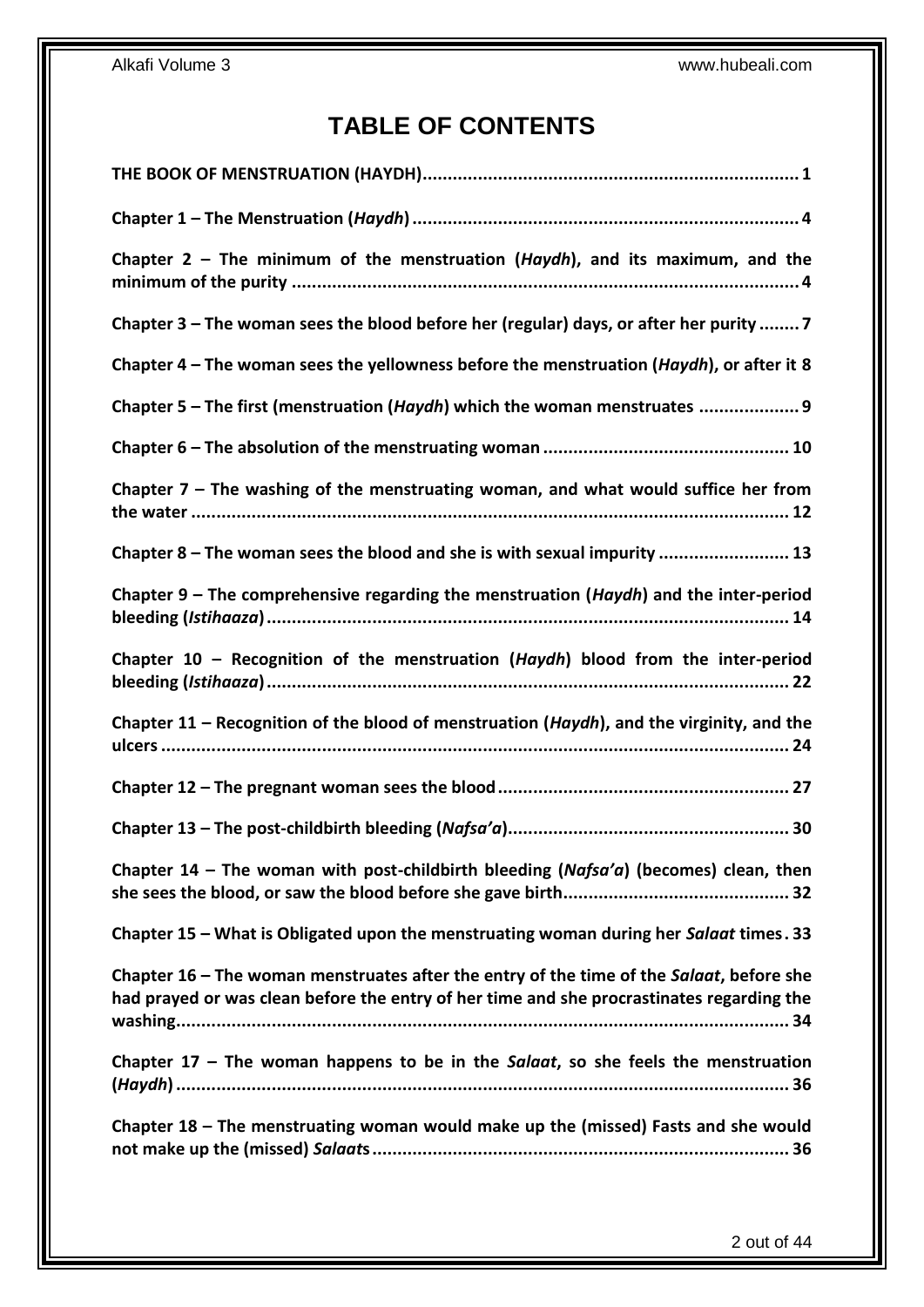# TABLE OF CONTENTS

**THE BOOK OF MENSTRUATION (HAYDH)** ........................................................................... 1

**Chapter 1 – The Menstruation (*Haydh*)** ........................................................................... 4

**Chapter 2 – The minimum of the menstruation (*Haydh*), and its maximum, and the minimum of the purity** ........................................................................... 4

**Chapter 3 – The woman sees the blood before her (regular) days, or after her purity** ........ 7

**Chapter 4 – The woman sees the yellowness before the menstruation (*Haydh*), or after it** 8

**Chapter 5 – The first (menstruation (*Haydh*) which the woman menstruates** .................... 9

**Chapter 6 – The absolution of the menstruating woman** ................................................ 10

**Chapter 7 – The washing of the menstruating woman, and what would suffice her from the water** ........................................................................... 12

**Chapter 8 – The woman sees the blood and she is with sexual impurity** .......................... 13

**Chapter 9 – The comprehensive regarding the menstruation (*Haydh*) and the inter-period bleeding (*Istihaaza*)** ........................................................................... 14

**Chapter 10 – Recognition of the menstruation (*Haydh*) blood from the inter-period bleeding (*Istihaaza*)** ........................................................................... 22

**Chapter 11 – Recognition of the blood of menstruation (*Haydh*), and the virginity, and the ulcers** ........................................................................... 24

**Chapter 12 – The pregnant woman sees the blood** .......................................................... 27

**Chapter 13 – The post-childbirth bleeding (*Nafsa'a*)** ........................................................ 30

**Chapter 14 – The woman with post-childbirth bleeding (*Nafsa'a*) (becomes) clean, then she sees the blood, or saw the blood before she gave birth** ............................................ 32

**Chapter 15 – What is Obligated upon the menstruating woman during her *Salaat* times** . 33

**Chapter 16 – The woman menstruates after the entry of the time of the *Salaat*, before she had prayed or was clean before the entry of her time and she procrastinates regarding the washing** ........................................................................... 34

**Chapter 17 – The woman happens to be in the *Salaat*, so she feels the menstruation (*Haydh*)** ........................................................................... 36

**Chapter 18 – The menstruating woman would make up the (missed) Fasts and she would not make up the (missed) *Salaat*s** ........................................................................... 36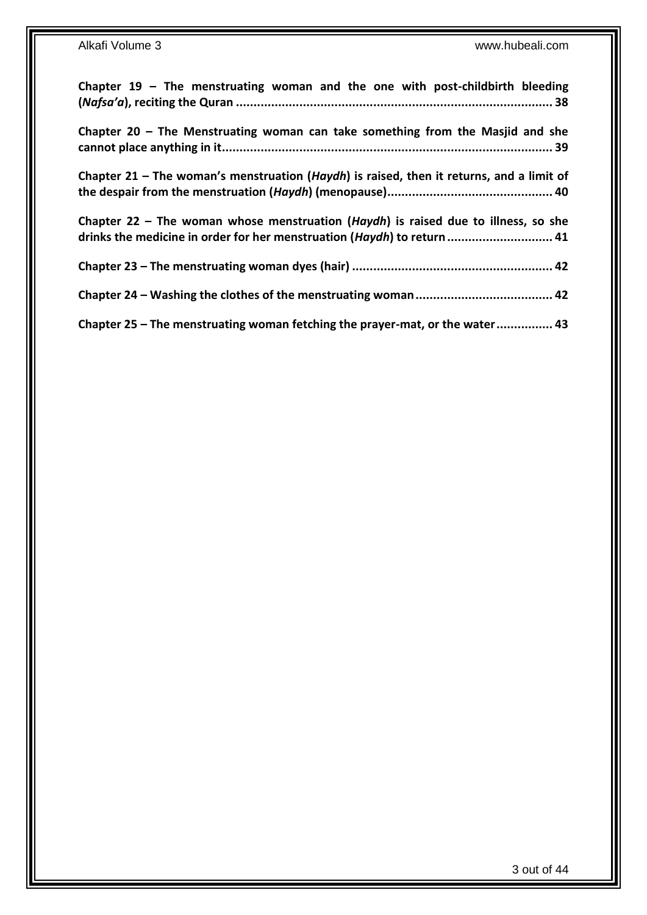**Chapter 19 – The menstruating woman and the one with post-childbirth bleeding (*Nafsa'a*), reciting the Quran ........................................................................................ 38**

**Chapter 20 – The Menstruating woman can take something from the Masjid and she cannot place anything in it............................................................................................ 39**

**Chapter 21 – The woman's menstruation (*Haydh*) is raised, then it returns, and a limit of the despair from the menstruation (*Haydh*) (menopause).............................................. 40**

**Chapter 22 – The woman whose menstruation (*Haydh*) is raised due to illness, so she drinks the medicine in order for her menstruation (*Haydh*) to return ............................ 41**

**Chapter 23 – The menstruating woman dyes (hair) ........................................................ 42**

**Chapter 24 – Washing the clothes of the menstruating woman ...................................... 42**

**Chapter 25 – The menstruating woman fetching the prayer-mat, or the water ............... 43**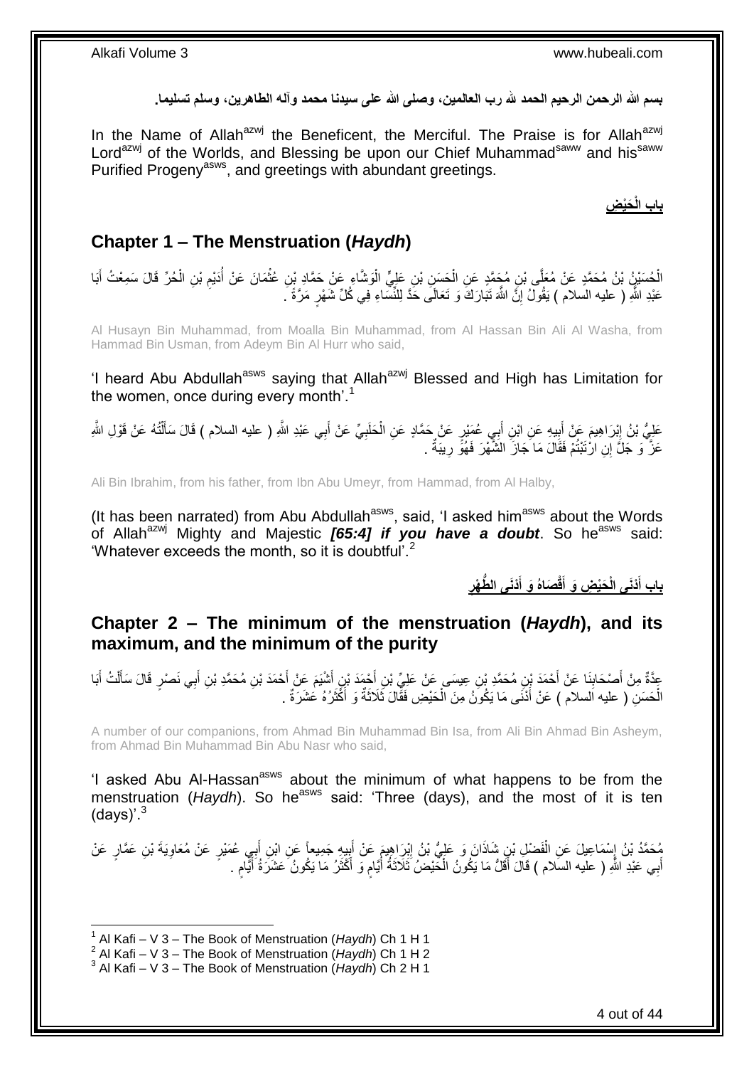**بسم الله الرحمن الرحيم الحمد لله رب العالمين، وصلى الله على سيدنا محمد وآله الطاهرين، وسلم تسليما.**

In the Name of Allah[azwj] the Beneficent, the Merciful. The Praise is for Allah[azwj] Lord[azwj] of the Worlds, and Blessing be upon our Chief Muhammad[saww] and his[saww] Purified Progeny[asws], and greetings with abundant greetings.

## **بابُ الْحَيْضِ**

## **Chapter 1 – The Menstruation (*Haydh*)**

الْحُسَيْنُ بْنُ مُحَمَّدٍ عَنْ مُعَلَّى بْنِ مُحَمَّدٍ عَنِ الْحَسَنِ بْنِ عَلِيٍّ الْوَشَّاءِ عَنْ حَمَّادِ بْنِ عُثْمَانَ عَنْ أُدَيْمِ بْنِ الْحُرِّ قَالَ سَمِعْتُ أَبَا عَبْدِ اللَّهِ ( عليه السلام ) يَقُولُ إِنَّ اللَّهَ تَبَارَكَ وَ تَعَالَى حَدَّ لِلنِّسَاءِ فِي كُلِّ شَهْرٍ مَرَّةً .

Al Husayn Bin Muhammad, from Moalla Bin Muhammad, from Al Hassan Bin Ali Al Washa, from Hammad Bin Usman, from Adeym Bin Al Hurr who said,

'I heard Abu Abdullah[asws] saying that Allah[azwj] Blessed and High has Limitation for the women, once during every month'.[1]

عَلِيُّ بْنُ إِبْرَاهِيمَ عَنْ أَبِيهِ عَنِ ابْنِ أَبِي عُمَيْرٍ عَنْ حَمَّادٍ عَنِ الْحَلَبِيِّ عَنْ أَبِي عَبْدِ اللَّهِ ( عليه السلام ) قَالَ سَأَلْتُهُ عَنْ قَوْلِ اللَّهِ عَزَّ وَ جَلَّ إِنِ ارْتَبْتُمْ فَقَالَ مَا جَازَ الشَّهْرَ فَهُوَ رِيبَةٌ .

Ali Bin Ibrahim, from his father, from Ibn Abu Umeyr, from Hammad, from Al Halby,

(It has been narrated) from Abu Abdullah[asws], said, 'I asked him[asws] about the Words of Allah[azwj] Mighty and Majestic ***[65:4] if you have a doubt***. So he[asws] said: 'Whatever exceeds the month, so it is doubtful'.[2]

## **بابُ أَدْنَى الْحَيْضِ وَ أَقْصَاهُ وَ أَدْنَى الطُّهْرِ**

## **Chapter 2 – The minimum of the menstruation (*Haydh*), and its maximum, and the minimum of the purity**

عِدَّةٌ مِنْ أَصْحَابِنَا عَنْ أَحْمَدَ بْنِ مُحَمَّدِ بْنِ عِيسَى عَنْ عَلِيِّ بْنِ أَحْمَدَ بْنِ أَشْيَمَ عَنْ أَحْمَدَ بْنِ مُحَمَّدِ بْنِ أَبِي نَصْرٍ قَالَ سَأَلْتُ أَبَا الْحَسَنِ ( عليه السلام ) عَنْ أَدْنَى مَا يَكُونُ مِنَ الْحَيْضِ فَقَالَ ثَلَاثَةٌ وَ أَكْثَرُهُ عَشَرَةٌ .

A number of our companions, from Ahmad Bin Muhammad Bin Isa, from Ali Bin Ahmad Bin Asheym, from Ahmad Bin Muhammad Bin Abu Nasr who said,

'I asked Abu Al-Hassan[asws] about the minimum of what happens to be from the menstruation (*Haydh*). So he[asws] said: 'Three (days), and the most of it is ten (days)'.[3]

مُحَمَّدُ بْنُ إِسْمَاعِيلَ عَنِ الْفَضْلِ بْنِ شَاذَانَ وَ عَلِيُّ بْنُ إِبْرَاهِيمَ عَنْ أَبِيهِ جَمِيعاً عَنِ ابْنِ أَبِي عُمَيْرٍ عَنْ مُعَاوِيَةَ بْنِ عَمَّارٍ عَنْ أَبِي عَبْدِ اللَّهِ ( عليه السلام ) قَالَ أَقَلُّ مَا يَكُونُ الْحَيْضُ ثَلَاثَةُ أَيَّامٍ وَ أَكْثَرُ مَا يَكُونُ عَشَرَةُ أَيَّامٍ .

---

[1] Al Kafi – V 3 – The Book of Menstruation (*Haydh*) Ch 1 H 1
[2] Al Kafi – V 3 – The Book of Menstruation (*Haydh*) Ch 1 H 2
[3] Al Kafi – V 3 – The Book of Menstruation (*Haydh*) Ch 2 H 1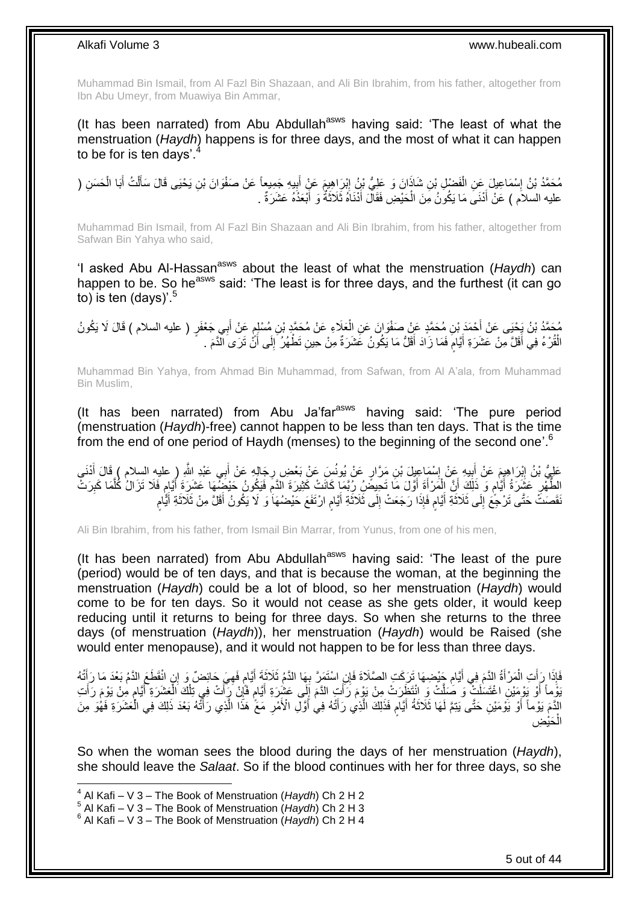Muhammad Bin Ismail, from Al Fazl Bin Shazaan, and Ali Bin Ibrahim, from his father, altogether from Ibn Abu Umeyr, from Muawiya Bin Ammar,

(It has been narrated) from Abu Abdullah[asws] having said: 'The least of what the menstruation (*Haydh*) happens is for three days, and the most of what it can happen to be for is ten days'.[4]

مُحَمَّدُ بْنُ إِسْمَاعِيلَ عَنِ الْفَضْلِ بْنِ شَاذَانَ وَ عَلِيُّ بْنُ إِبْرَاهِيمَ عَنْ أَبِيهِ جَمِيعاً عَنْ صَفْوَانَ بْنِ يَحْيَى قَالَ سَأَلْتُ أَبَا الْحَسَنِ ( عليه السلام ) عَنْ أَدْنَى مَا يَكُونُ مِنَ الْحَيْضِ فَقَالَ أَدْنَاهُ ثَلَاثَةٌ وَ أَبْعَدُهُ عَشَرَةٌ .

Muhammad Bin Ismail, from Al Fazl Bin Shazaan and Ali Bin Ibrahim, from his father, altogether from Safwan Bin Yahya who said,

'I asked Abu Al-Hassan[asws] about the least of what the menstruation (*Haydh*) can happen to be. So he[asws] said: 'The least is for three days, and the furthest (it can go to) is ten (days)'.[5]

مُحَمَّدُ بْنُ يَحْيَى عَنْ أَحْمَدَ بْنِ مُحَمَّدٍ عَنْ صَفْوَانَ عَنِ الْعَلَاءِ عَنْ مُحَمَّدِ بْنِ مُسْلِمٍ عَنْ أَبِي جَعْفَرٍ ( عليه السلام ) قَالَ لَا يَكُونُ الْقُرْءُ فِي أَقَلَّ مِنْ عَشَرَةِ أَيَّامٍ فَمَا زَادَ أَقَلُّ مَا يَكُونُ عَشَرَةٌ مِنْ حِينِ تَطْهُرُ إِلَى أَنْ تَرَى الدَّمَ .

Muhammad Bin Yahya, from Ahmad Bin Muhammad, from Safwan, from Al A'ala, from Muhammad Bin Muslim,

(It has been narrated) from Abu Ja'far[asws] having said: 'The pure period (menstruation (*Haydh*)-free) cannot happen to be less than ten days. That is the time from the end of one period of Haydh (menses) to the beginning of the second one'.[6]

عَلِيُّ بْنُ إِبْرَاهِيمَ عَنْ أَبِيهِ عَنْ إِسْمَاعِيلَ بْنِ مَرَّارٍ عَنْ يُونُسَ عَنْ بَعْضِ رِجَالِهِ عَنْ أَبِي عَبْدِ اللَّهِ ( عليه السلام ) قَالَ أَدْنَى الطُّهْرِ عَشَرَةُ أَيَّامٍ وَ ذَلِكَ أَنَّ الْمَرْأَةَ أَوَّلَ مَا تَحِيضُ رُبَّمَا كَانَتْ كَثِيرَةَ الدَّمِ فَيَكُونُ حَيْضُهَا عَشَرَةَ أَيَّامٍ فَلَا تَزَالُ كُلَّمَا كَبِرَتْ نَقَصَتْ حَتَّى تَرْجِعَ إِلَى ثَلَاثَةِ أَيَّامٍ فَإِذَا رَجَعَتْ إِلَى ثَلَاثَةِ أَيَّامٍ ارْتَفَعَ حَيْضُهَا وَ لَا يَكُونُ أَقَلَّ مِنْ ثَلَاثَةِ أَيَّامٍ

Ali Bin Ibrahim, from his father, from Ismail Bin Marrar, from Yunus, from one of his men,

(It has been narrated) from Abu Abdullah[asws] having said: 'The least of the pure (period) would be of ten days, and that is because the woman, at the beginning the menstruation (*Haydh*) could be a lot of blood, so her menstruation (*Haydh*) would come to be for ten days. So it would not cease as she gets older, it would keep reducing until it returns to being for three days. So when she returns to the three days (of menstruation (*Haydh*)), her menstruation (*Haydh*) would be Raised (she would enter menopause), and it would not happen to be for less than three days.

فَإِذَا رَأَتِ الْمَرْأَةُ الدَّمَ فِي أَيَّامِ حَيْضِهَا تَرَكَتِ الصَّلَاةَ فَإِنِ اسْتَمَرَّ بِهَا الدَّمُ ثَلَاثَةَ أَيَّامٍ فَهِيَ حَائِضٌ وَ إِنِ انْقَطَعَ الدَّمُ بَعْدَ مَا رَأَتْهُ يَوْماً أَوْ يَوْمَيْنِ اغْتَسَلَتْ وَ صَلَّتْ وَ انْتَظَرَتْ مِنْ يَوْمَ رَأَتِ الدَّمَ إِلَى عَشَرَةِ أَيَّامٍ فَإِنْ رَأَتْ فِي تِلْكَ الْعَشَرَةِ أَيَّامٍ مِنْ يَوْمَ رَأَتِ الدَّمَ يَوْماً أَوْ يَوْمَيْنِ حَتَّى يَتِمَّ لَهَا ثَلَاثَةُ أَيَّامٍ فَذَلِكَ الَّذِي رَأَتْهُ فِي أَوَّلِ الْأَمْرِ مَعَ هَذَا الَّذِي رَأَتْهُ بَعْدَ ذَلِكَ فِي الْعَشَرَةِ فَهُوَ مِنَ الْحَيْضِ

So when the woman sees the blood during the days of her menstruation (*Haydh*), she should leave the *Salaat*. So if the blood continues with her for three days, so she

---

[4] Al Kafi – V 3 – The Book of Menstruation (*Haydh*) Ch 2 H 2
[5] Al Kafi – V 3 – The Book of Menstruation (*Haydh*) Ch 2 H 3
[6] Al Kafi – V 3 – The Book of Menstruation (*Haydh*) Ch 2 H 4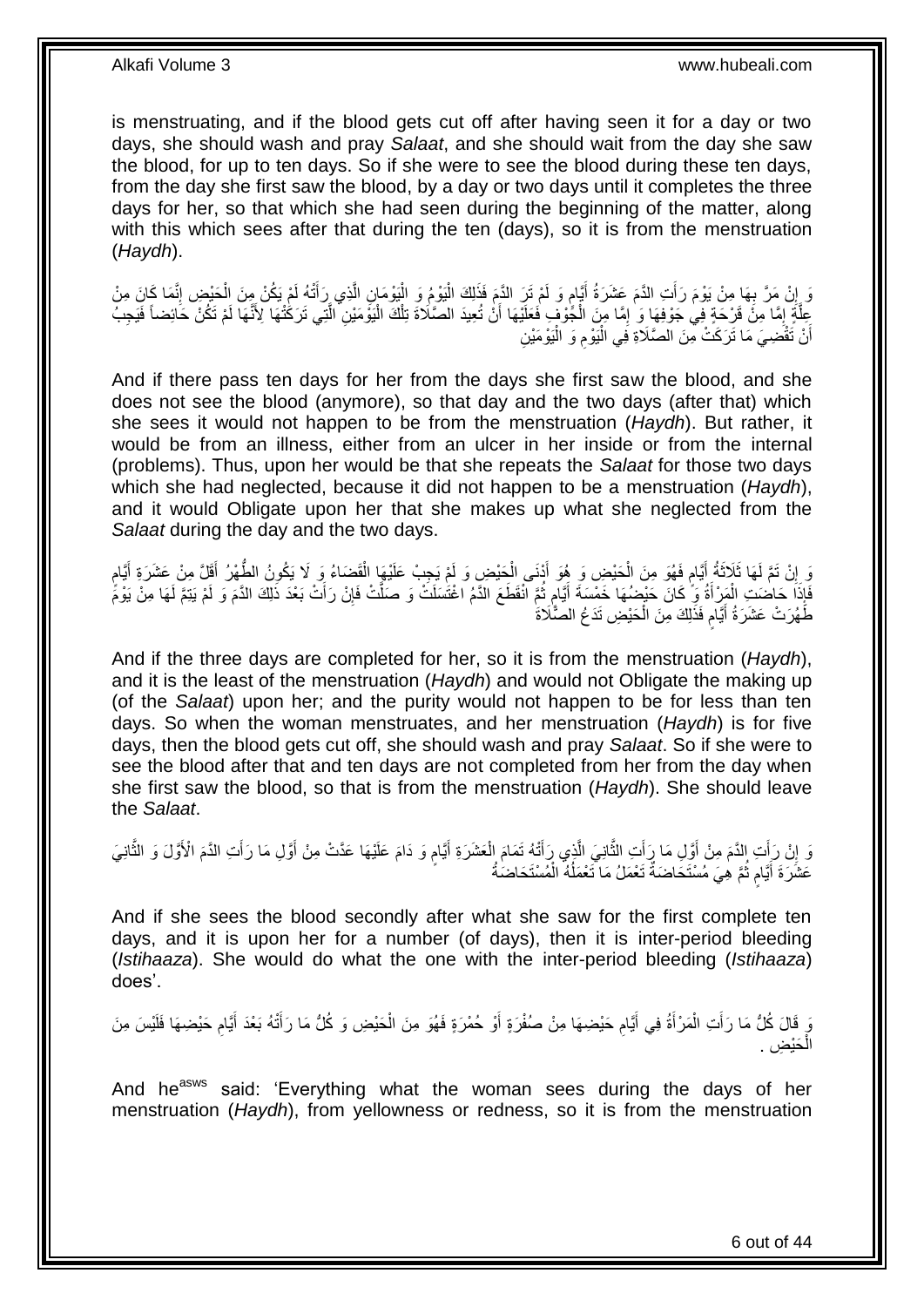is menstruating, and if the blood gets cut off after having seen it for a day or two days, she should wash and pray *Salaat*, and she should wait from the day she saw the blood, for up to ten days. So if she were to see the blood during these ten days, from the day she first saw the blood, by a day or two days until it completes the three days for her, so that which she had seen during the beginning of the matter, along with this which sees after that during the ten (days), so it is from the menstruation (*Haydh*).

وَ إِنْ مَرَّ بِهَا مِنْ يَوْمَ رَأَتِ الدَّمَ عَشَرَةُ أَيَّامٍ وَ لَمْ تَرَ الدَّمَ فَذَلِكَ الْيَوْمُ وَ الْيَوْمَانِ الَّذِي رَأَتْهُ لَمْ يَكُنْ مِنَ الْحَيْضِ إِنَّمَا كَانَ مِنْ عِلَّةٍ إِمَّا مِنْ قَرْحَةٍ فِي جَوْفِهَا وَ إِمَّا مِنَ الْجَوْفِ فَعَلَيْهَا أَنْ تُعِيدَ الصَّلَاةَ تِلْكَ الْيَوْمَيْنِ الَّتِي تَرَكَتْهَا لِأَنَّهَا لَمْ تَكُنْ حَائِضاً فَيَجِبُ أَنْ تَقْضِيَ مَا تَرَكَتْ مِنَ الصَّلَاةِ فِي الْيَوْمِ وَ الْيَوْمَيْنِ

And if there pass ten days for her from the days she first saw the blood, and she does not see the blood (anymore), so that day and the two days (after that) which she sees it would not happen to be from the menstruation (*Haydh*). But rather, it would be from an illness, either from an ulcer in her inside or from the internal (problems). Thus, upon her would be that she repeats the *Salaat* for those two days which she had neglected, because it did not happen to be a menstruation (*Haydh*), and it would Obligate upon her that she makes up what she neglected from the *Salaat* during the day and the two days.

وَ إِنْ تَمَّ لَهَا ثَلَاثَةُ أَيَّامٍ فَهُوَ مِنَ الْحَيْضِ وَ هُوَ أَدْنَى الْحَيْضِ وَ لَمْ يَجِبْ عَلَيْهَا الْقَضَاءُ وَ لَا يَكُونُ الطُّهْرُ أَقَلَّ مِنْ عَشَرَةِ أَيَّامٍ فَإِذَا حَاضَتِ الْمَرْأَةُ وَ كَانَ حَيْضُهَا خَمْسَةَ أَيَّامٍ ثُمَّ انْقَطَعَ الدَّمُ اغْتَسَلَتْ وَ صَلَّتْ فَإِنْ رَأَتْ بَعْدَ ذَلِكَ الدَّمَ وَ لَمْ يَتِمَّ لَهَا مِنْ يَوْمَ طَهُرَتْ عَشَرَةُ أَيَّامٍ فَذَلِكَ مِنَ الْحَيْضِ تَدَعُ الصَّلَاةَ

And if the three days are completed for her, so it is from the menstruation (*Haydh*), and it is the least of the menstruation (*Haydh*) and would not Obligate the making up (of the *Salaat*) upon her; and the purity would not happen to be for less than ten days. So when the woman menstruates, and her menstruation (*Haydh*) is for five days, then the blood gets cut off, she should wash and pray *Salaat*. So if she were to see the blood after that and ten days are not completed from her from the day when she first saw the blood, so that is from the menstruation (*Haydh*). She should leave the *Salaat*.

وَ إِنْ رَأَتِ الدَّمَ مِنْ أَوَّلِ مَا رَأَتِ الثَّانِيَ الَّذِي رَأَتْهُ تَمَامَ الْعَشَرَةِ أَيَّامٍ وَ دَامَ عَلَيْهَا عَدَّتْ مِنْ أَوَّلِ مَا رَأَتِ الدَّمَ الْأَوَّلَ وَ الثَّانِيَ عَشَرَةَ أَيَّامٍ ثُمَّ هِيَ مُسْتَحَاضَةٌ تَعْمَلُ مَا تَعْمَلُهُ الْمُسْتَحَاضَةُ

And if she sees the blood secondly after what she saw for the first complete ten days, and it is upon her for a number (of days), then it is inter-period bleeding (*Istihaaza*). She would do what the one with the inter-period bleeding (*Istihaaza*) does'.

وَ قَالَ كُلُّ مَا رَأَتِ الْمَرْأَةُ فِي أَيَّامِ حَيْضِهَا مِنْ صُفْرَةٍ أَوْ حُمْرَةٍ فَهُوَ مِنَ الْحَيْضِ وَ كُلُّ مَا رَأَتْهُ بَعْدَ أَيَّامِ حَيْضِهَا فَلَيْسَ مِنَ الْحَيْضِ .

And he[asws] said: 'Everything what the woman sees during the days of her menstruation (*Haydh*), from yellowness or redness, so it is from the menstruation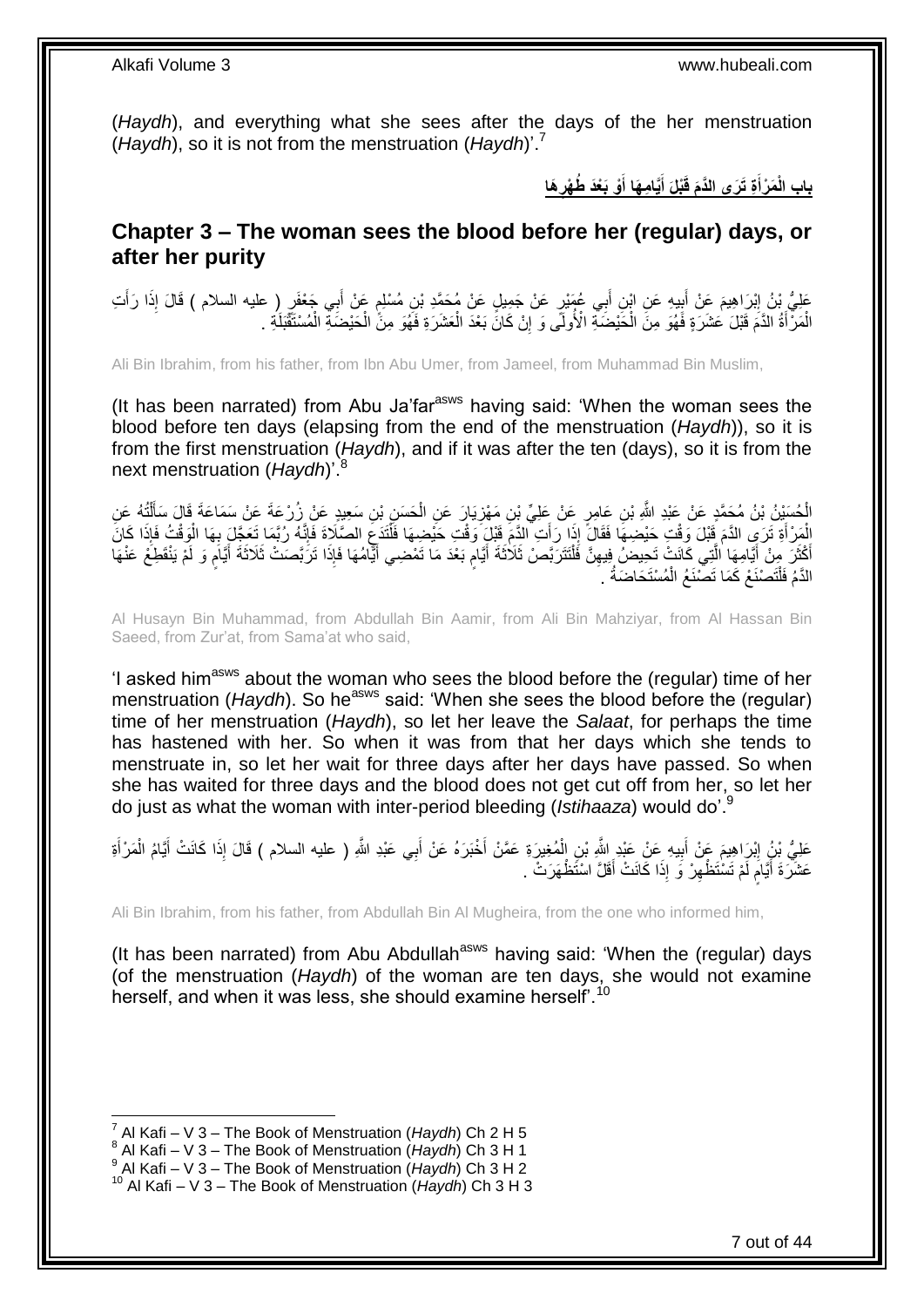(*Haydh*), and everything what she sees after the days of the her menstruation (*Haydh*), so it is not from the menstruation (*Haydh*)'.[7]

## باب الْمَرْأَةِ تَرَى الدَّمَ قَبْلَ أَيَّامِهَا أَوْ بَعْدَ طُهْرِهَا

## Chapter 3 – The woman sees the blood before her (regular) days, or after her purity

عَلِيُّ بْنُ إِبْرَاهِيمَ عَنْ أَبِيهِ عَنِ ابْنِ أَبِي عُمَيْرٍ عَنْ جَمِيلٍ عَنْ مُحَمَّدِ بْنِ مُسْلِمٍ عَنْ أَبِي جَعْفَرٍ ( عليه السلام ) قَالَ إِذَا رَأَتِ الْمَرْأَةُ الدَّمَ قَبْلَ عَشَرَةٍ فَهُوَ مِنَ الْحَيْضَةِ الْأُولَى وَ إِنْ كَانَ بَعْدَ الْعَشَرَةِ فَهُوَ مِنَ الْحَيْضَةِ الْمُسْتَقْبَلَةِ .

Ali Bin Ibrahim, from his father, from Ibn Abu Umer, from Jameel, from Muhammad Bin Muslim,

(It has been narrated) from Abu Ja'far[asws] having said: 'When the woman sees the blood before ten days (elapsing from the end of the menstruation (*Haydh*)), so it is from the first menstruation (*Haydh*), and if it was after the ten (days), so it is from the next menstruation (*Haydh*)'.[8]

الْحُسَيْنُ بْنُ مُحَمَّدٍ عَنْ عَبْدِ اللَّهِ بْنِ عَامِرٍ عَنْ عَلِيِّ بْنِ مَهْزِيَارَ عَنِ الْحَسَنِ بْنِ سَعِيدٍ عَنْ زُرْعَةَ عَنْ سَمَاعَةَ قَالَ سَأَلْتُهُ عَنِ الْمَرْأَةِ تَرَى الدَّمَ قَبْلَ وَقْتِ حَيْضِهَا فَقَالَ إِذَا رَأَتِ الدَّمَ قَبْلَ وَقْتِ حَيْضِهَا فَلْتَدَعِ الصَّلَاةَ فَإِنَّهُ رُبَّمَا تَعَجَّلَ بِهَا الْوَقْتُ فَإِذَا كَانَ أَكْثَرَ مِنْ أَيَّامِهَا الَّتِي كَانَتْ تَحِيضُ فِيهِنَّ فَلْتَتَرَبَّصْ ثَلَاثَةَ أَيَّامٍ بَعْدَ مَا تَمْضِي أَيَّامُهَا فَإِذَا تَرَبَّصَتْ ثَلَاثَةَ أَيَّامٍ وَ لَمْ يَنْقَطِعْ عَنْهَا الدَّمُ فَلْتَصْنَعْ كَمَا تَصْنَعُ الْمُسْتَحَاضَةُ .

Al Husayn Bin Muhammad, from Abdullah Bin Aamir, from Ali Bin Mahziyar, from Al Hassan Bin Saeed, from Zur'at, from Sama'at who said,

'I asked him[asws] about the woman who sees the blood before the (regular) time of her menstruation (*Haydh*). So he[asws] said: 'When she sees the blood before the (regular) time of her menstruation (*Haydh*), so let her leave the *Salaat*, for perhaps the time has hastened with her. So when it was from that her days which she tends to menstruate in, so let her wait for three days after her days have passed. So when she has waited for three days and the blood does not get cut off from her, so let her do just as what the woman with inter-period bleeding (*Istihaaza*) would do'.[9]

عَلِيُّ بْنُ إِبْرَاهِيمَ عَنْ أَبِيهِ عَنْ عَبْدِ اللَّهِ بْنِ الْمُغِيرَةِ عَمَّنْ أَخْبَرَهُ عَنْ أَبِي عَبْدِ اللَّهِ ( عليه السلام ) قَالَ إِذَا كَانَتْ أَيَّامُ الْمَرْأَةِ عَشَرَةَ أَيَّامٍ لَمْ تَسْتَظْهِرْ وَ إِذَا كَانَتْ أَقَلَّ اسْتَظْهَرَتْ .

Ali Bin Ibrahim, from his father, from Abdullah Bin Al Mugheira, from the one who informed him,

(It has been narrated) from Abu Abdullah[asws] having said: 'When the (regular) days (of the menstruation (*Haydh*) of the woman are ten days, she would not examine herself, and when it was less, she should examine herself'.[10]

[7] Al Kafi – V 3 – The Book of Menstruation (*Haydh*) Ch 2 H 5
[8] Al Kafi – V 3 – The Book of Menstruation (*Haydh*) Ch 3 H 1
[9] Al Kafi – V 3 – The Book of Menstruation (*Haydh*) Ch 3 H 2
[10] Al Kafi – V 3 – The Book of Menstruation (*Haydh*) Ch 3 H 3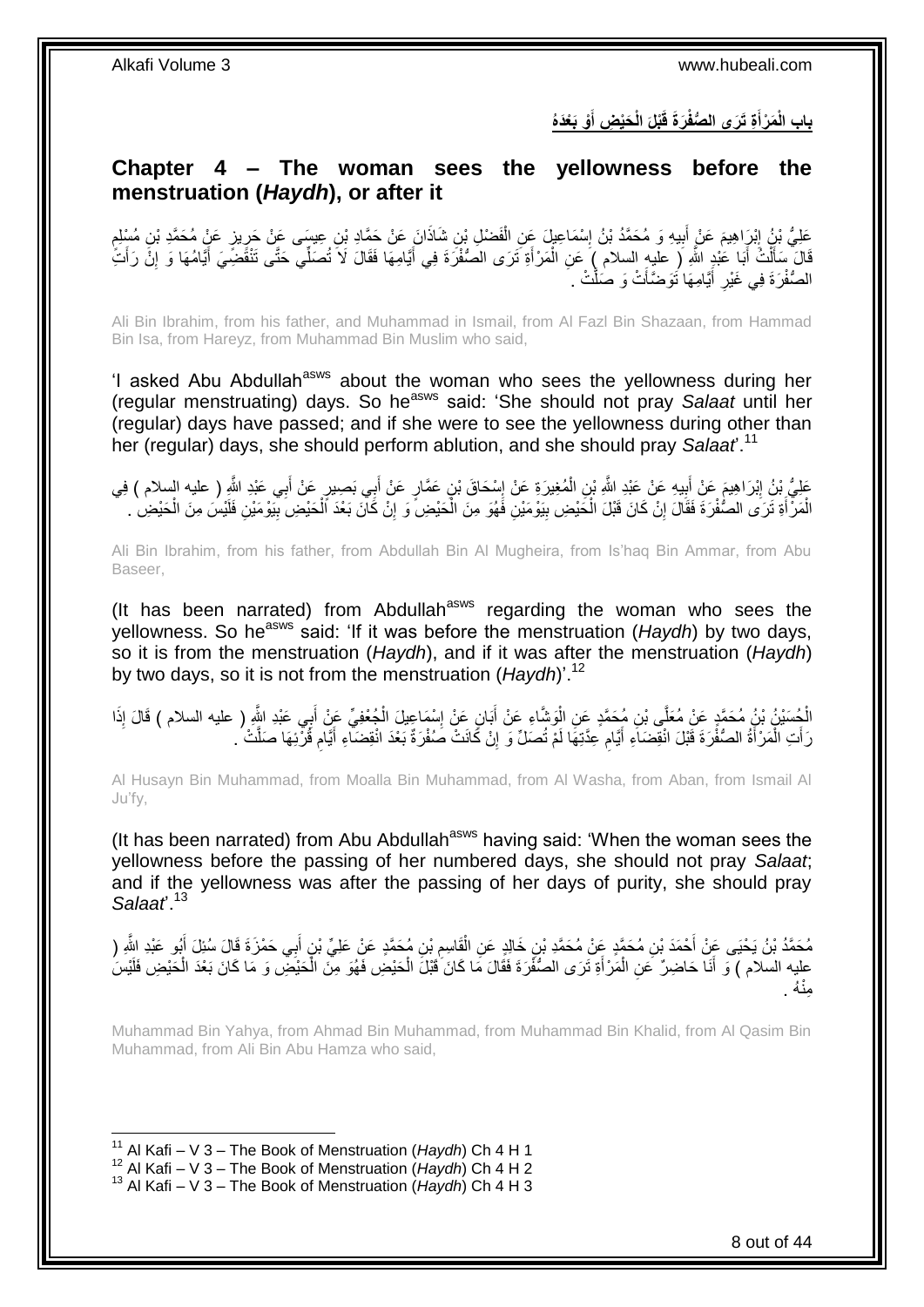## بَابِ الْمَرْأَةِ تَرَى الصُّفْرَةَ قَبْلَ الْحَيْضِ أَوْ بَعْدَهُ

## Chapter 4 – The woman sees the yellowness before the menstruation (*Haydh*), or after it

عَلِيُّ بْنُ إِبْرَاهِيمَ عَنْ أَبِيهِ وَ مُحَمَّدُ بْنُ إِسْمَاعِيلَ عَنِ الْفَضْلِ بْنِ شَاذَانَ عَنْ حَمَّادِ بْنِ عِيسَى عَنْ حَرِيزٍ عَنْ مُحَمَّدِ بْنِ مُسْلِمٍ قَالَ سَأَلْتُ أَبَا عَبْدِ اللَّهِ ( عليه السلام ) عَنِ الْمَرْأَةِ تَرَى الصُّفْرَةَ فِي أَيَّامِهَا فَقَالَ لَا تُصَلِّي حَتَّى تَنْقَضِيَ أَيَّامُهَا وَ إِنْ رَأَتِ الصُّفْرَةَ فِي غَيْرِ أَيَّامِهَا تَوَضَّأَتْ وَ صَلَّتْ .

Ali Bin Ibrahim, from his father, and Muhammad in Ismail, from Al Fazl Bin Shazaan, from Hammad Bin Isa, from Hareyz, from Muhammad Bin Muslim who said,

'I asked Abu Abdullah[asws] about the woman who sees the yellowness during her (regular menstruating) days. So he[asws] said: 'She should not pray *Salaat* until her (regular) days have passed; and if she were to see the yellowness during other than her (regular) days, she should perform ablution, and she should pray *Salaat*'.[11]

عَلِيُّ بْنُ إِبْرَاهِيمَ عَنْ أَبِيهِ عَنْ عَبْدِ اللَّهِ بْنِ الْمُغِيرَةِ عَنْ إِسْحَاقَ بْنِ عَمَّارٍ عَنْ أَبِي بَصِيرٍ عَنْ أَبِي عَبْدِ اللَّهِ ( عليه السلام ) فِي الْمَرْأَةِ تَرَى الصُّفْرَةَ فَقَالَ إِنْ كَانَ قَبْلَ الْحَيْضِ بِيَوْمَيْنِ فَهُوَ مِنَ الْحَيْضِ وَ إِنْ كَانَ بَعْدَ الْحَيْضِ بِيَوْمَيْنِ فَلَيْسَ مِنَ الْحَيْضِ .

Ali Bin Ibrahim, from his father, from Abdullah Bin Al Mugheira, from Is'haq Bin Ammar, from Abu Baseer,

(It has been narrated) from Abdullah[asws] regarding the woman who sees the yellowness. So he[asws] said: 'If it was before the menstruation (*Haydh*) by two days, so it is from the menstruation (*Haydh*), and if it was after the menstruation (*Haydh*) by two days, so it is not from the menstruation (*Haydh*)'.[12]

الْحُسَيْنُ بْنُ مُحَمَّدٍ عَنْ مُعَلَّى بْنِ مُحَمَّدٍ عَنِ الْوَشَّاءِ عَنْ أَبَانٍ عَنْ إِسْمَاعِيلَ الْجُعْفِيِّ عَنْ أَبِي عَبْدِ اللَّهِ ( عليه السلام ) قَالَ إِذَا رَأَتِ الْمَرْأَةُ الصُّفْرَةَ قَبْلَ انْقِضَاءِ أَيَّامِ عِدَّتِهَا لَمْ تُصَلِّ وَ إِنْ كَانَتْ صُفْرَةٌ بَعْدَ انْقِضَاءِ أَيَّامِ قُرْئِهَا صَلَّتْ .

Al Husayn Bin Muhammad, from Moalla Bin Muhammad, from Al Washa, from Aban, from Ismail Al Ju'fy,

(It has been narrated) from Abu Abdullah[asws] having said: 'When the woman sees the yellowness before the passing of her numbered days, she should not pray *Salaat*; and if the yellowness was after the passing of her days of purity, she should pray *Salaat*'.[13]

مُحَمَّدُ بْنُ يَحْيَى عَنْ أَحْمَدَ بْنِ مُحَمَّدٍ عَنْ مُحَمَّدِ بْنِ خَالِدٍ عَنِ الْقَاسِمِ بْنِ مُحَمَّدٍ عَنْ عَلِيِّ بْنِ أَبِي حَمْزَةَ قَالَ سُئِلَ أَبُو عَبْدِ اللَّهِ ( عليه السلام ) وَ أَنَا حَاضِرٌ عَنِ الْمَرْأَةِ تَرَى الصُّفْرَةَ فَقَالَ مَا كَانَ قَبْلَ الْحَيْضِ فَهُوَ مِنَ الْحَيْضِ وَ مَا كَانَ بَعْدَ الْحَيْضِ فَلَيْسَ مِنْهُ .

Muhammad Bin Yahya, from Ahmad Bin Muhammad, from Muhammad Bin Khalid, from Al Qasim Bin Muhammad, from Ali Bin Abu Hamza who said,

---

[11] Al Kafi – V 3 – The Book of Menstruation (*Haydh*) Ch 4 H 1
[12] Al Kafi – V 3 – The Book of Menstruation (*Haydh*) Ch 4 H 2
[13] Al Kafi – V 3 – The Book of Menstruation (*Haydh*) Ch 4 H 3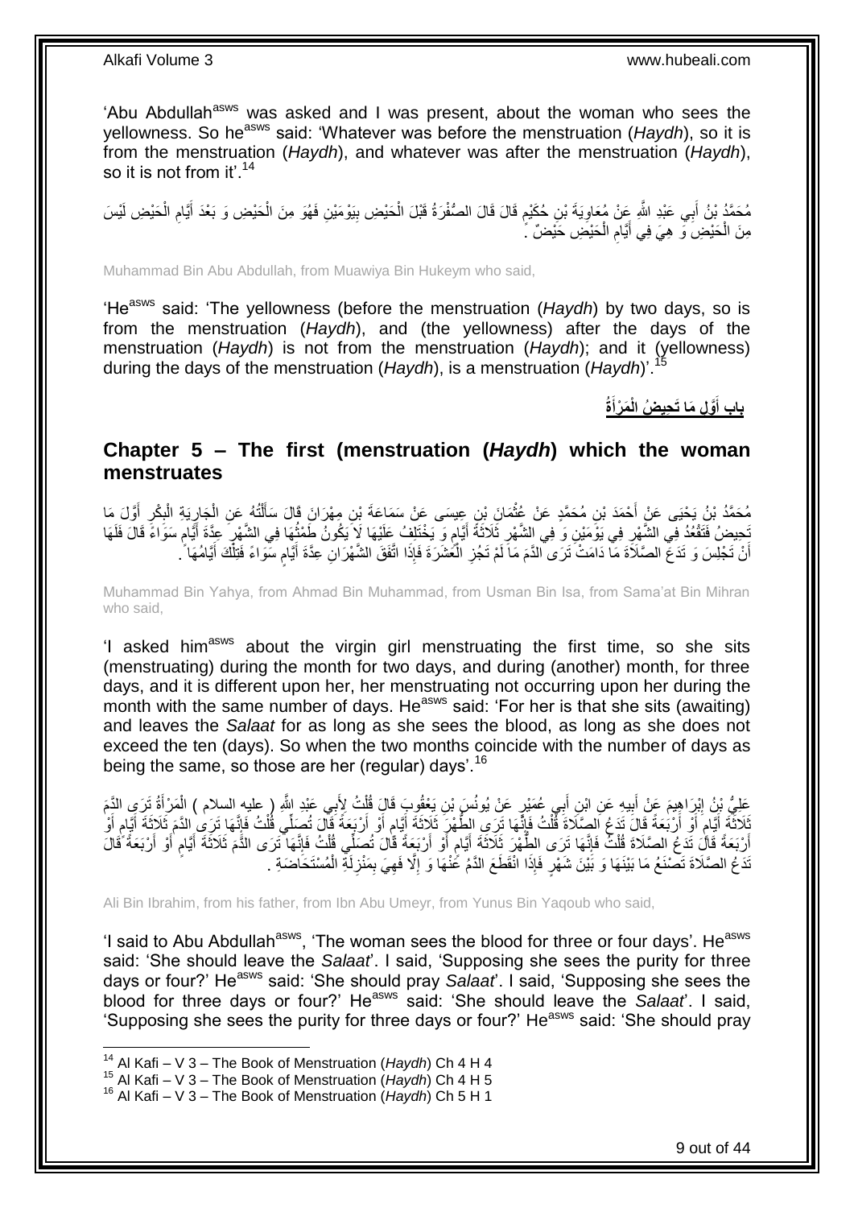'Abu Abdullah[asws] was asked and I was present, about the woman who sees the yellowness. So he[asws] said: 'Whatever was before the menstruation (*Haydh*), so it is from the menstruation (*Haydh*), and whatever was after the menstruation (*Haydh*), so it is not from it'.[14]

مُحَمَّدُ بْنُ أَبِي عَبْدِ اللَّهِ عَنْ مُعَاوِيَةَ بْنِ حُكَيْمٍ قَالَ قَالَ الصُّفْرَةُ قَبْلَ الْحَيْضِ بِيَوْمَيْنِ فَهُوَ مِنَ الْحَيْضِ وَ بَعْدَ أَيَّامِ الْحَيْضِ لَيْسَ مِنَ الْحَيْضِ وَ هِيَ فِي أَيَّامِ الْحَيْضِ حَيْضٌ .

Muhammad Bin Abu Abdullah, from Muawiya Bin Hukeym who said,

'He[asws] said: 'The yellowness (before the menstruation (*Haydh*) by two days, so is from the menstruation (*Haydh*), and (the yellowness) after the days of the menstruation (*Haydh*) is not from the menstruation (*Haydh*); and it (yellowness) during the days of the menstruation (*Haydh*), is a menstruation (*Haydh*)'.[15]

## باب أَوَّلِ مَا تَحِيضُ الْمَرْأَةُ

## Chapter 5 – The first (menstruation (*Haydh*) which the woman menstruates

مُحَمَّدُ بْنُ يَحْيَى عَنْ أَحْمَدَ بْنِ مُحَمَّدٍ عَنْ عُثْمَانَ بْنِ عِيسَى عَنْ سَمَاعَةَ بْنِ مِهْرَانَ قَالَ سَأَلْتُهُ عَنِ الْجَارِيَةِ الْبِكْرِ أَوَّلَ مَا تَحِيضُ فَتَقْعُدُ فِي الشَّهْرِ يَوْمَيْنِ وَ فِي الشَّهْرِ ثَلَاثَةَ أَيَّامٍ وَ يَخْتَلِفُ عَلَيْهَا لَا يَكُونُ طَمْثُهَا فِي الشَّهْرِ عِدَّةَ أَيَّامٍ سَوَاءً قَالَ فَلَهَا أَنْ تَجْلِسَ وَ تَدَعَ الصَّلَاةَ مَا دَامَتْ تَرَى الدَّمَ مَا لَمْ تَجُزِ الْعَشَرَةَ فَإِذَا اتَّفَقَ الشَّهْرَانِ عِدَّةَ أَيَّامٍ سَوَاءً فَتِلْكَ أَيَّامُهَا .

Muhammad Bin Yahya, from Ahmad Bin Muhammad, from Usman Bin Isa, from Sama'at Bin Mihran who said,

'I asked him[asws] about the virgin girl menstruating the first time, so she sits (menstruating) during the month for two days, and during (another) month, for three days, and it is different upon her, her menstruating not occurring upon her during the month with the same number of days. He[asws] said: 'For her is that she sits (awaiting) and leaves the *Salaat* for as long as she sees the blood, as long as she does not exceed the ten (days). So when the two months coincide with the number of days as being the same, so those are her (regular) days'.[16]

عَلِيُّ بْنُ إِبْرَاهِيمَ عَنْ أَبِيهِ عَنِ ابْنِ أَبِي عُمَيْرٍ عَنْ يُونُسَ بْنِ يَعْقُوبَ قَالَ قُلْتُ لِأَبِي عَبْدِ اللَّهِ ( عليه السلام ) الْمَرْأَةُ تَرَى الدَّمَ ثَلَاثَةَ أَيَّامٍ أَوْ أَرْبَعَةً قَالَ تَدَعُ الصَّلَاةَ قُلْتُ فَإِنَّهَا تَرَى الطُّهْرَ ثَلَاثَةَ أَيَّامٍ أَوْ أَرْبَعَةً قَالَ تُصَلِّي قُلْتُ فَإِنَّهَا تَرَى الدَّمَ ثَلَاثَةَ أَيَّامٍ أَوْ أَرْبَعَةً قَالَ تَدَعُ الصَّلَاةَ قُلْتُ فَإِنَّهَا تَرَى الطُّهْرَ ثَلَاثَةَ أَيَّامٍ أَوْ أَرْبَعَةً قَالَ تُصَلِّي قُلْتُ فَإِنَّهَا تَرَى الدَّمَ ثَلَاثَةَ أَيَّامٍ أَوْ أَرْبَعَةً قَالَ تَدَعُ الصَّلَاةَ تَصْنَعُ مَا بَيْنَهَا وَ بَيْنَ شَهْرٍ فَإِذَا انْقَطَعَ الدَّمُ عَنْهَا وَ إِلَّا فَهِيَ بِمَنْزِلَةِ الْمُسْتَحَاضَةِ .

Ali Bin Ibrahim, from his father, from Ibn Abu Umeyr, from Yunus Bin Yaqoub who said,

'I said to Abu Abdullah[asws], 'The woman sees the blood for three or four days'. He[asws] said: 'She should leave the *Salaat*'. I said, 'Supposing she sees the purity for three days or four?' He[asws] said: 'She should pray *Salaat*'. I said, 'Supposing she sees the blood for three days or four?' He[asws] said: 'She should leave the *Salaat*'. I said, 'Supposing she sees the purity for three days or four?' He[asws] said: 'She should pray

[14] Al Kafi – V 3 – The Book of Menstruation (*Haydh*) Ch 4 H 4
[15] Al Kafi – V 3 – The Book of Menstruation (*Haydh*) Ch 4 H 5
[16] Al Kafi – V 3 – The Book of Menstruation (*Haydh*) Ch 5 H 1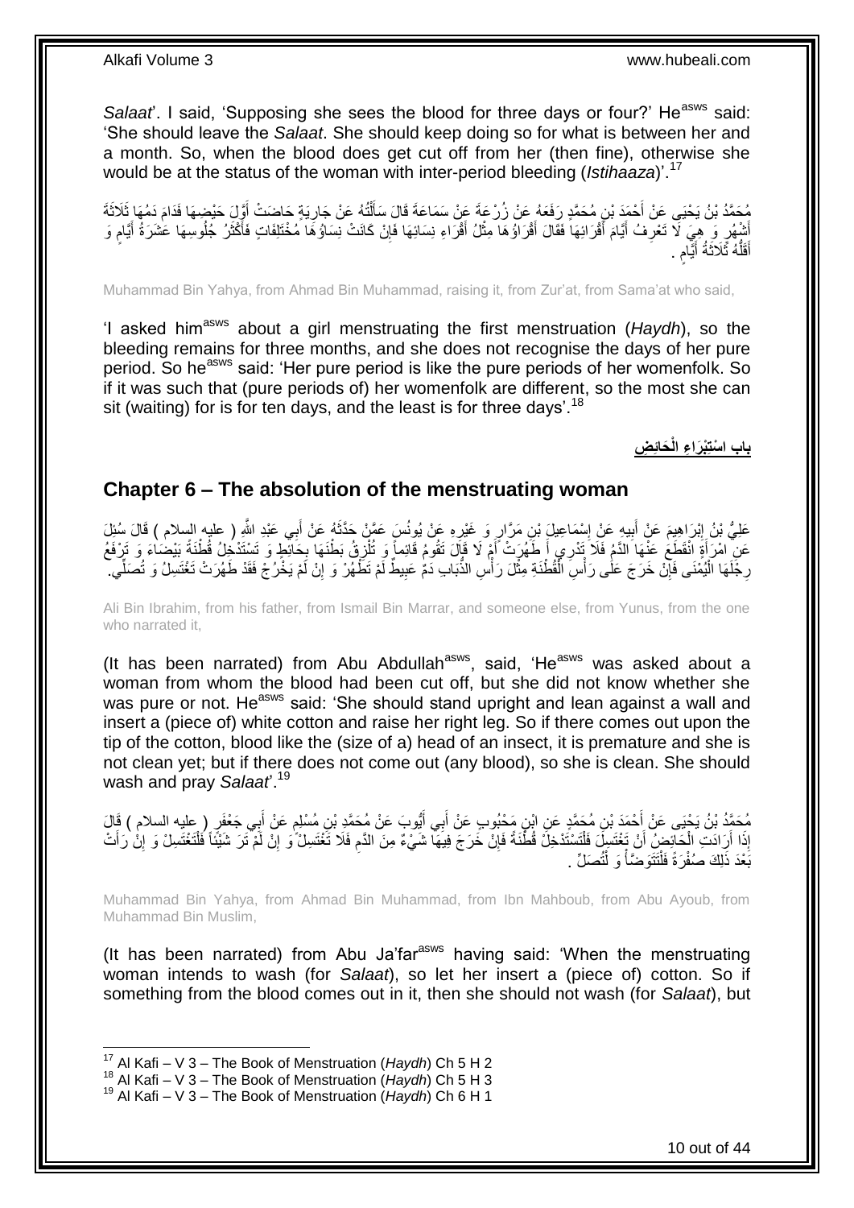*Salaat*'. I said, 'Supposing she sees the blood for three days or four?' He[asws] said: 'She should leave the *Salaat*. She should keep doing so for what is between her and a month. So, when the blood does get cut off from her (then fine), otherwise she would be at the status of the woman with inter-period bleeding (*Istihaaza*)'.[17]

مُحَمَّدُ بْنُ يَحْيَى عَنْ أَحْمَدَ بْنِ مُحَمَّدٍ رَفَعَهُ عَنْ زُرْعَةَ عَنْ سَمَاعَةَ قَالَ سَأَلْتُهُ عَنْ جَارِيَةٍ حَاضَتْ أَوَّلَ حَيْضِهَا فَدَامَ دَمُهَا ثَلَاثَةَ أَشْهُرٍ وَ هِيَ لَا تَعْرِفُ أَيَّامَ أَقْرَائِهَا فَقَالَ أَقْرَاؤُهَا مِثْلُ أَقْرَاءِ نِسَائِهَا فَإِنْ كَانَتْ نِسَاؤُهَا مُخْتَلِفَاتٍ فَأَكْثَرُ جُلُوسِهَا عَشَرَةُ أَيَّامٍ وَ أَقَلُّهُ ثَلَاثَةُ أَيَّامٍ .

Muhammad Bin Yahya, from Ahmad Bin Muhammad, raising it, from Zur'at, from Sama'at who said,

'I asked him[asws] about a girl menstruating the first menstruation (*Haydh*), so the bleeding remains for three months, and she does not recognise the days of her pure period. So he[asws] said: 'Her pure period is like the pure periods of her womenfolk. So if it was such that (pure periods of) her womenfolk are different, so the most she can sit (waiting) for is for ten days, and the least is for three days'.[18]

## باب اسْتِبْرَاءِ الْحَائِضِ

## Chapter 6 – The absolution of the menstruating woman

عَلِيُّ بْنُ إِبْرَاهِيمَ عَنْ أَبِيهِ عَنْ إِسْمَاعِيلَ بْنِ مَرَّارٍ وَ غَيْرِهِ عَنْ يُونُسَ عَمَّنْ حَدَّثَهُ عَنْ أَبِي عَبْدِ اللَّهِ ( عليه السلام ) قَالَ سُئِلَ عَنِ امْرَأَةٍ انْقَطَعَ عَنْهَا الدَّمُ فَلَا تَدْرِي أَ طَهُرَتْ أَمْ لَا قَالَ تَقُومُ قَائِماً وَ تُلْزِقُ بَطْنَهَا بِحَائِطٍ وَ تَسْتَدْخِلُ قُطْنَةً بَيْضَاءَ وَ تَرْفَعُ رِجْلَهَا الْيُمْنَى فَإِنْ خَرَجَ عَلَى رَأْسِ الْقُطْنَةِ مِثْلُ رَأْسِ الذُّبَابِ دَمٌ عَبِيطٌ لَمْ تَطْهُرْ وَ إِنْ لَمْ يَخْرُجْ فَقَدْ طَهُرَتْ تَغْتَسِلُ وَ تُصَلِّي .

Ali Bin Ibrahim, from his father, from Ismail Bin Marrar, and someone else, from Yunus, from the one who narrated it,

(It has been narrated) from Abu Abdullah[asws], said, 'He[asws] was asked about a woman from whom the blood had been cut off, but she did not know whether she was pure or not. He[asws] said: 'She should stand upright and lean against a wall and insert a (piece of) white cotton and raise her right leg. So if there comes out upon the tip of the cotton, blood like the (size of a) head of an insect, it is premature and she is not clean yet; but if there does not come out (any blood), so she is clean. She should wash and pray *Salaat*'.[19]

مُحَمَّدُ بْنُ يَحْيَى عَنْ أَحْمَدَ بْنِ مُحَمَّدٍ عَنِ ابْنِ مَحْبُوبٍ عَنْ أَبِي أَيُّوبَ عَنْ مُحَمَّدِ بْنِ مُسْلِمٍ عَنْ أَبِي جَعْفَرٍ ( عليه السلام ) قَالَ إِذَا أَرَادَتِ الْحَائِضُ أَنْ تَغْتَسِلَ فَلْتَسْتَدْخِلْ قُطْنَةً فَإِنْ خَرَجَ فِيهَا شَيْءٌ مِنَ الدَّمِ فَلَا تَغْتَسِلْ وَ إِنْ لَمْ تَرَ شَيْئاً فَلْتَغْتَسِلْ وَ إِنْ رَأَتْ بَعْدَ ذَلِكَ صُفْرَةً فَلْتَتَوَضَّأْ وَ لْتُصَلِّ .

Muhammad Bin Yahya, from Ahmad Bin Muhammad, from Ibn Mahboub, from Abu Ayoub, from Muhammad Bin Muslim,

(It has been narrated) from Abu Ja'far[asws] having said: 'When the menstruating woman intends to wash (for *Salaat*), so let her insert a (piece of) cotton. So if something from the blood comes out in it, then she should not wash (for *Salaat*), but

[17] Al Kafi – V 3 – The Book of Menstruation (*Haydh*) Ch 5 H 2
[18] Al Kafi – V 3 – The Book of Menstruation (*Haydh*) Ch 5 H 3
[19] Al Kafi – V 3 – The Book of Menstruation (*Haydh*) Ch 6 H 1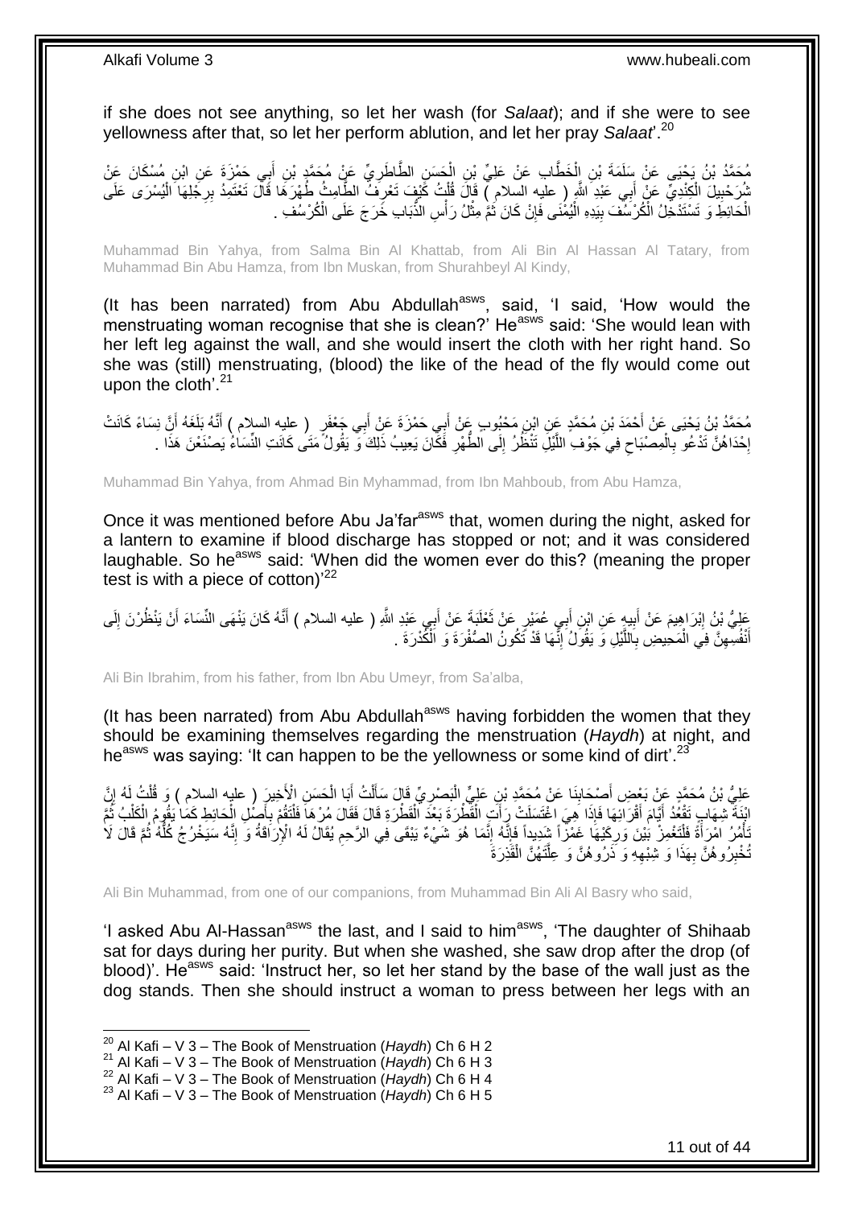if she does not see anything, so let her wash (for *Salaat*); and if she were to see yellowness after that, so let her perform ablution, and let her pray *Salaat*'.[20]

مُحَمَّدُ بْنُ يَحْيَى عَنْ سَلَمَةَ بْنِ الْخَطَّابِ عَنْ عَلِيِّ بْنِ الْحَسَنِ الطَّاطَرِيِّ عَنْ مُحَمَّدِ بْنِ أَبِي حَمْزَةَ عَنِ ابْنِ مُسْكَانَ عَنْ شُرَحْبِيلَ الْكِنْدِيِّ عَنْ أَبِي عَبْدِ اللَّهِ ( عليه السلام ) قَالَ قُلْتُ كَيْفَ تَعْرِفُ الطَّامِثُ طُهْرَهَا قَالَ تَعْتَمِدُ بِرِجْلِهَا الْيُسْرَى عَلَى الْحَائِطِ وَ تَسْتَدْخِلُ الْكُرْسُفَ بِيَدِهَا الْيُمْنَى فَإِنْ كَانَ ثَمَّ مِثْلُ رَأْسِ الذُّبَابِ خَرَجَ عَلَى الْكُرْسُفِ .

Muhammad Bin Yahya, from Salma Bin Al Khattab, from Ali Bin Al Hassan Al Tatary, from Muhammad Bin Abu Hamza, from Ibn Muskan, from Shurahbeyl Al Kindy,

(It has been narrated) from Abu Abdullah[asws], said, 'I said, 'How would the menstruating woman recognise that she is clean?' He[asws] said: 'She would lean with her left leg against the wall, and she would insert the cloth with her right hand. So she was (still) menstruating, (blood) the like of the head of the fly would come out upon the cloth'.[21]

مُحَمَّدُ بْنُ يَحْيَى عَنْ أَحْمَدَ بْنِ مُحَمَّدٍ عَنِ ابْنِ مَحْبُوبٍ عَنْ أَبِي حَمْزَةَ عَنْ أَبِي جَعْفَرٍ ( عليه السلام ) أَنَّهُ بَلَغَهُ أَنَّ نِسَاءً كَانَتْ إِحْدَاهُنَّ تَدْعُو بِالْمِصْبَاحِ فِي جَوْفِ اللَّيْلِ تَنْظُرُ إِلَى الطُّهْرِ فَكَانَ يَعِيبُ ذَلِكَ وَ يَقُولُ مَتَى كَانَتِ النِّسَاءُ يَصْنَعْنَ هَذَا .

Muhammad Bin Yahya, from Ahmad Bin Myhammad, from Ibn Mahboub, from Abu Hamza,

Once it was mentioned before Abu Ja'far[asws] that, women during the night, asked for a lantern to examine if blood discharge has stopped or not; and it was considered laughable. So he[asws] said: 'When did the women ever do this? (meaning the proper test is with a piece of cotton)'[22]

عَلِيُّ بْنُ إِبْرَاهِيمَ عَنْ أَبِيهِ عَنِ ابْنِ أَبِي عُمَيْرٍ عَنْ ثَعْلَبَةَ عَنْ أَبِي عَبْدِ اللَّهِ ( عليه السلام ) أَنَّهُ كَانَ يَنْهَى النِّسَاءَ أَنْ يَنْظُرْنَ إِلَى أَنْفُسِهِنَّ فِي الْمَحِيضِ بِاللَّيْلِ وَ يَقُولُ إِنَّهَا قَدْ تَكُونُ الصُّفْرَةُ وَ الْكُدْرَةُ .

Ali Bin Ibrahim, from his father, from Ibn Abu Umeyr, from Sa'alba,

(It has been narrated) from Abu Abdullah[asws] having forbidden the women that they should be examining themselves regarding the menstruation (*Haydh*) at night, and he[asws] was saying: 'It can happen to be the yellowness or some kind of dirt'.[23]

عَلِيُّ بْنُ مُحَمَّدٍ عَنْ بَعْضِ أَصْحَابِنَا عَنْ مُحَمَّدِ بْنِ عَلِيٍّ الْبَصْرِيِّ قَالَ سَأَلْتُ أَبَا الْحَسَنِ الْأَخِيرَ ( عليه السلام ) وَ قُلْتُ لَهُ إِنَّ ابْنَةَ شِهَابٍ تَقْعُدُ أَيَّامَ أَقْرَائِهَا فَإِذَا هِيَ اغْتَسَلَتْ رَأَتِ الْقَطْرَةَ بَعْدَ الْقَطْرَةِ قَالَ فَقَالَ مُرْهَا فَلْتَقُمْ بِأَصْلِ الْحَائِطِ كَمَا يَقُومُ الْكَلْبُ ثُمَّ تَأْمُرُ امْرَأَةً فَلْتَغْمِزْ بَيْنَ وَرِكَيْهَا غَمْزاً شَدِيداً فَإِنَّهُ إِنَّمَا هُوَ شَيْءٌ يَبْقَى فِي الرَّحِمِ يُقَالُ لَهُ الْإِرَاقَةُ وَ إِنَّهُ سَيَخْرُجُ كُلُّهُ ثُمَّ قَالَ لَا تُخْبِرُوهُنَّ بِهَذَا وَ شِبْهِهِ وَ ذَرُوهُنَّ وَ عِلَّتَهُنَّ الْقَذِرَةَ

Ali Bin Muhammad, from one of our companions, from Muhammad Bin Ali Al Basry who said,

'I asked Abu Al-Hassan[asws] the last, and I said to him[asws], 'The daughter of Shihaab sat for days during her purity. But when she washed, she saw drop after the drop (of blood)'. He[asws] said: 'Instruct her, so let her stand by the base of the wall just as the dog stands. Then she should instruct a woman to press between her legs with an

[20] Al Kafi – V 3 – The Book of Menstruation (*Haydh*) Ch 6 H 2
[21] Al Kafi – V 3 – The Book of Menstruation (*Haydh*) Ch 6 H 3
[22] Al Kafi – V 3 – The Book of Menstruation (*Haydh*) Ch 6 H 4
[23] Al Kafi – V 3 – The Book of Menstruation (*Haydh*) Ch 6 H 5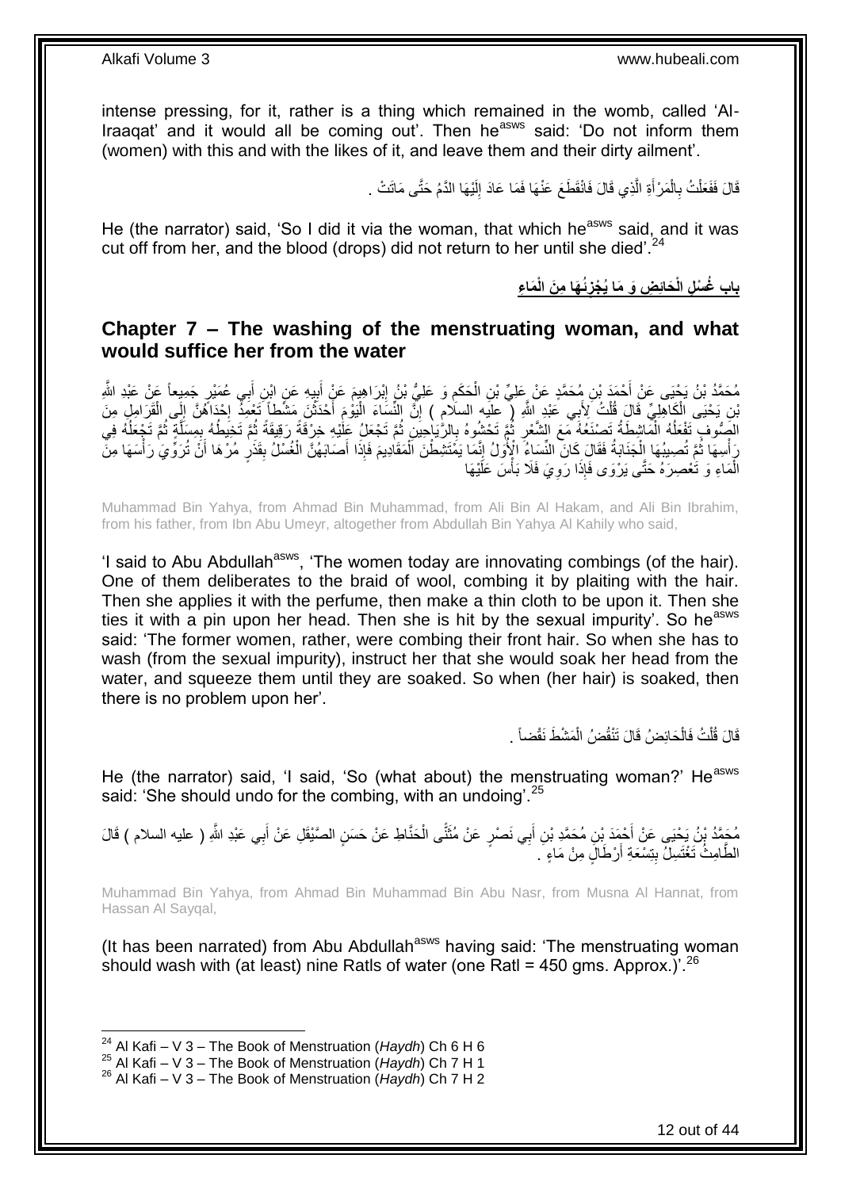intense pressing, for it, rather is a thing which remained in the womb, called 'Al-Iraaqat' and it would all be coming out'. Then he[asws] said: 'Do not inform them (women) with this and with the likes of it, and leave them and their dirty ailment'.

قَالَ فَفَعَلْتُ بِالْمَرْأَةِ الَّذِي قَالَ فَانْقَطَعَ عَنْهَا فَمَا عَادَ إِلَيْهَا الدَّمُ حَتَّى مَاتَتْ .

He (the narrator) said, 'So I did it via the woman, that which he[asws] said, and it was cut off from her, and the blood (drops) did not return to her until she died'.[24]

## باب غُسْلِ الْحَائِضِ وَ مَا يُجْزِئُهَا مِنَ الْمَاءِ

## Chapter 7 – The washing of the menstruating woman, and what would suffice her from the water

مُحَمَّدُ بْنُ يَحْيَى عَنْ أَحْمَدَ بْنِ مُحَمَّدٍ عَنْ عَلِيِّ بْنِ الْحَكَمِ وَ عَلِيُّ بْنُ إِبْرَاهِيمَ عَنْ أَبِيهِ عَنِ ابْنِ أَبِي عُمَيْرٍ جَمِيعاً عَنْ عَبْدِ اللَّهِ بْنِ يَحْيَى الْكَاهِلِيِّ قَالَ قُلْتُ لِأَبِي عَبْدِ اللَّهِ ( عليه السلام ) إِنَّ النِّسَاءَ الْيَوْمَ أَحْدَثْنَ مَشْطاً تَعْمِدُ إِحْدَاهُنَّ إِلَى الْقَرَامِلِ مِنَ الصُّوفِ تَفْعَلُهُ الْمَاشِطَةُ تَصْنَعُهُ مَعَ الشَّعْرِ ثُمَّ تَحْشُوهُ بِالرَّيَاحِينِ ثُمَّ تَجْعَلُ عَلَيْهِ خِرْقَةً رَقِيقَةً ثُمَّ تَخِيطُهُ بِمِسَلَّةٍ ثُمَّ تَجْعَلُهُ فِي رَأْسِهَا ثُمَّ تُصِيبُهَا الْجَنَابَةُ فَقَالَ كَانَ النِّسَاءُ الْأُوَلُ إِنَّمَا يَمْتَشِطْنَ الْمَقَادِيمَ فَإِذَا أَصَابَهُنَّ الْغُسْلُ بِقَذَرٍ مُرْهَا أَنْ تُرَوِّيَ رَأْسَهَا مِنَ الْمَاءِ وَ تَعْصِرَهُ حَتَّى يَرْوَى فَإِذَا رَوِيَ فَلَا بَأْسَ عَلَيْهَا

Muhammad Bin Yahya, from Ahmad Bin Muhammad, from Ali Bin Al Hakam, and Ali Bin Ibrahim, from his father, from Ibn Abu Umeyr, altogether from Abdullah Bin Yahya Al Kahily who said,

'I said to Abu Abdullah[asws], 'The women today are innovating combings (of the hair). One of them deliberates to the braid of wool, combing it by plaiting with the hair. Then she applies it with the perfume, then make a thin cloth to be upon it. Then she ties it with a pin upon her head. Then she is hit by the sexual impurity'. So he[asws] said: 'The former women, rather, were combing their front hair. So when she has to wash (from the sexual impurity), instruct her that she would soak her head from the water, and squeeze them until they are soaked. So when (her hair) is soaked, then there is no problem upon her'.

قَالَ قُلْتُ فَالْحَائِضُ قَالَ تَنْقُضُ الْمَشْطَ نَقْضاً .

He (the narrator) said, 'I said, 'So (what about) the menstruating woman?' He[asws] said: 'She should undo for the combing, with an undoing'.[25]

مُحَمَّدُ بْنُ يَحْيَى عَنْ أَحْمَدَ بْنِ مُحَمَّدِ بْنِ أَبِي نَصْرٍ عَنْ مُثَنًّى الْحَنَّاطِ عَنْ حَسَنٍ الصَّيْقَلِ عَنْ أَبِي عَبْدِ اللَّهِ ( عليه السلام ) قَالَ الطَّامِثُ تَغْتَسِلُ بِتِسْعَةِ أَرْطَالٍ مِنْ مَاءٍ .

Muhammad Bin Yahya, from Ahmad Bin Muhammad Bin Abu Nasr, from Musna Al Hannat, from Hassan Al Sayqal,

(It has been narrated) from Abu Abdullah[asws] having said: 'The menstruating woman should wash with (at least) nine Ratls of water (one Ratl = 450 gms. Approx.)'.[26]

---

[24] Al Kafi – V 3 – The Book of Menstruation (*Haydh*) Ch 6 H 6
[25] Al Kafi – V 3 – The Book of Menstruation (*Haydh*) Ch 7 H 1
[26] Al Kafi – V 3 – The Book of Menstruation (*Haydh*) Ch 7 H 2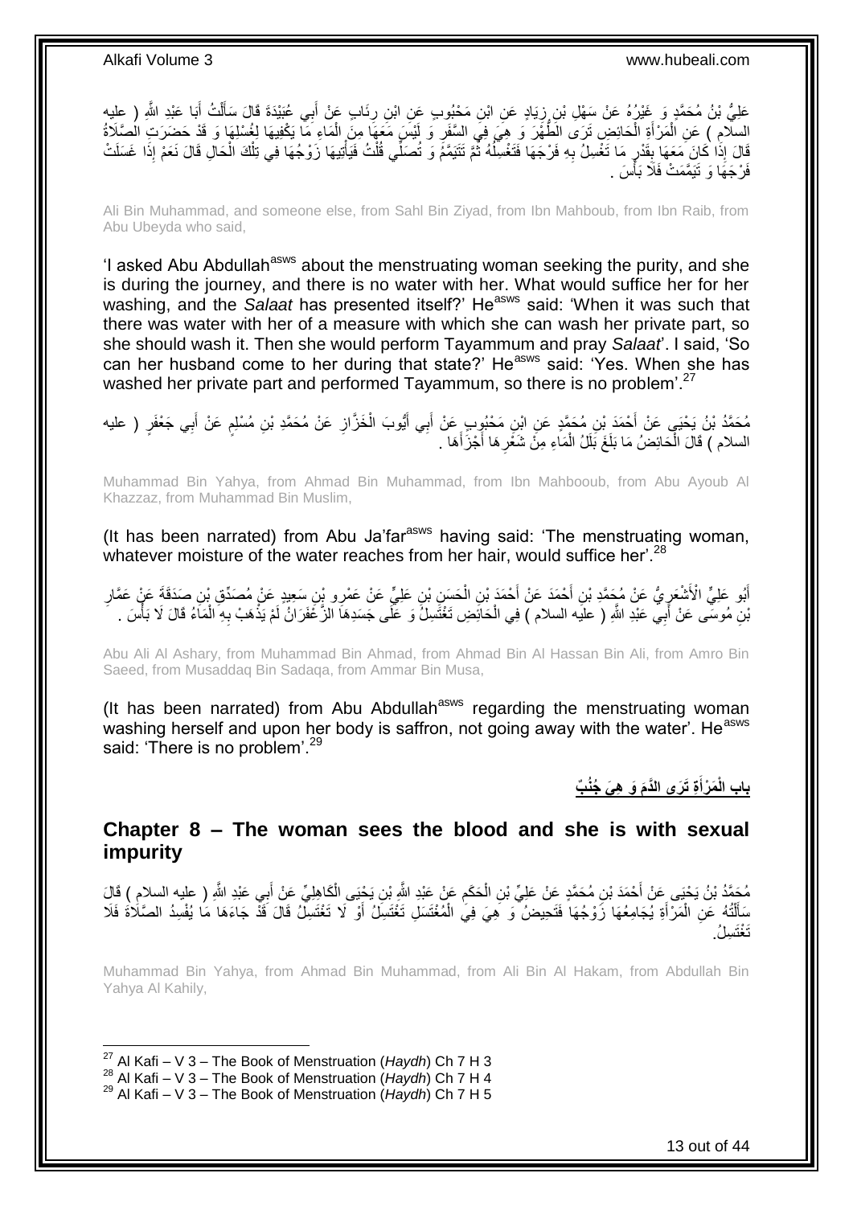عَلِيُّ بْنُ مُحَمَّدٍ وَ غَيْرُهُ عَنْ سَهْلِ بْنِ زِيَادٍ عَنِ ابْنِ مَحْبُوبٍ عَنِ ابْنِ رِئَابٍ عَنْ أَبِي عُبَيْدَةَ قَالَ سَأَلْتُ أَبَا عَبْدِ اللَّهِ ( عليه السلام ) عَنِ الْمَرْأَةِ الْحَائِضِ تَرَى الطُّهْرَ وَ هِيَ فِي السَّفَرِ وَ لَيْسَ مَعَهَا مِنَ الْمَاءِ مَا يَكْفِيهَا لِغُسْلِهَا وَ قَدْ حَضَرَتِ الصَّلَاةُ قَالَ إِذَا كَانَ مَعَهَا بِقَدْرِ مَا تَغْسِلُ بِهِ فَرْجَهَا فَتَغْسِلُهُ ثُمَّ تَتَيَمَّمُ وَ تُصَلِّي قُلْتُ فَيَأْتِيهَا زَوْجُهَا فِي تِلْكَ الْحَالِ قَالَ نَعَمْ إِذَا غَسَلَتْ فَرْجَهَا وَ تَيَمَّمَتْ فَلَا بَأْسَ .

Ali Bin Muhammad, and someone else, from Sahl Bin Ziyad, from Ibn Mahboub, from Ibn Raib, from Abu Ubeyda who said,

'I asked Abu Abdullah[asws] about the menstruating woman seeking the purity, and she is during the journey, and there is no water with her. What would suffice her for her washing, and the *Salaat* has presented itself?' He[asws] said: 'When it was such that there was water with her of a measure with which she can wash her private part, so she should wash it. Then she would perform Tayammum and pray *Salaat*'. I said, 'So can her husband come to her during that state?' He[asws] said: 'Yes. When she has washed her private part and performed Tayammum, so there is no problem'.[27]

مُحَمَّدُ بْنُ يَحْيَى عَنْ أَحْمَدَ بْنِ مُحَمَّدٍ عَنِ ابْنِ مَحْبُوبٍ عَنْ أَبِي أَيُّوبَ الْخَزَّازِ عَنْ مُحَمَّدِ بْنِ مُسْلِمٍ عَنْ أَبِي جَعْفَرٍ ( عليه السلام ) قَالَ الْحَائِضُ مَا بَلَغَ بَلَلُ الْمَاءِ مِنْ شَعْرِهَا أَجْزَأَهَا .

Muhammad Bin Yahya, from Ahmad Bin Muhammad, from Ibn Mahbooub, from Abu Ayoub Al Khazzaz, from Muhammad Bin Muslim,

(It has been narrated) from Abu Ja'far[asws] having said: 'The menstruating woman, whatever moisture of the water reaches from her hair, would suffice her'.[28]

أَبُو عَلِيٍّ الْأَشْعَرِيُّ عَنْ مُحَمَّدِ بْنِ أَحْمَدَ عَنْ أَحْمَدَ بْنِ الْحَسَنِ بْنِ عَلِيٍّ عَنْ عَمْرِو بْنِ سَعِيدٍ عَنْ مُصَدِّقِ بْنِ صَدَقَةَ عَنْ عَمَّارِ بْنِ مُوسَى عَنْ أَبِي عَبْدِ اللَّهِ ( عليه السلام ) فِي الْحَائِضِ تَغْتَسِلُ وَ عَلَى جَسَدِهَا الزَّعْفَرَانُ لَمْ يَذْهَبْ بِهِ الْمَاءُ قَالَ لَا بَأْسَ .

Abu Ali Al Ashary, from Muhammad Bin Ahmad, from Ahmad Bin Al Hassan Bin Ali, from Amro Bin Saeed, from Musaddaq Bin Sadaqa, from Ammar Bin Musa,

(It has been narrated) from Abu Abdullah[asws] regarding the menstruating woman washing herself and upon her body is saffron, not going away with the water'. He[asws] said: 'There is no problem'.[29]

## باب الْمَرْأَةِ تَرَى الدَّمَ وَ هِيَ جُنُبٌ

## Chapter 8 – The woman sees the blood and she is with sexual impurity

مُحَمَّدُ بْنُ يَحْيَى عَنْ أَحْمَدَ بْنِ مُحَمَّدٍ عَنْ عَلِيِّ بْنِ الْحَكَمِ عَنْ عَبْدِ اللَّهِ بْنِ يَحْيَى الْكَاهِلِيِّ عَنْ أَبِي عَبْدِ اللَّهِ ( عليه السلام ) قَالَ سَأَلْتُهُ عَنِ الْمَرْأَةِ يُجَامِعُهَا زَوْجُهَا فَتَحِيضُ وَ هِيَ فِي الْمُغْتَسَلِ تَغْتَسِلُ أَوْ لَا تَغْتَسِلُ قَالَ قَدْ جَاءَهَا مَا يُفْسِدُ الصَّلَاةَ فَلَا تَغْتَسِلُ.

Muhammad Bin Yahya, from Ahmad Bin Muhammad, from Ali Bin Al Hakam, from Abdullah Bin Yahya Al Kahily,

[27] Al Kafi – V 3 – The Book of Menstruation (*Haydh*) Ch 7 H 3
[28] Al Kafi – V 3 – The Book of Menstruation (*Haydh*) Ch 7 H 4
[29] Al Kafi – V 3 – The Book of Menstruation (*Haydh*) Ch 7 H 5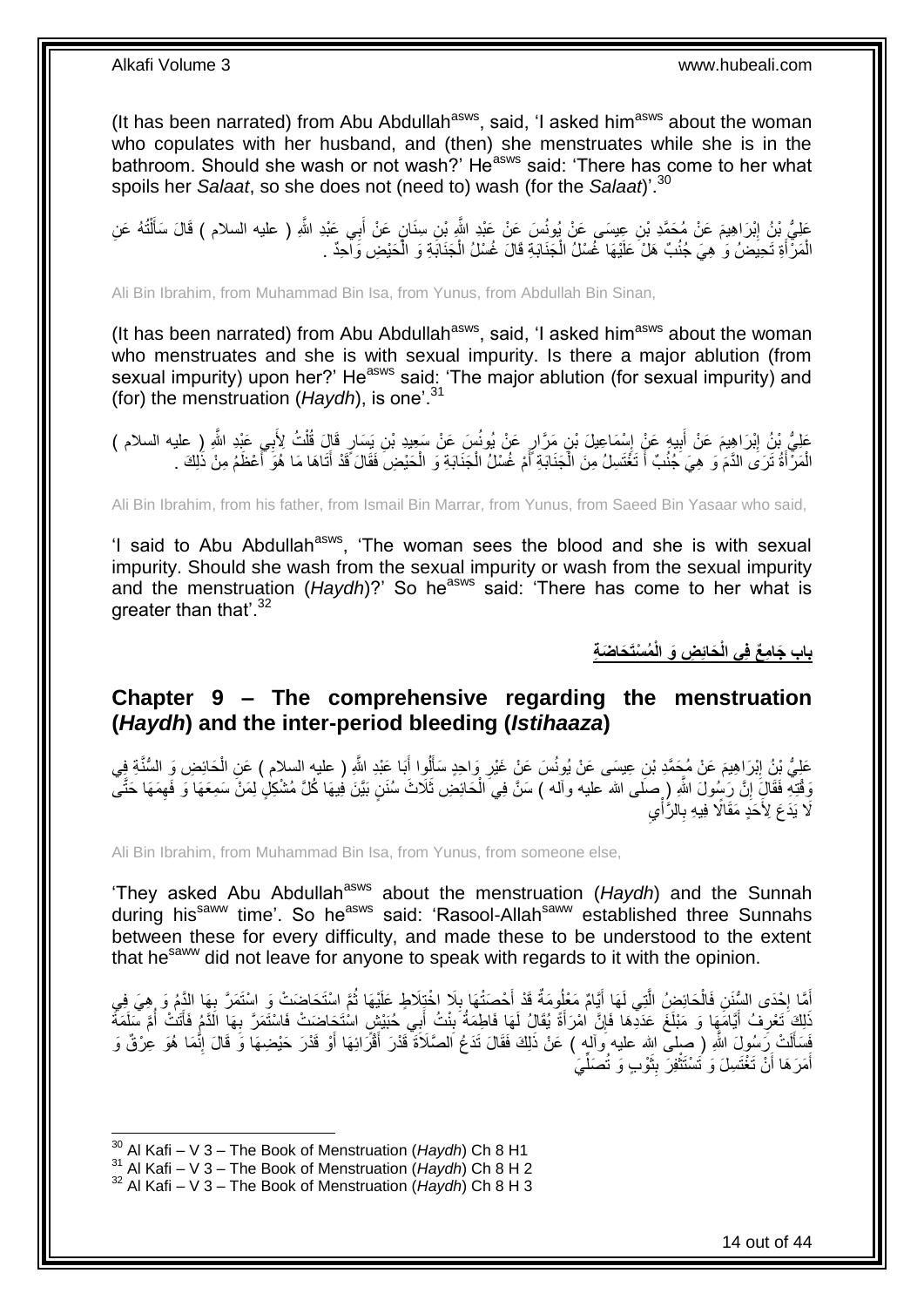(It has been narrated) from Abu Abdullah[asws], said, 'I asked him[asws] about the woman who copulates with her husband, and (then) she menstruates while she is in the bathroom. Should she wash or not wash?' He[asws] said: 'There has come to her what spoils her *Salaat*, so she does not (need to) wash (for the *Salaat*)'.[30]

عَلِيُّ بْنُ إِبْرَاهِيمَ عَنْ مُحَمَّدِ بْنِ عِيسَى عَنْ يُونُسَ عَنْ عَبْدِ اللَّهِ بْنِ سِنَانٍ عَنْ أَبِي عَبْدِ اللَّهِ ( عليه السلام ) قَالَ سَأَلْتُهُ عَنِ الْمَرْأَةِ تَحِيضُ وَ هِيَ جُنُبٌ هَلْ عَلَيْهَا غُسْلُ الْجَنَابَةِ قَالَ غُسْلُ الْجَنَابَةِ وَ الْحَيْضِ وَاحِدٌ .

Ali Bin Ibrahim, from Muhammad Bin Isa, from Yunus, from Abdullah Bin Sinan,

(It has been narrated) from Abu Abdullah[asws], said, 'I asked him[asws] about the woman who menstruates and she is with sexual impurity. Is there a major ablution (from sexual impurity) upon her?' He[asws] said: 'The major ablution (for sexual impurity) and (for) the menstruation (*Haydh*), is one'.[31]

عَلِيُّ بْنُ إِبْرَاهِيمَ عَنْ أَبِيهِ عَنْ إِسْمَاعِيلَ بْنِ مَرَّارٍ عَنْ يُونُسَ عَنْ سَعِيدِ بْنِ يَسَارٍ قَالَ قُلْتُ لِأَبِي عَبْدِ اللَّهِ ( عليه السلام ) الْمَرْأَةُ تَرَى الدَّمَ وَ هِيَ جُنُبٌ أَ تَغْتَسِلُ مِنَ الْجَنَابَةِ أَمْ غُسْلُ الْجَنَابَةِ وَ الْحَيْضِ فَقَالَ قَدْ أَتَاهَا مَا هُوَ أَعْظَمُ مِنْ ذَلِكَ .

Ali Bin Ibrahim, from his father, from Ismail Bin Marrar, from Yunus, from Saeed Bin Yasaar who said,

'I said to Abu Abdullah[asws], 'The woman sees the blood and she is with sexual impurity. Should she wash from the sexual impurity or wash from the sexual impurity and the menstruation (*Haydh*)?' So he[asws] said: 'There has come to her what is greater than that'.[32]

## بَابُ جَامِعٌ فِي الْحَائِضِ وَ الْمُسْتَحَاضَةِ

## Chapter 9 – The comprehensive regarding the menstruation (*Haydh*) and the inter-period bleeding (*Istihaaza*)

عَلِيُّ بْنُ إِبْرَاهِيمَ عَنْ مُحَمَّدِ بْنِ عِيسَى عَنْ يُونُسَ عَنْ غَيْرِ وَاحِدٍ سَأَلُوا أَبَا عَبْدِ اللَّهِ ( عليه السلام ) عَنِ الْحَائِضِ وَ السُّنَّةِ فِي وَقْتِهِ فَقَالَ إِنَّ رَسُولَ اللَّهِ ( صلى الله عليه وآله ) سَنَّ فِي الْحَائِضِ ثَلَاثَ سُنَنٍ بَيَّنَ فِيهَا كُلَّ مُشْكِلٍ لِمَنْ سَمِعَهَا وَ فَهِمَهَا حَتَّى لَا يَدَعَ لِأَحَدٍ مَقَالًا فِيهِ بِالرَّأْيِ

Ali Bin Ibrahim, from Muhammad Bin Isa, from Yunus, from someone else,

'They asked Abu Abdullah[asws] about the menstruation (*Haydh*) and the Sunnah during his[saww] time'. So he[asws] said: 'Rasool-Allah[saww] established three Sunnahs between these for every difficulty, and made these to be understood to the extent that he[saww] did not leave for anyone to speak with regards to it with the opinion.

أَمَّا إِحْدَى السُّنَنِ فَالْحَائِضُ الَّتِي لَهَا أَيَّامٌ مَعْلُومَةٌ قَدْ أَحْصَتْهَا بِلَا اخْتِلَاطٍ عَلَيْهَا ثُمَّ اسْتَحَاضَتْ وَ اسْتَمَرَّ بِهَا الدَّمُ وَ هِيَ فِي ذَلِكَ تَعْرِفُ أَيَّامَهَا وَ مَبْلَغَ عَدَدِهَا فَإِنَّ امْرَأَةً يُقَالُ لَهَا فَاطِمَةُ بِنْتُ أَبِي حُبَيْشٍ اسْتَحَاضَتْ فَاسْتَمَرَّ بِهَا الدَّمُ فَأَتَتْ أُمَّ سَلَمَةَ فَسَأَلَتْ رَسُولَ اللَّهِ ( صلى الله عليه وآله ) عَنْ ذَلِكَ فَقَالَ تَدَعُ الصَّلَاةَ قَدْرَ أَقْرَائِهَا أَوْ قَدْرَ حَيْضِهَا وَ قَالَ إِنَّمَا هُوَ عِرْقٌ وَ أَمَرَهَا أَنْ تَغْتَسِلَ وَ تَسْتَثْفِرَ بِثَوْبٍ وَ تُصَلِّيَ

[30] Al Kafi – V 3 – The Book of Menstruation (*Haydh*) Ch 8 H1
[31] Al Kafi – V 3 – The Book of Menstruation (*Haydh*) Ch 8 H 2
[32] Al Kafi – V 3 – The Book of Menstruation (*Haydh*) Ch 8 H 3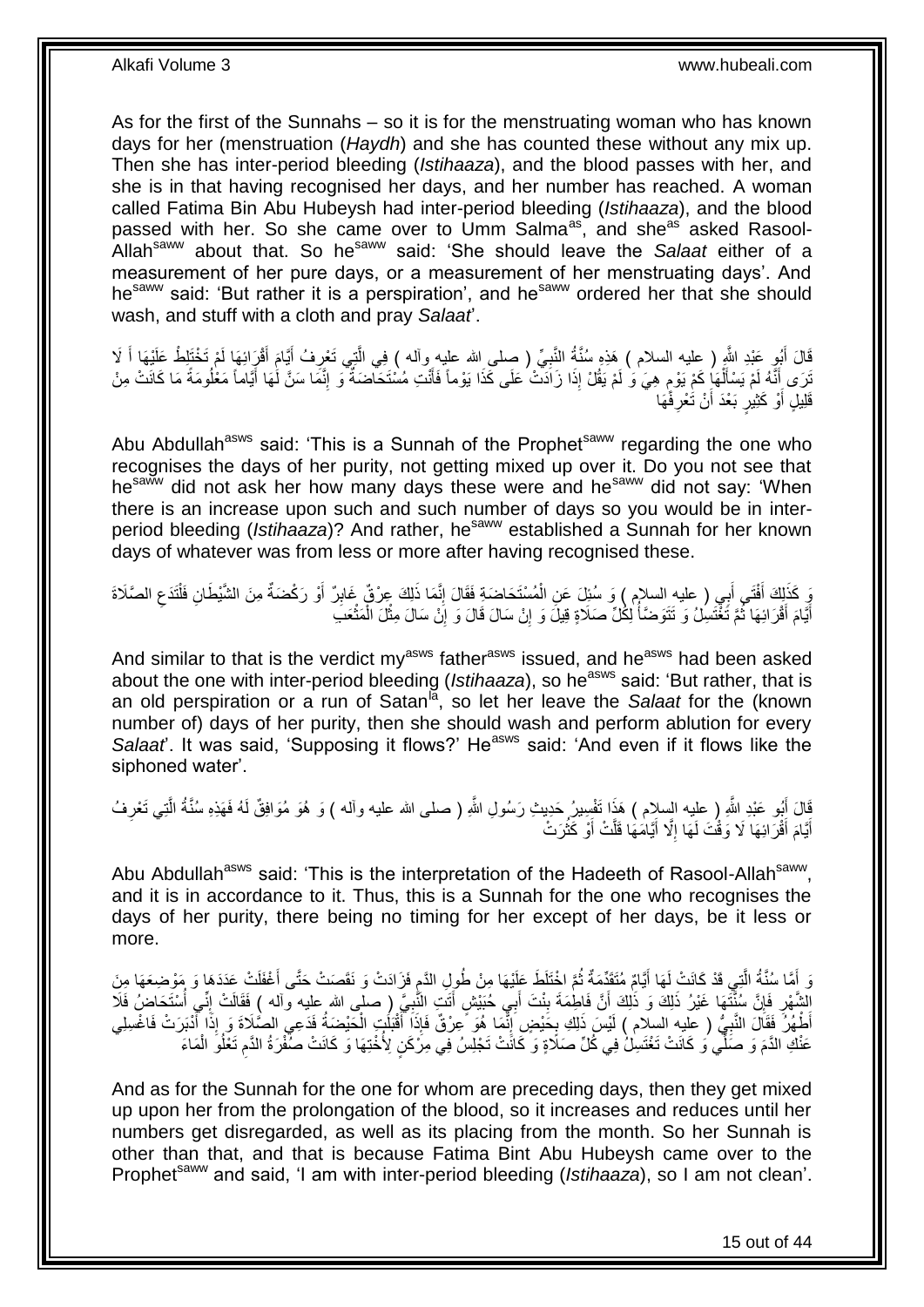As for the first of the Sunnahs – so it is for the menstruating woman who has known days for her (menstruation (*Haydh*) and she has counted these without any mix up. Then she has inter-period bleeding (*Istihaaza*), and the blood passes with her, and she is in that having recognised her days, and her number has reached. A woman called Fatima Bin Abu Hubeysh had inter-period bleeding (*Istihaaza*), and the blood passed with her. So she came over to Umm Salma[as], and she[as] asked Rasool-Allah[saww] about that. So he[saww] said: 'She should leave the *Salaat* either of a measurement of her pure days, or a measurement of her menstruating days'. And he[saww] said: 'But rather it is a perspiration', and he[saww] ordered her that she should wash, and stuff with a cloth and pray *Salaat*'.

قَالَ أَبُو عَبْدِ اللَّهِ ( عليه السلام ) هَذِهِ سُنَّةُ النَّبِيِّ ( صلى الله عليه وآله ) فِي الَّتِي تَعْرِفُ أَيَّامَ أَقْرَائِهَا لَمْ تَخْتَلِطْ عَلَيْهَا أَ لَا تَرَى أَنَّهُ لَمْ يَسْأَلْهَا كَمْ يَوْمٍ هِيَ وَ لَمْ يَقُلْ إِذَا زَادَتْ عَلَى كَذَا يَوْماً فَأَنْتِ مُسْتَحَاضَةٌ وَ إِنَّمَا سَنَّ لَهَا أَيَّاماً مَعْلُومَةً مَا كَانَتْ مِنْ قَلِيلٍ أَوْ كَثِيرٍ بَعْدَ أَنْ تَعْرِفَهَا

Abu Abdullah[asws] said: 'This is a Sunnah of the Prophet[saww] regarding the one who recognises the days of her purity, not getting mixed up over it. Do you not see that he[saww] did not ask her how many days these were and he[saww] did not say: 'When there is an increase upon such and such number of days so you would be in inter-period bleeding (*Istihaaza*)? And rather, he[saww] established a Sunnah for her known days of whatever was from less or more after having recognised these.

وَ كَذَلِكَ أَفْتَى أَبِي ( عليه السلام ) وَ سُئِلَ عَنِ الْمُسْتَحَاضَةِ فَقَالَ إِنَّمَا ذَلِكَ عِرْقٌ غَابِرٌ أَوْ رَكْضَةٌ مِنَ الشَّيْطَانِ فَلْتَدَعِ الصَّلَاةَ أَيَّامَ أَقْرَائِهَا ثُمَّ تَغْتَسِلُ وَ تَتَوَضَّأُ لِكُلِّ صَلَاةٍ قِيلَ وَ إِنْ سَالَ قَالَ وَ إِنْ سَالَ مِثْلَ الْمَثْعَبِ

And similar to that is the verdict my[asws] father[asws] issued, and he[asws] had been asked about the one with inter-period bleeding (*Istihaaza*), so he[asws] said: 'But rather, that is an old perspiration or a run of Satan[la], so let her leave the *Salaat* for the (known number of) days of her purity, then she should wash and perform ablution for every *Salaat*'. It was said, 'Supposing it flows?' He[asws] said: 'And even if it flows like the siphoned water'.

قَالَ أَبُو عَبْدِ اللَّهِ ( عليه السلام ) هَذَا تَفْسِيرُ حَدِيثِ رَسُولِ اللَّهِ ( صلى الله عليه وآله ) وَ هُوَ مُوَافِقٌ لَهُ فَهَذِهِ سُنَّةُ الَّتِي تَعْرِفُ أَيَّامَ أَقْرَائِهَا لَا وَقْتَ لَهَا إِلَّا أَيَّامَهَا قَلَّتْ أَوْ كَثُرَتْ

Abu Abdullah[asws] said: 'This is the interpretation of the Hadeeth of Rasool-Allah[saww], and it is in accordance to it. Thus, this is a Sunnah for the one who recognises the days of her purity, there being no timing for her except of her days, be it less or more.

وَ أَمَّا سُنَّةُ الَّتِي قَدْ كَانَتْ لَهَا أَيَّامٌ مُتَقَدِّمَةٌ ثُمَّ اخْتَلَطَ عَلَيْهَا مِنْ طُولِ الدَّمِ فَزَادَتْ وَ نَقَصَتْ حَتَّى أَغْفَلَتْ عَدَدَهَا وَ مَوْضِعَهَا مِنَ الشَّهْرِ فَإِنَّ سُنَّتَهَا غَيْرُ ذَلِكَ وَ ذَلِكَ أَنَّ فَاطِمَةَ بِنْتَ أَبِي حُبَيْشٍ أَتَتِ النَّبِيَّ ( صلى الله عليه وآله ) فَقَالَتْ إِنِّي أُسْتَحَاضُ فَلَا أَطْهُرُ فَقَالَ النَّبِيُّ ( عليه السلام ) لَيْسَ ذَلِكِ بِحَيْضٍ إِنَّمَا هُوَ عِرْقٌ فَإِذَا أَقْبَلَتِ الْحَيْضَةُ فَدَعِي الصَّلَاةَ وَ إِذَا أَدْبَرَتْ فَاغْسِلِي عَنْكِ الدَّمَ وَ صَلِّي وَ كَانَتْ تَغْتَسِلُ فِي كُلِّ صَلَاةٍ وَ كَانَتْ تَجْلِسُ فِي مِرْكَنٍ لِأُخْتِهَا وَ كَانَتْ صُفْرَةُ الدَّمِ تَعْلُو الْمَاءَ

And as for the Sunnah for the one for whom are preceding days, then they get mixed up upon her from the prolongation of the blood, so it increases and reduces until her numbers get disregarded, as well as its placing from the month. So her Sunnah is other than that, and that is because Fatima Bint Abu Hubeysh came over to the Prophet[saww] and said, 'I am with inter-period bleeding (*Istihaaza*), so I am not clean'.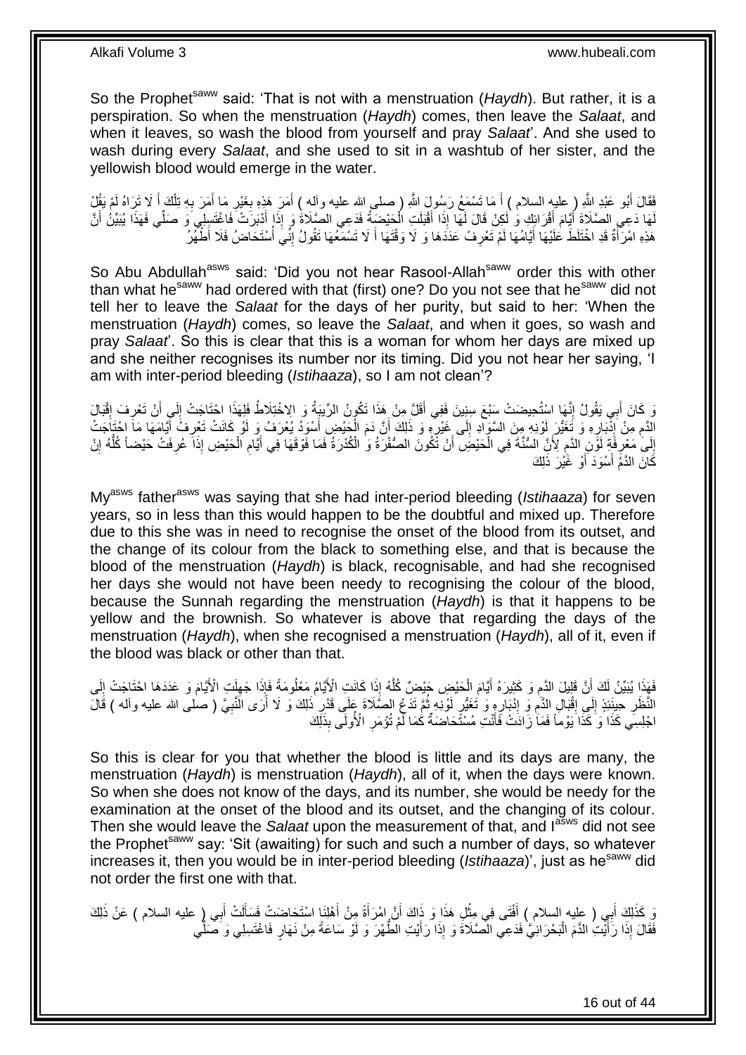So the Prophet[saww] said: 'That is not with a menstruation (*Haydh*). But rather, it is a perspiration. So when the menstruation (*Haydh*) comes, then leave the *Salaat*, and when it leaves, so wash the blood from yourself and pray *Salaat*'. And she used to wash during every *Salaat*, and she used to sit in a washtub of her sister, and the yellowish blood would emerge in the water.

فَقَالَ أَبُو عَبْدِ اللَّهِ ( عليه السلام ) أَ مَا تَسْمَعُ رَسُولَ اللَّهِ ( صلى الله عليه وآله ) أَمَرَ هَذِهِ بِغَيْرِ مَا أَمَرَ بِهِ تِلْكَ أَ لَا تَرَاهُ لَمْ يَقُلْ لَهَا دَعِي الصَّلَاةَ أَيَّامَ أَقْرَائِكِ وَ لَكِنْ قَالَ لَهَا إِذَا أَقْبَلَتِ الْحَيْضَةُ فَدَعِي الصَّلَاةَ وَ إِذَا أَدْبَرَتْ فَاغْتَسِلِي وَ صَلِّي فَهَذَا يُبَيِّنُ أَنَّ هَذِهِ امْرَأَةٌ قَدِ اخْتَلَطَ عَلَيْهَا أَيَّامُهَا لَمْ تَعْرِفْ عَدَدَهَا وَ لَا وَقْتَهَا أَ لَا تَسْمَعُهَا تَقُولُ إِنِّي أُسْتَحَاضُ فَلَا أَطْهُرُ

So Abu Abdullah[asws] said: 'Did you not hear Rasool-Allah[saww] order this with other than what he[saww] had ordered with that (first) one? Do you not see that he[saww] did not tell her to leave the *Salaat* for the days of her purity, but said to her: 'When the menstruation (*Haydh*) comes, so leave the *Salaat*, and when it goes, so wash and pray *Salaat*'. So this is clear that this is a woman for whom her days are mixed up and she neither recognises its number nor its timing. Did you not hear her saying, 'I am with inter-period bleeding (*Istihaaza*), so I am not clean'?

وَ كَانَ أَبِي يَقُولُ إِنَّهَا اسْتُحِيضَتْ سَبْعَ سِنِينَ فَفِي أَقَلَّ مِنْ هَذَا تَكُونُ الرِّيبَةُ وَ الِاخْتِلَاطُ فَلِهَذَا احْتَاجَتْ إِلَى أَنْ تَعْرِفَ إِقْبَالَ الدَّمِ مِنْ إِدْبَارِهِ وَ تَغَيُّرَ لَوْنِهِ مِنَ السَّوَادِ إِلَى غَيْرِهِ وَ ذَلِكَ أَنَّ دَمَ الْحَيْضِ أَسْوَدُ يُعْرَفُ وَ لَوْ كَانَتْ تَعْرِفُ أَيَّامَهَا مَا احْتَاجَتْ إِلَى مَعْرِفَةِ لَوْنِ الدَّمِ لِأَنَّ السُّنَّةَ فِي الْحَيْضِ أَنْ تَكُونَ الصُّفْرَةُ وَ الْكُدْرَةُ فَمَا فَوْقَهَا فِي أَيَّامِ الْحَيْضِ إِذَا عُرِفَتْ حَيْضاً كُلُّهُ إِنْ كَانَ الدَّمُ أَسْوَدَ أَوْ غَيْرَ ذَلِكَ

My[asws] father[asws] was saying that she had inter-period bleeding (*Istihaaza*) for seven years, so in less than this would happen to be the doubtful and mixed up. Therefore due to this she was in need to recognise the onset of the blood from its outset, and the change of its colour from the black to something else, and that is because the blood of the menstruation (*Haydh*) is black, recognisable, and had she recognised her days she would not have been needy to recognising the colour of the blood, because the Sunnah regarding the menstruation (*Haydh*) is that it happens to be yellow and the brownish. So whatever is above that regarding the days of the menstruation (*Haydh*), when she recognised a menstruation (*Haydh*), all of it, even if the blood was black or other than that.

فَهَذَا يُبَيِّنُ لَكَ أَنَّ قَلِيلَ الدَّمِ وَ كَثِيرَهُ أَيَّامَ الْحَيْضِ حَيْضٌ كُلُّهُ إِذَا كَانَتِ الْأَيَّامُ مَعْلُومَةً فَإِذَا جَهِلَتِ الْأَيَّامَ وَ عَدَدَهَا احْتَاجَتْ إِلَى النَّظَرِ حِينَئِذٍ إِلَى إِقْبَالِ الدَّمِ وَ إِدْبَارِهِ وَ تَغَيُّرِ لَوْنِهِ ثُمَّ تَدَعُ الصَّلَاةَ عَلَى قَدْرِ ذَلِكَ وَ لَا أَرَى النَّبِيَّ ( صلى الله عليه وآله ) قَالَ اجْلِسِي كَذَا وَ كَذَا يَوْماً فَمَا زَادَتْ فَأَنْتِ مُسْتَحَاضَةٌ كَمَا لَمْ تُؤْمَرِ الْأُولَى بِذَلِكَ

So this is clear for you that whether the blood is little and its days are many, the menstruation (*Haydh*) is menstruation (*Haydh*), all of it, when the days were known. So when she does not know of the days, and its number, she would be needy for the examination at the onset of the blood and its outset, and the changing of its colour. Then she would leave the *Salaat* upon the measurement of that, and I[asws] did not see the Prophet[saww] say: 'Sit (awaiting) for such and such a number of days, so whatever increases it, then you would be in inter-period bleeding (*Istihaaza*)', just as he[saww] did not order the first one with that.

وَ كَذَلِكَ أَبِي ( عليه السلام ) أَفْتَى فِي مِثْلِ هَذَا وَ ذَاكَ أَنَّ امْرَأَةً مِنْ أَهْلِنَا اسْتَحَاضَتْ فَسَأَلَتْ أَبِي ( عليه السلام ) عَنْ ذَلِكَ فَقَالَ إِذَا رَأَيْتِ الدَّمَ الْبَحْرَانِيَّ فَدَعِي الصَّلَاةَ وَ إِذَا رَأَيْتِ الطُّهْرَ وَ لَوْ سَاعَةً مِنْ نَهَارٍ فَاغْتَسِلِي وَ صَلِّي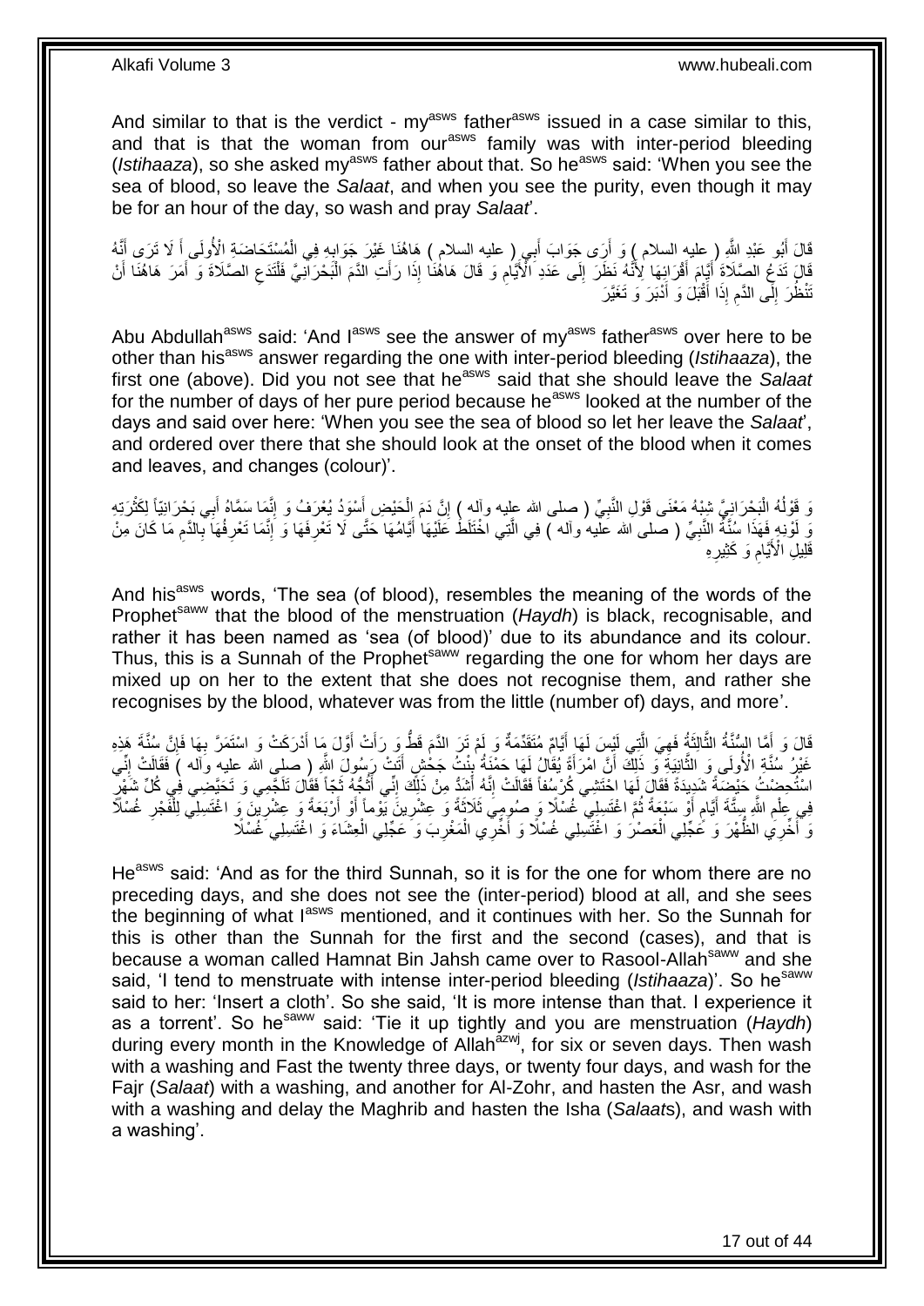And similar to that is the verdict - my[asws] father[asws] issued in a case similar to this, and that is that the woman from our[asws] family was with inter-period bleeding (*Istihaaza*), so she asked my[asws] father about that. So he[asws] said: 'When you see the sea of blood, so leave the *Salaat*, and when you see the purity, even though it may be for an hour of the day, so wash and pray *Salaat*'.

قَالَ أَبُو عَبْدِ اللَّهِ ( عليه السلام ) وَ أَرَى جَوَابَ أَبِي ( عليه السلام ) هَاهُنَا غَيْرَ جَوَابِهِ فِي الْمُسْتَحَاضَةِ الْأُولَى أَ لَا تَرَى أَنَّهُ قَالَ تَدَعُ الصَّلَاةَ أَيَّامَ أَقْرَائِهَا لِأَنَّهُ نَظَرَ إِلَى عَدَدِ الْأَيَّامِ وَ قَالَ هَاهُنَا إِذَا رَأَتِ الدَّمَ الْبَحْرَانِيَّ فَلْتَدَعِ الصَّلَاةَ وَ أَمَرَ هَاهُنَا أَنْ تَنْظُرَ إِلَى الدَّمِ إِذَا أَقْبَلَ وَ أَدْبَرَ وَ تَغَيَّرَ

Abu Abdullah[asws] said: 'And I[asws] see the answer of my[asws] father[asws] over here to be other than his[asws] answer regarding the one with inter-period bleeding (*Istihaaza*), the first one (above). Did you not see that he[asws] said that she should leave the *Salaat* for the number of days of her pure period because he[asws] looked at the number of the days and said over here: 'When you see the sea of blood so let her leave the *Salaat*', and ordered over there that she should look at the onset of the blood when it comes and leaves, and changes (colour)'.

وَ قَوْلُهُ الْبَحْرَانِيُّ شِبْهُ مَعْنَى قَوْلِ النَّبِيِّ ( صلى الله عليه وآله ) إِنَّ دَمَ الْحَيْضِ أَسْوَدُ يُعْرَفُ وَ إِنَّمَا سَمَّاهُ أَبِي بَحْرَانِيّاً لِكَثْرَتِهِ وَ لَوْنِهِ فَهَذَا سُنَّةُ النَّبِيِّ ( صلى الله عليه وآله ) فِي الَّتِي اخْتَلَطَ عَلَيْهَا أَيَّامُهَا حَتَّى لَا تَعْرِفَهَا وَ إِنَّمَا تَعْرِفُهَا بِالدَّمِ مَا كَانَ مِنْ قَلِيلِ الْأَيَّامِ وَ كَثِيرِهِ

And his[asws] words, 'The sea (of blood), resembles the meaning of the words of the Prophet[saww] that the blood of the menstruation (*Haydh*) is black, recognisable, and rather it has been named as 'sea (of blood)' due to its abundance and its colour. Thus, this is a Sunnah of the Prophet[saww] regarding the one for whom her days are mixed up on her to the extent that she does not recognise them, and rather she recognises by the blood, whatever was from the little (number of) days, and more'.

قَالَ وَ أَمَّا السُّنَّةُ الثَّالِثَةُ فَهِيَ الَّتِي لَيْسَ لَهَا أَيَّامٌ مُتَقَدِّمَةٌ وَ لَمْ تَرَ الدَّمَ قَطُّ وَ رَأَتْ أَوَّلَ مَا أَدْرَكَتْ وَ اسْتَمَرَّ بِهَا فَإِنَّ سُنَّةَ هَذِهِ غَيْرُ سُنَّةِ الْأُولَى وَ الثَّانِيَةِ وَ ذَلِكَ أَنَّ امْرَأَةً يُقَالُ لَهَا حَمْنَةُ بِنْتُ جَحْشٍ أَتَتْ رَسُولَ اللَّهِ ( صلى الله عليه وآله ) فَقَالَتْ إِنِّي اسْتُحِضْتُ حَيْضَةً شَدِيدَةً فَقَالَ لَهَا احْتَشِي كُرْسُفاً فَقَالَتْ إِنَّهُ أَشَدُّ مِنْ ذَلِكَ إِنِّي أَثُجُّهُ ثَجّاً فَقَالَ تَلَجَّمِي وَ تَحَيَّضِي فِي كُلِّ شَهْرٍ فِي عِلْمِ اللَّهِ سِتَّةَ أَيَّامٍ أَوْ سَبْعَةً ثُمَّ اغْتَسِلِي غُسْلًا وَ صُومِي ثَلَاثَةً وَ عِشْرِينَ يَوْماً أَوْ أَرْبَعَةً وَ عِشْرِينَ وَ اغْتَسِلِي لِلْفَجْرِ غُسْلًا وَ أَخِّرِي الظُّهْرَ وَ عَجِّلِي الْعَصْرَ وَ اغْتَسِلِي غُسْلًا وَ أَخِّرِي الْمَغْرِبَ وَ عَجِّلِي الْعِشَاءَ وَ اغْتَسِلِي غُسْلًا

He[asws] said: 'And as for the third Sunnah, so it is for the one for whom there are no preceding days, and she does not see the (inter-period) blood at all, and she sees the beginning of what I[asws] mentioned, and it continues with her. So the Sunnah for this is other than the Sunnah for the first and the second (cases), and that is because a woman called Hamnat Bin Jahsh came over to Rasool-Allah[saww] and she said, 'I tend to menstruate with intense inter-period bleeding (*Istihaaza*)'. So he[saww] said to her: 'Insert a cloth'. So she said, 'It is more intense than that. I experience it as a torrent'. So he[saww] said: 'Tie it up tightly and you are menstruation (*Haydh*) during every month in the Knowledge of Allah[azwj], for six or seven days. Then wash with a washing and Fast the twenty three days, or twenty four days, and wash for the Fajr (*Salaat*) with a washing, and another for Al-Zohr, and hasten the Asr, and wash with a washing and delay the Maghrib and hasten the Isha (*Salaat*s), and wash with a washing'.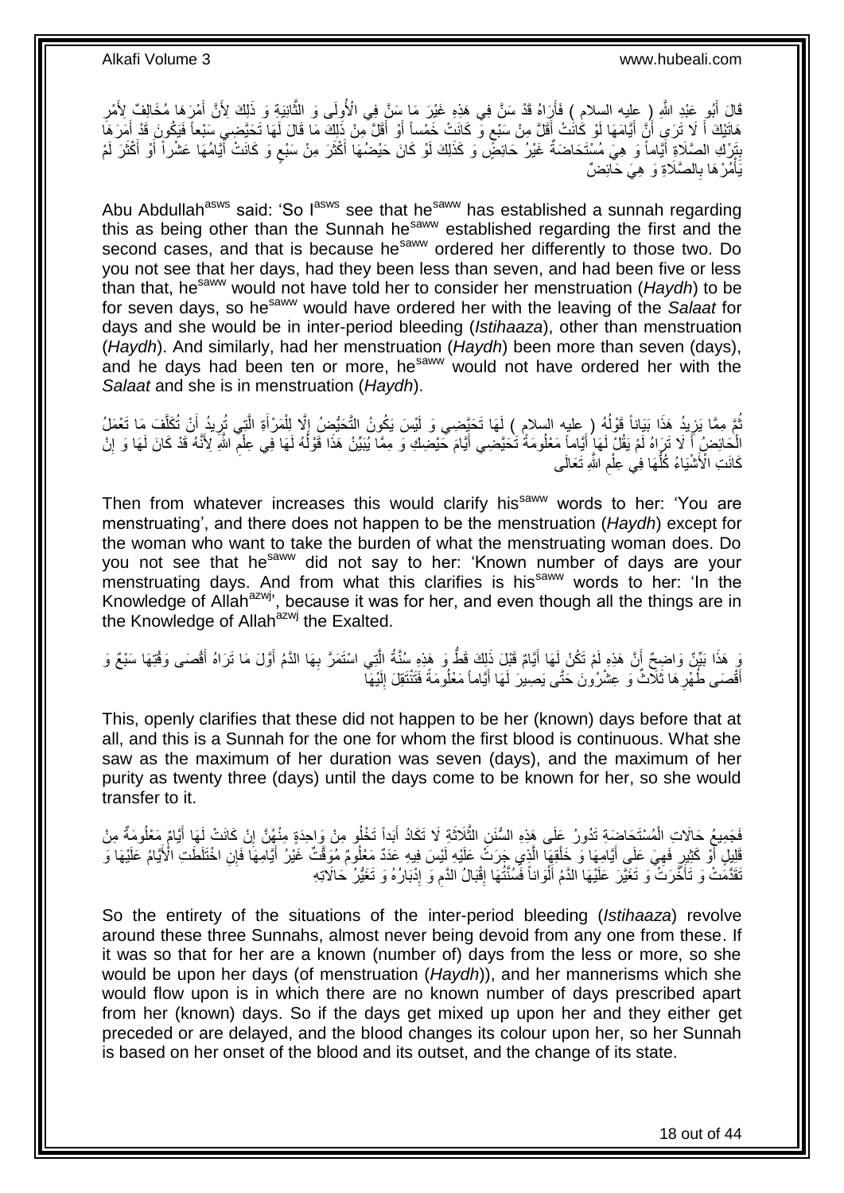قَالَ أَبُو عَبْدِ اللَّهِ ( عليه السلام ) فَأَرَاهُ قَدْ سَنَّ فِي هَذِهِ غَيْرَ مَا سَنَّ فِي الْأُولَى وَ الثَّانِيَةِ وَ ذَلِكَ لِأَنَّ أَمْرَهَا مُخَالِفٌ لِأَمْرِ هَاتَيْكَ أَ لَا تَرَى أَنَّ أَيَّامَهَا لَوْ كَانَتْ أَقَلَّ مِنْ سَبْعٍ وَ كَانَتْ خَمْساً أَوْ أَقَلَّ مِنْ ذَلِكَ مَا قَالَ لَهَا تَحَيَّضِي سَبْعاً فَيَكُونَ قَدْ أَمَرَهَا بِتَرْكِ الصَّلَاةِ أَيَّاماً وَ هِيَ مُسْتَحَاضَةٌ غَيْرُ حَائِضٍ وَ كَذَلِكَ لَوْ كَانَ حَيْضُهَا أَكْثَرَ مِنْ سَبْعٍ وَ كَانَتْ أَيَّامُهَا عَشْراً أَوْ أَكْثَرَ لَمْ يَأْمُرْهَا بِالصَّلَاةِ وَ هِيَ حَائِضٌ

Abu Abdullah[asws] said: 'So I[asws] see that he[saww] has established a sunnah regarding this as being other than the Sunnah he[saww] established regarding the first and the second cases, and that is because he[saww] ordered her differently to those two. Do you not see that her days, had they been less than seven, and had been five or less than that, he[saww] would not have told her to consider her menstruation (*Haydh*) to be for seven days, so he[saww] would have ordered her with the leaving of the *Salaat* for days and she would be in inter-period bleeding (*Istihaaza*), other than menstruation (*Haydh*). And similarly, had her menstruation (*Haydh*) been more than seven (days), and he days had been ten or more, he[saww] would not have ordered her with the *Salaat* and she is in menstruation (*Haydh*).

ثُمَّ مِمَّا يَزِيدُ هَذَا بَيَاناً قَوْلُهُ ( عليه السلام ) لَهَا تَحَيَّضِي وَ لَيْسَ يَكُونُ التَّحَيُّضُ إِلَّا لِلْمَرْأَةِ الَّتِي تُرِيدُ أَنْ تُكَلَّفَ مَا تَعْمَلُ الْحَائِضُ أَ لَا تَرَاهُ لَمْ يَقُلْ لَهَا أَيَّاماً مَعْلُومَةً تَحَيَّضِي أَيَّامَ حَيْضِكِ وَ مِمَّا يُبَيِّنُ هَذَا قَوْلُهُ لَهَا فِي عِلْمِ اللَّهِ لِأَنَّهُ قَدْ كَانَ لَهَا وَ إِنْ كَانَتِ الْأَشْيَاءُ كُلُّهَا فِي عِلْمِ اللَّهِ تَعَالَى

Then from whatever increases this would clarify his[saww] words to her: 'You are menstruating', and there does not happen to be the menstruation (*Haydh*) except for the woman who want to take the burden of what the menstruating woman does. Do you not see that he[saww] did not say to her: 'Known number of days are your menstruating days. And from what this clarifies is his[saww] words to her: 'In the Knowledge of Allah[azwj]', because it was for her, and even though all the things are in the Knowledge of Allah[azwj] the Exalted.

وَ هَذَا بَيِّنٌ وَاضِحٌ أَنَّ هَذِهِ لَمْ تَكُنْ لَهَا أَيَّامٌ قَبْلَ ذَلِكَ قَطُّ وَ هَذِهِ سُنَّةُ الَّتِي اسْتَمَرَّ بِهَا الدَّمُ أَوَّلَ مَا تَرَاهُ أَقْصَى وَقْتِهَا سَبْعٌ وَ أَقْصَى طُهْرِهَا ثَلَاثٌ وَ عِشْرُونَ حَتَّى يَصِيرَ لَهَا أَيَّاماً مَعْلُومَةً فَتَنْتَقِلَ إِلَيْهَا

This, openly clarifies that these did not happen to be her (known) days before that at all, and this is a Sunnah for the one for whom the first blood is continuous. What she saw as the maximum of her duration was seven (days), and the maximum of her purity as twenty three (days) until the days come to be known for her, so she would transfer to it.

فَجَمِيعُ حَالَاتِ الْمُسْتَحَاضَةِ تَدُورُ عَلَى هَذِهِ السُّنَنِ الثَّلَاثِ لَا تَكَادُ أَبَداً تَخْلُو مِنْ وَاحِدَةٍ مِنْهُنَّ إِنْ كَانَتْ لَهَا أَيَّامٌ مَعْلُومَةٌ مِنْ قَلِيلٍ أَوْ كَثِيرٍ فَهِيَ عَلَى أَيَّامِهَا وَ خَلْقِهَا الَّذِي جَرَتْ عَلَيْهِ لَيْسَ فِيهِ عَدَدٌ مَعْلُومٌ مُوَقَّتٌ غَيْرُ أَيَّامِهَا فَإِنِ اخْتَلَطَتِ الْأَيَّامُ عَلَيْهَا وَ تَقَدَّمَتْ وَ تَأَخَّرَتْ وَ تَغَيَّرَ عَلَيْهَا الدَّمُ أَلْوَاناً فَسُنَّتُهَا إِقْبَالُ الدَّمِ وَ إِدْبَارُهُ وَ تَغَيُّرُ حَالَاتِهِ

So the entirety of the situations of the inter-period bleeding (*Istihaaza*) revolve around these three Sunnahs, almost never being devoid from any one from these. If it was so that for her are a known (number of) days from the less or more, so she would be upon her days (of menstruation (*Haydh*)), and her mannerisms which she would flow upon is in which there are no known number of days prescribed apart from her (known) days. So if the days get mixed up upon her and they either get preceded or are delayed, and the blood changes its colour upon her, so her Sunnah is based on her onset of the blood and its outset, and the change of its state.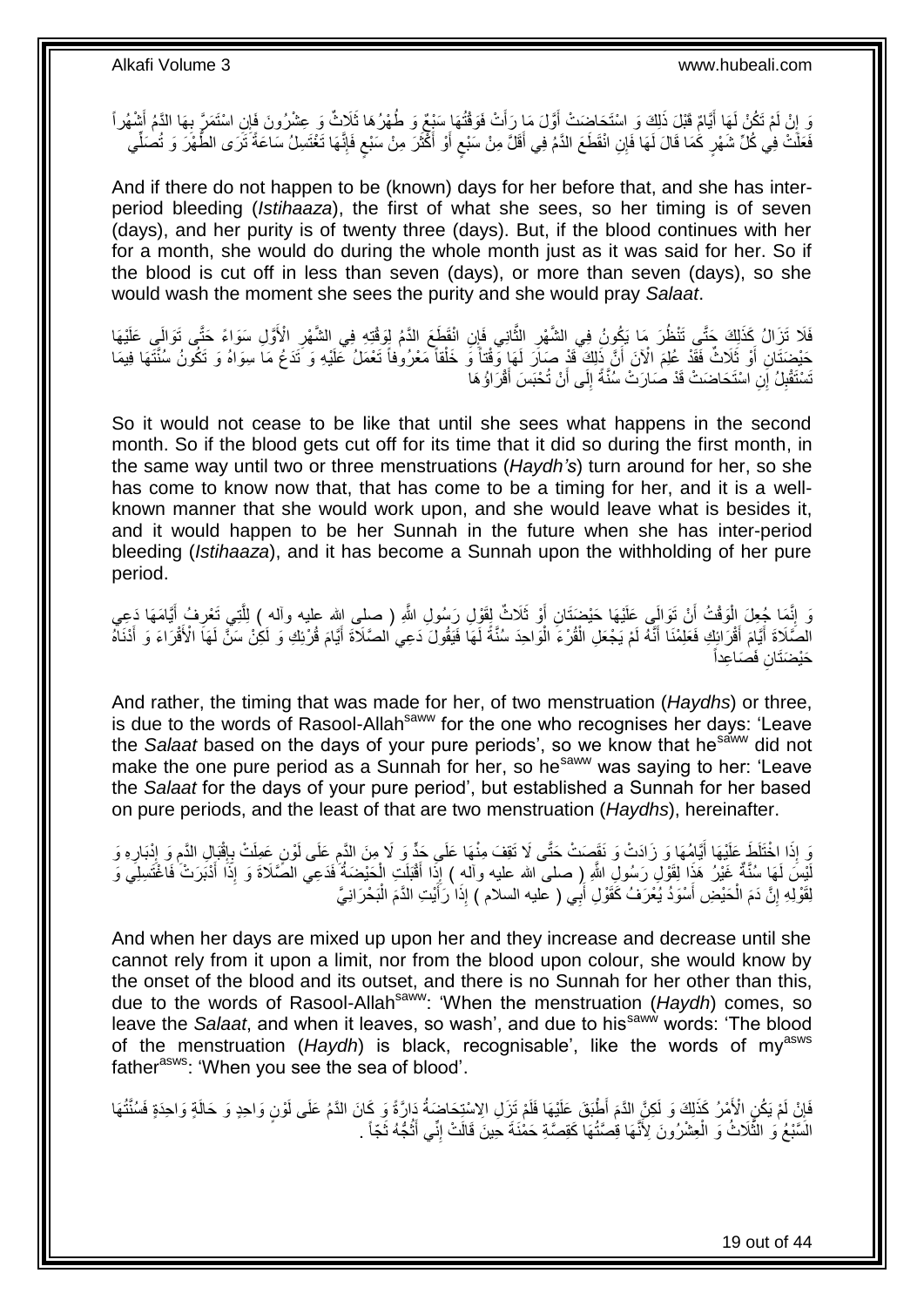وَ إِنْ لَمْ تَكُنْ لَهَا أَيَّامٌ قَبْلَ ذَلِكَ وَ اسْتَحَاضَتْ أَوَّلَ مَا رَأَتْ فَوَقْتُهَا سَبْعٌ وَ طُهْرُهَا ثَلَاثٌ وَ عِشْرُونَ فَإِنِ اسْتَمَرَّ بِهَا الدَّمُ أَشْهُراً فَعَلَتْ فِي كُلِّ شَهْرٍ كَمَا قَالَ لَهَا فَإِنِ انْقَطَعَ الدَّمُ فِي أَقَلَّ مِنْ سَبْعٍ أَوْ أَكْثَرَ مِنْ سَبْعٍ فَإِنَّهَا تَغْتَسِلُ سَاعَةَ تَرَى الطُّهْرَ وَ تُصَلِّي

And if there do not happen to be (known) days for her before that, and she has inter-period bleeding (*Istihaaza*), the first of what she sees, so her timing is of seven (days), and her purity is of twenty three (days). But, if the blood continues with her for a month, she would do during the whole month just as it was said for her. So if the blood is cut off in less than seven (days), or more than seven (days), so she would wash the moment she sees the purity and she would pray *Salaat*.

فَلَا تَزَالُ كَذَلِكَ حَتَّى تَنْظُرَ مَا يَكُونُ فِي الشَّهْرِ الثَّانِي فَإِنِ انْقَطَعَ الدَّمُ لِوَقْتِهِ فِي الشَّهْرِ الْأَوَّلِ سَوَاءً حَتَّى تَوَالَى عَلَيْهَا حَيْضَتَانِ أَوْ ثَلَاثٌ فَقَدْ عُلِمَ الْآنَ أَنَّ ذَلِكَ قَدْ صَارَ لَهَا وَقْتاً وَ خَلْقاً مَعْرُوفاً تَعْمَلُ عَلَيْهِ وَ تَدَعُ مَا سِوَاهُ وَ تَكُونُ سُنَّتُهَا فِيمَا تَسْتَقْبِلُ إِنِ اسْتَحَاضَتْ قَدْ صَارَتْ سُنَّةً إِلَى أَنْ تُحْبَسَ أَقْرَاؤُهَا

So it would not cease to be like that until she sees what happens in the second month. So if the blood gets cut off for its time that it did so during the first month, in the same way until two or three menstruations (*Haydh's*) turn around for her, so she has come to know now that, that has come to be a timing for her, and it is a well-known manner that she would work upon, and she would leave what is besides it, and it would happen to be her Sunnah in the future when she has inter-period bleeding (*Istihaaza*), and it has become a Sunnah upon the withholding of her pure period.

وَ إِنَّمَا جُعِلَ الْوَقْتُ أَنْ تَوَالَى عَلَيْهَا حَيْضَتَانِ أَوْ ثَلَاثٌ لِقَوْلِ رَسُولِ اللَّهِ ( صلى الله عليه وآله ) لِلَّتِي تَعْرِفُ أَيَّامَهَا دَعِي الصَّلَاةَ أَيَّامَ أَقْرَائِكِ فَعَلِمْنَا أَنَّهُ لَمْ يَجْعَلِ الْقُرْءَ الْوَاحِدَ سُنَّةً لَهَا فَيَقُولَ دَعِي الصَّلَاةَ أَيَّامَ قُرْئِكِ وَ لَكِنْ سَنَّ لَهَا الْأَقْرَاءَ وَ أَدْنَاهُ حَيْضَتَانِ فَصَاعِداً

And rather, the timing that was made for her, of two menstruation (*Haydhs*) or three, is due to the words of Rasool-Allah[saww] for the one who recognises her days: 'Leave the *Salaat* based on the days of your pure periods', so we know that he[saww] did not make the one pure period as a Sunnah for her, so he[saww] was saying to her: 'Leave the *Salaat* for the days of your pure period', but established a Sunnah for her based on pure periods, and the least of that are two menstruation (*Haydhs*), hereinafter.

وَ إِذَا اخْتَلَطَ عَلَيْهَا أَيَّامُهَا وَ زَادَتْ وَ نَقَصَتْ حَتَّى لَا تَقِفَ مِنْهَا عَلَى حَدٍّ وَ لَا مِنَ الدَّمِ عَلَى لَوْنٍ عَمِلَتْ بِإِقْبَالِ الدَّمِ وَ إِدْبَارِهِ وَ لَيْسَ لَهَا سُنَّةٌ غَيْرُ هَذَا لِقَوْلِ رَسُولِ اللَّهِ ( صلى الله عليه وآله ) إِذَا أَقْبَلَتِ الْحَيْضَةُ فَدَعِي الصَّلَاةَ وَ إِذَا أَدْبَرَتْ فَاغْتَسِلِي وَ لِقَوْلِهِ إِنَّ دَمَ الْحَيْضِ أَسْوَدُ يُعْرَفُ كَقَوْلِ أَبِي ( عليه السلام ) إِذَا رَأَيْتِ الدَّمَ الْبَحْرَانِيَّ

And when her days are mixed up upon her and they increase and decrease until she cannot rely from it upon a limit, nor from the blood upon colour, she would know by the onset of the blood and its outset, and there is no Sunnah for her other than this, due to the words of Rasool-Allah[saww]: 'When the menstruation (*Haydh*) comes, so leave the *Salaat*, and when it leaves, so wash', and due to his[saww] words: 'The blood of the menstruation (*Haydh*) is black, recognisable', like the words of my[asws] father[asws]: 'When you see the sea of blood'.

فَإِنْ لَمْ يَكُنِ الْأَمْرُ كَذَلِكَ وَ لَكِنَّ الدَّمَ أَطْبَقَ عَلَيْهَا فَلَمْ تَزَلِ الِاسْتِحَاضَةُ دَارَّةً وَ كَانَ الدَّمُ عَلَى لَوْنٍ وَاحِدٍ وَ حَالَةٍ وَاحِدَةٍ فَسُنَّتُهَا السَّبْعُ وَ الثَّلَاثُ وَ الْعِشْرُونَ لِأَنَّ قِصَّتَهَا كَقِصَّةِ حَمْنَةَ حِينَ قَالَتْ إِنِّي أَثُجُّهُ ثَجّاً .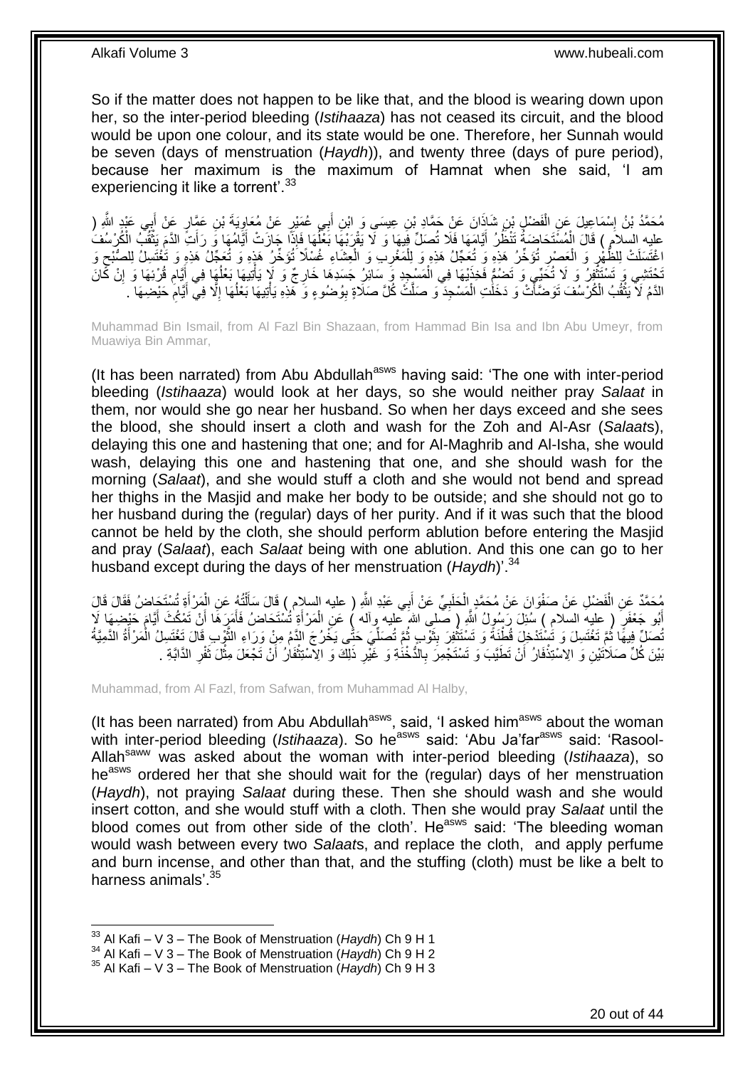So if the matter does not happen to be like that, and the blood is wearing down upon her, so the inter-period bleeding (*Istihaaza*) has not ceased its circuit, and the blood would be upon one colour, and its state would be one. Therefore, her Sunnah would be seven (days of menstruation (*Haydh*)), and twenty three (days of pure period), because her maximum is the maximum of Hamnat when she said, 'I am experiencing it like a torrent'.[33]

مُحَمَّدُ بْنُ إِسْمَاعِيلَ عَنِ الْفَضْلِ بْنِ شَاذَانَ عَنْ حَمَّادِ بْنِ عِيسَى وَ ابْنِ أَبِي عُمَيْرٍ عَنْ مُعَاوِيَةَ بْنِ عَمَّارٍ عَنْ أَبِي عَبْدِ اللَّهِ ( عليه السلام ) قَالَ الْمُسْتَحَاضَةُ تَنْظُرُ أَيَّامَهَا فَلَا تُصَلِّ فِيهَا وَ لَا يَقْرَبْهَا بَعْلُهَا فَإِذَا جَازَتْ أَيَّامُهَا وَ رَأَتِ الدَّمَ يَثْقُبُ الْكُرْسُفَ اغْتَسَلَتْ لِلظُّهْرِ وَ الْعَصْرِ تُؤَخِّرُ هَذِهِ وَ تُعَجِّلُ هَذِهِ وَ لِلْمَغْرِبِ وَ الْعِشَاءِ غُسْلًا تُؤَخِّرُ هَذِهِ وَ تُعَجِّلُ هَذِهِ وَ تَغْتَسِلُ لِلصُّبْحِ وَ تَحْتَشِي وَ تَسْتَثْفِرُ وَ لَا تُحَنِّي وَ تَضُمُّ فَخِذَيْهَا فِي الْمَسْجِدِ وَ سَائِرُ جَسَدِهَا خَارِجٌ وَ لَا يَأْتِيهَا بَعْلُهَا فِي أَيَّامِ قُرْئِهَا وَ إِنْ كَانَ الدَّمُ لَا يَثْقُبُ الْكُرْسُفَ تَوَضَّأَتْ وَ دَخَلَتِ الْمَسْجِدَ وَ صَلَّتْ كُلَّ صَلَاةٍ بِوُضُوءٍ وَ هَذِهِ يَأْتِيهَا بَعْلُهَا إِلَّا فِي أَيَّامِ حَيْضِهَا .

Muhammad Bin Ismail, from Al Fazl Bin Shazaan, from Hammad Bin Isa and Ibn Abu Umeyr, from Muawiya Bin Ammar,

(It has been narrated) from Abu Abdullah[asws] having said: 'The one with inter-period bleeding (*Istihaaza*) would look at her days, so she would neither pray *Salaat* in them, nor would she go near her husband. So when her days exceed and she sees the blood, she should insert a cloth and wash for the Zoh and Al-Asr (*Salaat*s), delaying this one and hastening that one; and for Al-Maghrib and Al-Isha, she would wash, delaying this one and hastening this one, and she should wash for the morning (*Salaat*), and she would stuff a cloth and she would not bend and spread her thighs in the Masjid and make her body to be outside; and she should not go to her husband during the (regular) days of her purity. And if it was such that the blood cannot be held by the cloth, she should perform ablution before entering the Masjid and pray (*Salaat*), each *Salaat* being with one ablution. And this one can go to her husband except during the days of her menstruation (*Haydh*)'.[34]

مُحَمَّدٌ عَنِ الْفَضْلِ عَنْ صَفْوَانَ عَنْ مُحَمَّدٍ الْحَلَبِيِّ عَنْ أَبِي عَبْدِ اللَّهِ ( عليه السلام ) قَالَ سَأَلْتُهُ عَنِ الْمَرْأَةِ تُسْتَحَاضُ فَقَالَ قَالَ أَبُو جَعْفَرٍ ( عليه السلام ) سُئِلَ رَسُولُ اللَّهِ ( صلى الله عليه وآله ) عَنِ الْمَرْأَةِ تُسْتَحَاضُ فَأَمَرَهَا أَنْ تَمْكُثَ أَيَّامَ حَيْضِهَا لَا تُصَلِّ فِيهَا ثُمَّ تَغْتَسِلَ وَ تَسْتَدْخِلَ قُطْنَةً وَ تَسْتَثْفِرَ بِثَوْبٍ ثُمَّ تُصَلِّيَ حَتَّى يَخْرُجَ الدَّمُ مِنْ وَرَاءِ الثَّوْبِ قَالَ تَغْتَسِلُ الْمَرْأَةُ الدَّمِيَّةُ بَيْنَ كُلِّ صَلَاتَيْنِ وَ الِاسْتِذْفَارُ أَنْ تَطَيَّبَ وَ تَسْتَجْمِرَ بِالدُّخْنَةِ وَ غَيْرِ ذَلِكَ وَ الِاسْتِثْفَارُ أَنْ تَجْعَلَ مِثْلَ ثَفْرِ الدَّابَّةِ .

Muhammad, from Al Fazl, from Safwan, from Muhammad Al Halby,

(It has been narrated) from Abu Abdullah[asws], said, 'I asked him[asws] about the woman with inter-period bleeding (*Istihaaza*). So he[asws] said: 'Abu Ja'far[asws] said: 'Rasool-Allah[saww] was asked about the woman with inter-period bleeding (*Istihaaza*), so he[asws] ordered her that she should wait for the (regular) days of her menstruation (*Haydh*), not praying *Salaat* during these. Then she should wash and she would insert cotton, and she would stuff with a cloth. Then she would pray *Salaat* until the blood comes out from other side of the cloth'. He[asws] said: 'The bleeding woman would wash between every two *Salaat*s, and replace the cloth, and apply perfume and burn incense, and other than that, and the stuffing (cloth) must be like a belt to harness animals'.[35]

---

[33] Al Kafi – V 3 – The Book of Menstruation (*Haydh*) Ch 9 H 1
[34] Al Kafi – V 3 – The Book of Menstruation (*Haydh*) Ch 9 H 2
[35] Al Kafi – V 3 – The Book of Menstruation (*Haydh*) Ch 9 H 3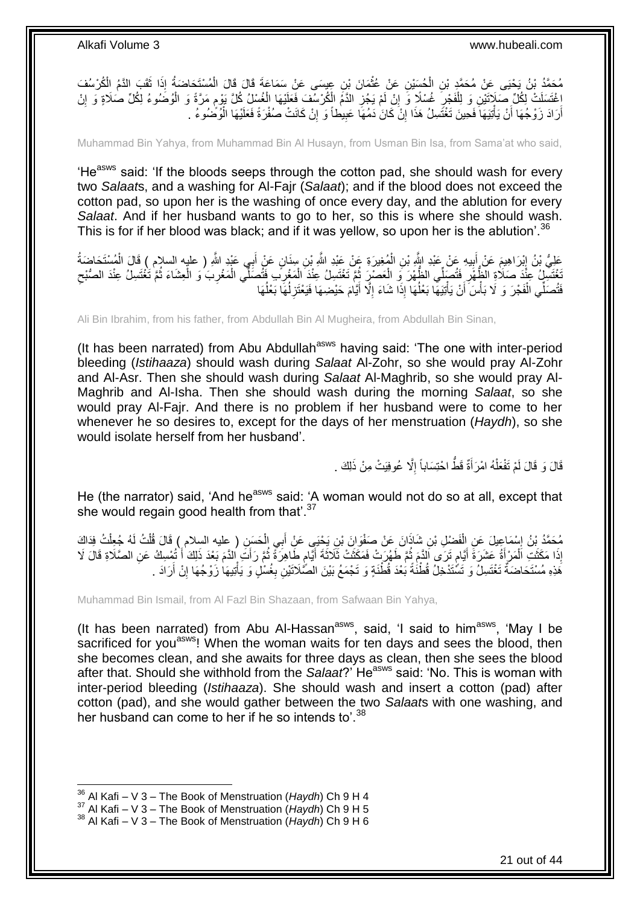مُحَمَّدُ بْنُ يَحْيَى عَنْ مُحَمَّدِ بْنِ الْحُسَيْنِ عَنْ عُثْمَانَ بْنِ عِيسَى عَنْ سَمَاعَةَ قَالَ قَالَ الْمُسْتَحَاضَةُ إِذَا ثَقَبَ الدَّمُ الْكُرْسُفَ اغْتَسَلَتْ لِكُلِّ صَلَاتَيْنِ وَ لِلْفَجْرِ غُسْلًا وَ إِنْ لَمْ يَجُزِ الدَّمُ الْكُرْسُفَ فَعَلَيْهَا الْغُسْلُ كُلَّ يَوْمٍ مَرَّةً وَ الْوُضُوءُ لِكُلِّ صَلَاةٍ وَ إِنْ أَرَادَ زَوْجُهَا أَنْ يَأْتِيَهَا فَحِينَ تَغْتَسِلُ هَذَا إِنْ كَانَ دَمُهَا عَبِيطاً وَ إِنْ كَانَتْ صُفْرَةً فَعَلَيْهَا الْوُضُوءُ .

Muhammad Bin Yahya, from Muhammad Bin Al Husayn, from Usman Bin Isa, from Sama'at who said,

'He[asws] said: 'If the bloods seeps through the cotton pad, she should wash for every two *Salaat*s, and a washing for Al-Fajr (*Salaat*); and if the blood does not exceed the cotton pad, so upon her is the washing of once every day, and the ablution for every *Salaat*. And if her husband wants to go to her, so this is where she should wash. This is for if her blood was black; and if it was yellow, so upon her is the ablution'.[36]

عَلِيُّ بْنُ إِبْرَاهِيمَ عَنْ أَبِيهِ عَنْ عَبْدِ اللَّهِ بْنِ الْمُغِيرَةِ عَنْ عَبْدِ اللَّهِ بْنِ سِنَانٍ عَنْ أَبِي عَبْدِ اللَّهِ ( عليه السلام ) قَالَ الْمُسْتَحَاضَةُ تَغْتَسِلُ عِنْدَ صَلَاةِ الظُّهْرِ فَتُصَلِّي الظُّهْرَ وَ الْعَصْرَ ثُمَّ تَغْتَسِلُ عِنْدَ الْمَغْرِبِ فَتُصَلِّي الْمَغْرِبَ وَ الْعِشَاءَ ثُمَّ تَغْتَسِلُ عِنْدَ الصُّبْحِ فَتُصَلِّي الْفَجْرَ وَ لَا بَأْسَ أَنْ يَأْتِيَهَا بَعْلُهَا إِذَا شَاءَ إِلَّا أَيَّامَ حَيْضِهَا فَيَعْتَزِلُهَا بَعْلُهَا

Ali Bin Ibrahim, from his father, from Abdullah Bin Al Mugheira, from Abdullah Bin Sinan,

(It has been narrated) from Abu Abdullah[asws] having said: 'The one with inter-period bleeding (*Istihaaza*) should wash during *Salaat* Al-Zohr, so she would pray Al-Zohr and Al-Asr. Then she should wash during *Salaat* Al-Maghrib, so she would pray Al-Maghrib and Al-Isha. Then she should wash during the morning *Salaat*, so she would pray Al-Fajr. And there is no problem if her husband were to come to her whenever he so desires to, except for the days of her menstruation (*Haydh*), so she would isolate herself from her husband'.

قَالَ وَ قَالَ لَمْ تَفْعَلْهُ امْرَأَةٌ قَطُّ احْتِسَاباً إِلَّا عُوفِيَتْ مِنْ ذَلِكَ .

He (the narrator) said, 'And he[asws] said: 'A woman would not do so at all, except that she would regain good health from that'.[37]

مُحَمَّدُ بْنُ إِسْمَاعِيلَ عَنِ الْفَضْلِ بْنِ شَاذَانَ عَنْ صَفْوَانَ بْنِ يَحْيَى عَنْ أَبِي الْحَسَنِ ( عليه السلام ) قَالَ قُلْتُ لَهُ جُعِلْتُ فِدَاكَ إِذَا مَكَثَتِ الْمَرْأَةُ عَشَرَةَ أَيَّامٍ تَرَى الدَّمَ ثُمَّ طَهُرَتْ فَمَكَثَتْ ثَلَاثَةَ أَيَّامٍ طَاهِرَةً ثُمَّ رَأَتِ الدَّمَ بَعْدَ ذَلِكَ أَ تُمْسِكُ عَنِ الصَّلَاةِ قَالَ لَا هَذِهِ مُسْتَحَاضَةٌ تَغْتَسِلُ وَ تَسْتَدْخِلُ قُطْنَةً بَعْدَ قُطْنَةٍ وَ تَجْمَعُ بَيْنَ الصَّلَاتَيْنِ بِغُسْلٍ وَ يَأْتِيهَا زَوْجُهَا إِنْ أَرَادَ .

Muhammad Bin Ismail, from Al Fazl Bin Shazaan, from Safwaan Bin Yahya,

(It has been narrated) from Abu Al-Hassan[asws], said, 'I said to him[asws], 'May I be sacrificed for you[asws]! When the woman waits for ten days and sees the blood, then she becomes clean, and she awaits for three days as clean, then she sees the blood after that. Should she withhold from the *Salaat*?' He[asws] said: 'No. This is woman with inter-period bleeding (*Istihaaza*). She should wash and insert a cotton (pad) after cotton (pad), and she would gather between the two *Salaat*s with one washing, and her husband can come to her if he so intends to'.[38]

---

[36] Al Kafi – V 3 – The Book of Menstruation (*Haydh*) Ch 9 H 4
[37] Al Kafi – V 3 – The Book of Menstruation (*Haydh*) Ch 9 H 5
[38] Al Kafi – V 3 – The Book of Menstruation (*Haydh*) Ch 9 H 6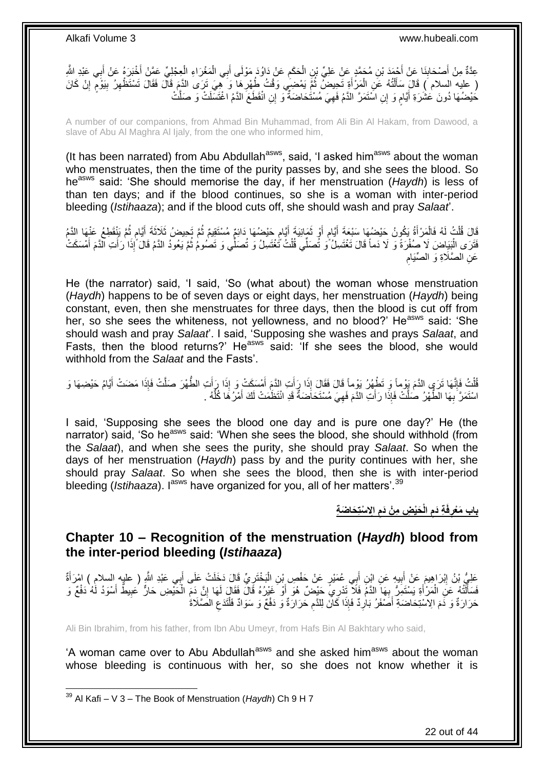عِدَّةٌ مِنْ أَصْحَابِنَا عَنْ أَحْمَدَ بْنِ مُحَمَّدٍ عَنْ عَلِيِّ بْنِ الْحَكَمِ عَنْ دَاوُدَ مَوْلَى أَبِي الْمَغْرَاءِ الْعِجْلِيِّ عَمَّنْ أَخْبَرَهُ عَنْ أَبِي عَبْدِ اللَّهِ ( عليه السلام ) قَالَ سَأَلْتُهُ عَنِ الْمَرْأَةِ تَحِيضُ ثُمَّ يَمْضِي وَقْتُ طُهْرِهَا وَ هِيَ تَرَى الدَّمَ قَالَ فَقَالَ تَسْتَظْهِرُ بِيَوْمٍ إِنْ كَانَ حَيْضُهَا دُونَ عَشَرَةِ أَيَّامٍ وَ إِنِ اسْتَمَرَّ الدَّمُ فَهِيَ مُسْتَحَاضَةٌ وَ إِنِ انْقَطَعَ الدَّمُ اغْتَسَلَتْ وَ صَلَّتْ

A number of our companions, from Ahmad Bin Muhammad, from Ali Bin Al Hakam, from Dawood, a slave of Abu Al Maghra Al Ijaly, from the one who informed him,

(It has been narrated) from Abu Abdullah[asws], said, 'I asked him[asws] about the woman who menstruates, then the time of the purity passes by, and she sees the blood. So he[asws] said: 'She should memorise the day, if her menstruation (*Haydh*) is less of than ten days; and if the blood continues, so she is a woman with inter-period bleeding (*Istihaaza*); and if the blood cuts off, she should wash and pray *Salaat*'.

قَالَ قُلْتُ لَهُ فَالْمَرْأَةُ يَكُونُ حَيْضُهَا سَبْعَةَ أَيَّامٍ أَوْ ثَمَانِيَةَ أَيَّامٍ حَيْضُهَا دَائِمٌ مُسْتَقِيمٌ ثُمَّ تَحِيضُ ثَلَاثَةَ أَيَّامٍ ثُمَّ يَنْقَطِعُ عَنْهَا الدَّمُ فَتَرَى الْبَيَاضَ لَا صُفْرَةَ وَ لَا دَماً قَالَ تَغْتَسِلُ وَ تُصَلِّي قُلْتُ تَغْتَسِلُ وَ تُصَلِّي وَ تَصُومُ ثُمَّ يَعُودُ الدَّمُ قَالَ إِذَا رَأَتِ الدَّمَ أَمْسَكَتْ عَنِ الصَّلَاةِ وَ الصِّيَامِ

He (the narrator) said, 'I said, 'So (what about) the woman whose menstruation (*Haydh*) happens to be of seven days or eight days, her menstruation (*Haydh*) being constant, even, then she menstruates for three days, then the blood is cut off from her, so she sees the whiteness, not yellowness, and no blood?' He[asws] said: 'She should wash and pray *Salaat*'. I said, 'Supposing she washes and prays *Salaat*, and Fasts, then the blood returns?' He[asws] said: 'If she sees the blood, she would withhold from the *Salaat* and the Fasts'.

قُلْتُ فَإِنَّهَا تَرَى الدَّمَ يَوْماً وَ تَطْهُرُ يَوْماً قَالَ فَقَالَ إِذَا رَأَتِ الدَّمَ أَمْسَكَتْ وَ إِذَا رَأَتِ الطُّهْرَ صَلَّتْ فَإِذَا مَضَتْ أَيَّامُ حَيْضِهَا وَ اسْتَمَرَّ بِهَا الطُّهْرُ صَلَّتْ فَإِذَا رَأَتِ الدَّمَ فَهِيَ مُسْتَحَاضَةٌ قَدِ انْتَظَمْتُ لَكَ أَمْرَهَا كُلَّهُ .

I said, 'Supposing she sees the blood one day and is pure one day?' He (the narrator) said, 'So he[asws] said: 'When she sees the blood, she should withhold (from the *Salaat*), and when she sees the purity, she should pray *Salaat*. So when the days of her menstruation (*Haydh*) pass by and the purity continues with her, she should pray *Salaat*. So when she sees the blood, then she is with inter-period bleeding (*Istihaaza*). I[asws] have organized for you, all of her matters'.[39]

## باب مَعْرِفَةِ دَمِ الْحَيْضِ مِنْ دَمِ الِاسْتِحَاضَةِ

## Chapter 10 – Recognition of the menstruation (*Haydh*) blood from the inter-period bleeding (*Istihaaza*)

عَلِيُّ بْنُ إِبْرَاهِيمَ عَنْ أَبِيهِ عَنِ ابْنِ أَبِي عُمَيْرٍ عَنْ حَفْصِ بْنِ الْبَخْتَرِيِّ قَالَ دَخَلَتْ عَلَى أَبِي عَبْدِ اللَّهِ ( عليه السلام ) امْرَأَةٌ فَسَأَلَتْهُ عَنِ الْمَرْأَةِ يَسْتَمِرُّ بِهَا الدَّمُ فَلَا تَدْرِي حَيْضٌ هُوَ أَوْ غَيْرُهُ قَالَ فَقَالَ لَهَا إِنَّ دَمَ الْحَيْضِ حَارٌّ عَبِيطٌ أَسْوَدُ لَهُ دَفْعٌ وَ حَرَارَةٌ وَ دَمَ الِاسْتِحَاضَةِ أَصْفَرُ بَارِدٌ فَإِذَا كَانَ لِلدَّمِ حَرَارَةٌ وَ دَفْعٌ وَ سَوَادٌ فَلْتَدَعِ الصَّلَاةَ

Ali Bin Ibrahim, from his father, from Ibn Abu Umeyr, from Hafs Bin Al Bakhtary who said,

'A woman came over to Abu Abdullah[asws] and she asked him[asws] about the woman whose bleeding is continuous with her, so she does not know whether it is

[39] Al Kafi – V 3 – The Book of Menstruation (*Haydh*) Ch 9 H 7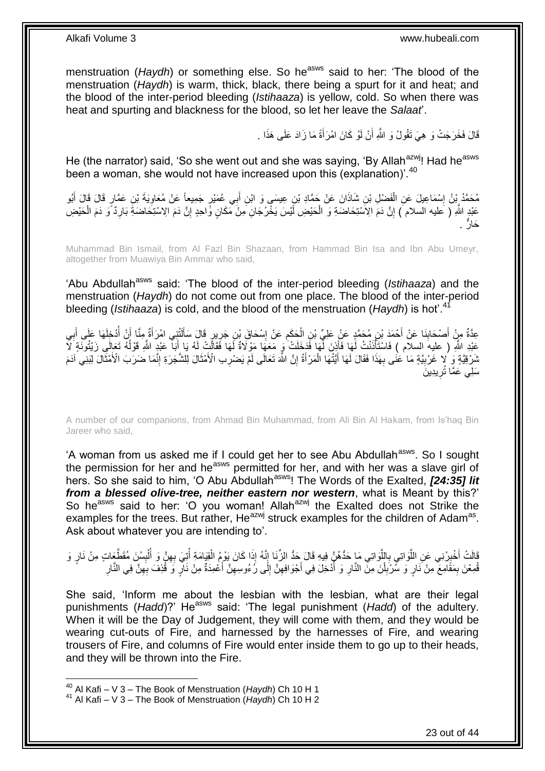menstruation (*Haydh*) or something else. So he[asws] said to her: 'The blood of the menstruation (*Haydh*) is warm, thick, black, there being a spurt for it and heat; and the blood of the inter-period bleeding (*Istihaaza*) is yellow, cold. So when there was heat and spurting and blackness for the blood, so let her leave the *Salaat*'.

قَالَ فَخَرَجَتْ وَ هِيَ تَقُولُ وَ اللَّهِ أَنْ لَوْ كَانَ امْرَأَةً مَا زَادَ عَلَى هَذَا .

He (the narrator) said, 'So she went out and she was saying, 'By Allah[azwj]! Had he[asws] been a woman, she would not have increased upon this (explanation)'.[40]

مُحَمَّدُ بْنُ إِسْمَاعِيلَ عَنِ الْفَضْلِ بْنِ شَاذَانَ عَنْ حَمَّادِ بْنِ عِيسَى وَ ابْنِ أَبِي عُمَيْرٍ جَمِيعاً عَنْ مُعَاوِيَةَ بْنِ عَمَّارٍ قَالَ قَالَ أَبُو عَبْدِ اللَّهِ ( عليه السلام ) إِنَّ دَمَ الِاسْتِحَاضَةِ وَ الْحَيْضِ لَيْسَ يَخْرُجَانِ مِنْ مَكَانٍ وَاحِدٍ إِنَّ دَمَ الِاسْتِحَاضَةِ بَارِدٌ وَ دَمَ الْحَيْضِ حَارٌّ .

Muhammad Bin Ismail, from Al Fazl Bin Shazaan, from Hammad Bin Isa and Ibn Abu Umeyr, altogether from Muawiya Bin Ammar who said,

'Abu Abdullah[asws] said: 'The blood of the inter-period bleeding (*Istihaaza*) and the menstruation (*Haydh*) do not come out from one place. The blood of the inter-period bleeding (*Istihaaza*) is cold, and the blood of the menstruation (*Haydh*) is hot'.[41]

عِدَّةٌ مِنْ أَصْحَابِنَا عَنْ أَحْمَدَ بْنِ مُحَمَّدٍ عَنْ عَلِيِّ بْنِ الْحَكَمِ عَنْ إِسْحَاقَ بْنِ جَرِيرٍ قَالَ سَأَلَتْنِي امْرَأَةٌ مِنَّا أَنْ أُدْخِلَهَا عَلَى أَبِي عَبْدِ اللَّهِ ( عليه السلام ) فَاسْتَأْذَنْتُ لَهَا فَأَذِنَ لَهَا فَدَخَلَتْ وَ مَعَهَا مَوْلَاةٌ لَهَا فَقَالَتْ لَهُ يَا أَبَا عَبْدِ اللَّهِ قَوْلُهُ تَعَالَى زَيْتُونَةٍ لَا شَرْقِيَّةٍ وَ لا غَرْبِيَّةٍ مَا عَنَى بِهَذَا فَقَالَ لَهَا أَيَّتُهَا الْمَرْأَةُ إِنَّ اللَّهَ تَعَالَى لَمْ يَضْرِبِ الْأَمْثَالَ لِلشَّجَرَةِ إِنَّمَا ضَرَبَ الْأَمْثَالَ لِبَنِي آدَمَ سَلِي عَمَّا تُرِيدِينَ

A number of our companions, from Ahmad Bin Muhammad, from Ali Bin Al Hakam, from Is'haq Bin Jareer who said,

'A woman from us asked me if I could get her to see Abu Abdullah[asws]. So I sought the permission for her and he[asws] permitted for her, and with her was a slave girl of hers. So she said to him, 'O Abu Abdullah[asws]! The Words of the Exalted, ***[24:35] lit from a blessed olive-tree, neither eastern nor western***, what is Meant by this?' So he[asws] said to her: 'O you woman! Allah[azwj] the Exalted does not Strike the examples for the trees. But rather, He[azwj] struck examples for the children of Adam[as]. Ask about whatever you are intending to'.

قَالَتْ أَخْبِرْنِي عَنِ اللَّوَاتِي بِاللَّوَاتِي مَا حَدُّهُنَّ فِيهِ قَالَ حَدُّ الزِّنَا إِنَّهُ إِذَا كَانَ يَوْمُ الْقِيَامَةِ أُتِيَ بِهِنَّ وَ أُلْبِسْنَ مُقَطَّعَاتٍ مِنْ نَارٍ وَ قُمِعْنَ بِمَقَامِعَ مِنْ نَارٍ وَ سُرْبِلْنَ مِنَ النَّارِ وَ أُدْخِلَ فِي أَجْوَافِهِنَّ إِلَى رُءُوسِهِنَّ أَعْمِدَةٌ مِنْ نَارٍ وَ قُذِفَ بِهِنَّ فِي النَّارِ

She said, 'Inform me about the lesbian with the lesbian, what are their legal punishments (*Hadd*)?' He[asws] said: 'The legal punishment (*Hadd*) of the adultery. When it will be the Day of Judgement, they will come with them, and they would be wearing cut-outs of Fire, and harnessed by the harnesses of Fire, and wearing trousers of Fire, and columns of Fire would enter inside them to go up to their heads, and they will be thrown into the Fire.

---

[40] Al Kafi – V 3 – The Book of Menstruation (*Haydh*) Ch 10 H 1
[41] Al Kafi – V 3 – The Book of Menstruation (*Haydh*) Ch 10 H 2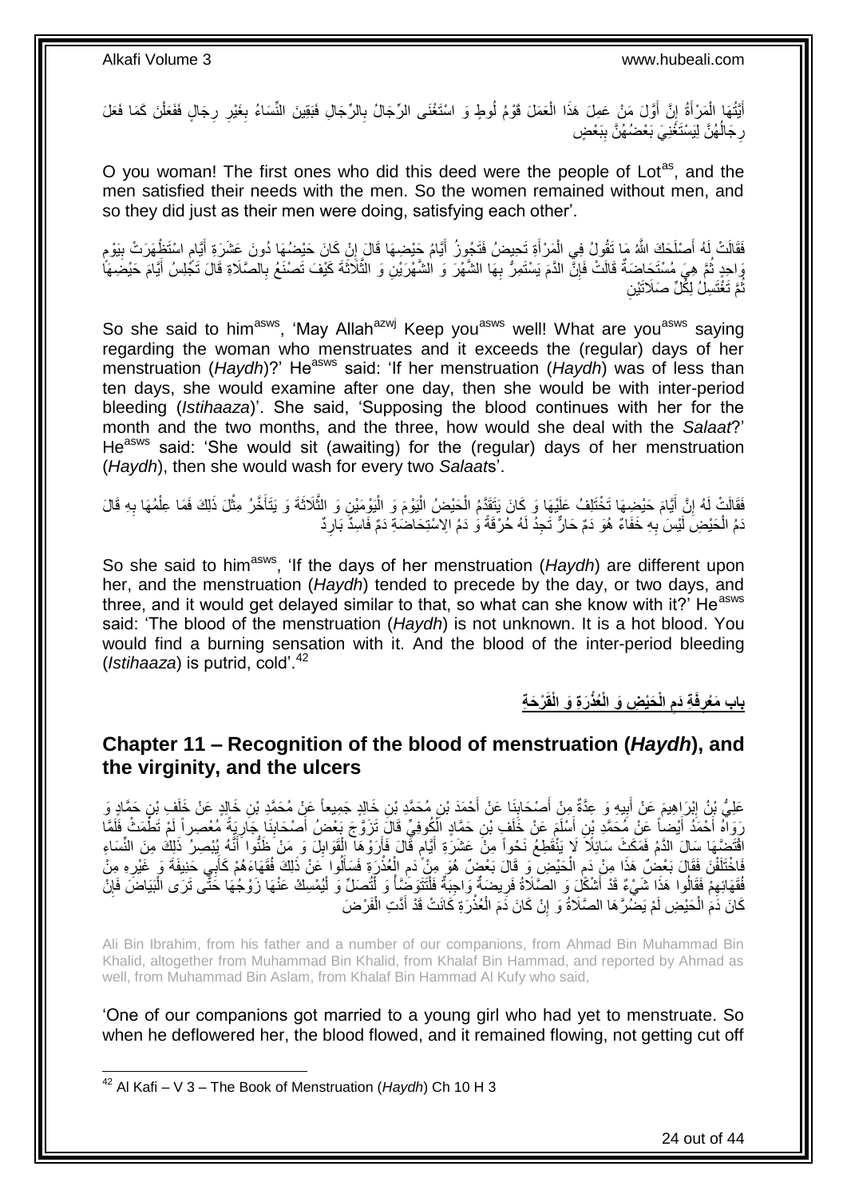أَيَّتُهَا الْمَرْأَةُ إِنَّ أَوَّلَ مَنْ عَمِلَ هَذَا الْعَمَلَ قَوْمُ لُوطٍ وَ اسْتَغْنَى الرِّجَالُ بِالرِّجَالِ فَبَقِينَ النِّسَاءُ بِغَيْرِ رِجَالٍ فَفَعَلْنَ كَمَا فَعَلَ رِجَالُهُنَّ لِيَسْتَغْنِيَ بَعْضُهُنَّ بِبَعْضٍ

O you woman! The first ones who did this deed were the people of Lot[as], and the men satisfied their needs with the men. So the women remained without men, and so they did just as their men were doing, satisfying each other'.

فَقَالَتْ لَهُ أَصْلَحَكَ اللَّهُ مَا تَقُولُ فِي الْمَرْأَةِ تَحِيضُ فَتَجُوزُ أَيَّامُ حَيْضِهَا قَالَ إِنْ كَانَ حَيْضُهَا دُونَ عَشَرَةِ أَيَّامٍ اسْتَظْهَرَتْ بِيَوْمٍ وَاحِدٍ ثُمَّ هِيَ مُسْتَحَاضَةٌ قَالَتْ فَإِنَّ الدَّمَ يَسْتَمِرُّ بِهَا الشَّهْرَ وَ الشَّهْرَيْنِ وَ الثَّلَاثَةَ كَيْفَ تَصْنَعُ بِالصَّلَاةِ قَالَ تَجْلِسُ أَيَّامَ حَيْضِهَا ثُمَّ تَغْتَسِلُ لِكُلِّ صَلَاتَيْنِ

So she said to him[asws], 'May Allah[azwj] Keep you[asws] well! What are you[asws] saying regarding the woman who menstruates and it exceeds the (regular) days of her menstruation (*Haydh*)?' He[asws] said: 'If her menstruation (*Haydh*) was of less than ten days, she would examine after one day, then she would be with inter-period bleeding (*Istihaaza*)'. She said, 'Supposing the blood continues with her for the month and the two months, and the three, how would she deal with the *Salaat*?' He[asws] said: 'She would sit (awaiting) for the (regular) days of her menstruation (*Haydh*), then she would wash for every two *Salaat*s'.

فَقَالَتْ لَهُ إِنَّ أَيَّامَ حَيْضِهَا تَخْتَلِفُ عَلَيْهَا وَ كَانَ يَتَقَدَّمُ الْحَيْضُ الْيَوْمَ وَ الْيَوْمَيْنِ وَ الثَّلَاثَةَ وَ يَتَأَخَّرُ مِثْلَ ذَلِكَ فَمَا عِلْمُهَا بِهِ قَالَ دَمُ الْحَيْضِ لَيْسَ بِهِ خَفَاءٌ هُوَ دَمٌ حَارٌّ تَجِدُ لَهُ حُرْقَةً وَ دَمُ الِاسْتِحَاضَةِ دَمٌ فَاسِدٌ بَارِدٌ

So she said to him[asws], 'If the days of her menstruation (*Haydh*) are different upon her, and the menstruation (*Haydh*) tended to precede by the day, or two days, and three, and it would get delayed similar to that, so what can she know with it?' He[asws] said: 'The blood of the menstruation (*Haydh*) is not unknown. It is a hot blood. You would find a burning sensation with it. And the blood of the inter-period bleeding (*Istihaaza*) is putrid, cold'.[42]

## بابِ مَعْرِفَةِ دَمِ الْحَيْضِ وَ الْعُذْرَةِ وَ الْقَرْحَةِ

## Chapter 11 – Recognition of the blood of menstruation (*Haydh*), and the virginity, and the ulcers

عَلِيُّ بْنُ إِبْرَاهِيمَ عَنْ أَبِيهِ وَ عِدَّةٌ مِنْ أَصْحَابِنَا عَنْ أَحْمَدَ بْنِ مُحَمَّدِ بْنِ خَالِدٍ جَمِيعاً عَنْ مُحَمَّدِ بْنِ خَالِدٍ عَنْ خَلَفِ بْنِ حَمَّادٍ وَ رَوَاهُ أَحْمَدُ أَيْضاً عَنْ مُحَمَّدِ بْنِ أَسْلَمَ عَنْ خَلَفِ بْنِ حَمَّادٍ الْكُوفِيِّ قَالَ تَزَوَّجَ بَعْضُ أَصْحَابِنَا جَارِيَةً مُعْصِراً لَمْ تَطْمَثْ فَلَمَّا اقْتَضَّهَا سَالَ الدَّمُ فَمَكَثَ سَائِلًا لَا يَنْقَطِعُ نَحْواً مِنْ عَشَرَةِ أَيَّامٍ قَالَ فَأَرَوْهَا الْقَوَابِلَ وَ مَنْ ظَنُّوا أَنَّهُ يُبْصِرُ ذَلِكَ مِنَ النِّسَاءِ فَاخْتَلَفْنَ فَقَالَ بَعْضٌ هَذَا مِنْ دَمِ الْحَيْضِ وَ قَالَ بَعْضٌ هُوَ مِنْ دَمِ الْعُذْرَةِ فَسَأَلُوا عَنْ ذَلِكَ فُقَهَاءَهُمْ كَأَبِي حَنِيفَةَ وَ غَيْرِهِ مِنْ فُقَهَائِهِمْ فَقَالُوا هَذَا شَيْءٌ قَدْ أَشْكَلَ وَ الصَّلَاةُ فَرِيضَةٌ وَاجِبَةٌ فَلْتَتَوَضَّأْ وَ لْتُصَلِّ وَ لْيُمْسِكْ عَنْهَا زَوْجُهَا حَتَّى تَرَى الْبَيَاضَ فَإِنْ كَانَ دَمَ الْحَيْضِ لَمْ يَضُرَّهَا الصَّلَاةُ وَ إِنْ كَانَ دَمَ الْعُذْرَةِ كَانَتْ قَدْ أَدَّتِ الْفَرْضَ

Ali Bin Ibrahim, from his father and a number of our companions, from Ahmad Bin Muhammad Bin Khalid, altogether from Muhammad Bin Khalid, from Khalaf Bin Hammad, and reported by Ahmad as well, from Muhammad Bin Aslam, from Khalaf Bin Hammad Al Kufy who said,

'One of our companions got married to a young girl who had yet to menstruate. So when he deflowered her, the blood flowed, and it remained flowing, not getting cut off

[42] Al Kafi – V 3 – The Book of Menstruation (*Haydh*) Ch 10 H 3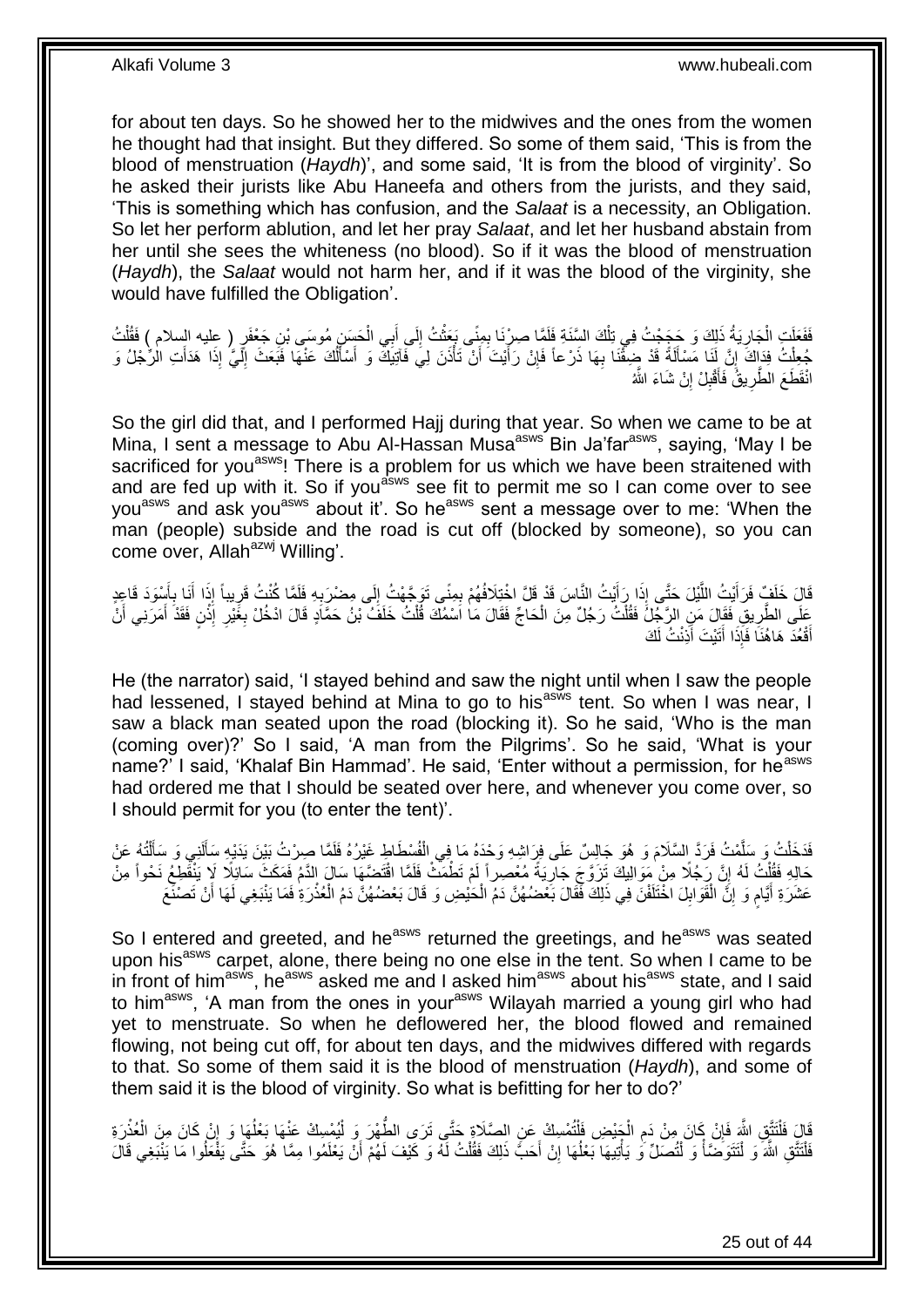for about ten days. So he showed her to the midwives and the ones from the women he thought had that insight. But they differed. So some of them said, 'This is from the blood of menstruation (*Haydh*)', and some said, 'It is from the blood of virginity'. So he asked their jurists like Abu Haneefa and others from the jurists, and they said, 'This is something which has confusion, and the *Salaat* is a necessity, an Obligation. So let her perform ablution, and let her pray *Salaat*, and let her husband abstain from her until she sees the whiteness (no blood). So if it was the blood of menstruation (*Haydh*), the *Salaat* would not harm her, and if it was the blood of the virginity, she would have fulfilled the Obligation'.

فَفَعَلَتِ الْجَارِيَةُ ذَلِكَ وَ حَجَجْتُ فِي تِلْكَ السَّنَةِ فَلَمَّا صِرْنَا بِمِنًى بَعَثْتُ إِلَى أَبِي الْحَسَنِ مُوسَى بْنِ جَعْفَرٍ ( عليه السلام ) فَقُلْتُ جُعِلْتُ فِدَاكَ إِنَّ لَنَا مَسْأَلَةً قَدْ ضِقْنَا بِهَا ذَرْعاً فَإِنْ رَأَيْتَ أَنْ تَأْذَنَ لِي فَآتِيَكَ وَ أَسْأَلَكَ عَنْهَا فَبَعَثَ إِلَيَّ إِذَا هَدَأَتِ الرِّجْلُ وَ انْقَطَعَ الطَّرِيقُ فَأَقْبِلْ إِنْ شَاءَ اللَّهُ

So the girl did that, and I performed Hajj during that year. So when we came to be at Mina, I sent a message to Abu Al-Hassan Musa[asws] Bin Ja'far[asws], saying, 'May I be sacrificed for you[asws]! There is a problem for us which we have been straitened with and are fed up with it. So if you[asws] see fit to permit me so I can come over to see you[asws] and ask you[asws] about it'. So he[asws] sent a message over to me: 'When the man (people) subside and the road is cut off (blocked by someone), so you can come over, Allah[azwj] Willing'.

قَالَ خَلَفٌ فَرَأَيْتُ اللَّيْلَ حَتَّى إِذَا رَأَيْتُ النَّاسَ قَدْ قَلَّ اخْتِلَافُهُمْ بِمِنًى تَوَجَّهْتُ إِلَى مِضْرَبِهِ فَلَمَّا كُنْتُ قَرِيباً إِذَا أَنَا بِأَسْوَدَ قَاعِدٍ عَلَى الطَّرِيقِ فَقَالَ مَنِ الرَّجُلُ فَقُلْتُ رَجُلٌ مِنَ الْحَاجِّ فَقَالَ مَا اسْمُكَ قُلْتُ خَلَفُ بْنُ حَمَّادٍ قَالَ ادْخُلْ بِغَيْرِ إِذْنٍ فَقَدْ أَمَرَنِي أَنْ أَقْعُدَ هَاهُنَا فَإِذَا أَتَيْتَ أَذِنْتُ لَكَ

He (the narrator) said, 'I stayed behind and saw the night until when I saw the people had lessened, I stayed behind at Mina to go to his[asws] tent. So when I was near, I saw a black man seated upon the road (blocking it). So he said, 'Who is the man (coming over)?' So I said, 'A man from the Pilgrims'. So he said, 'What is your name?' I said, 'Khalaf Bin Hammad'. He said, 'Enter without a permission, for he[asws] had ordered me that I should be seated over here, and whenever you come over, so I should permit for you (to enter the tent)'.

فَدَخَلْتُ وَ سَلَّمْتُ فَرَدَّ السَّلَامَ وَ هُوَ جَالِسٌ عَلَى فِرَاشِهِ وَحْدَهُ مَا فِي الْفُسْطَاطِ غَيْرُهُ فَلَمَّا صِرْتُ بَيْنَ يَدَيْهِ سَأَلَنِي وَ سَأَلْتُهُ عَنْ حَالِهِ فَقُلْتُ لَهُ إِنَّ رَجُلًا مِنْ مَوَالِيكَ تَزَوَّجَ جَارِيَةً مُعْصِراً لَمْ تَطْمَثْ فَلَمَّا افْتَضَّهَا سَالَ الدَّمُ فَمَكَثَ سَائِلًا لَا يَنْقَطِعُ نَحْواً مِنْ عَشَرَةِ أَيَّامٍ وَ إِنَّ الْقَوَابِلَ اخْتَلَفْنَ فِي ذَلِكَ فَقَالَ بَعْضُهُنَّ دَمُ الْحَيْضِ وَ قَالَ بَعْضُهُنَّ دَمُ الْعُذْرَةِ فَمَا يَنْبَغِي لَهَا أَنْ تَصْنَعَ

So I entered and greeted, and he[asws] returned the greetings, and he[asws] was seated upon his[asws] carpet, alone, there being no one else in the tent. So when I came to be in front of him[asws], he[asws] asked me and I asked him[asws] about his[asws] state, and I said to him[asws], 'A man from the ones in your[asws] Wilayah married a young girl who had yet to menstruate. So when he deflowered her, the blood flowed and remained flowing, not being cut off, for about ten days, and the midwives differed with regards to that. So some of them said it is the blood of menstruation (*Haydh*), and some of them said it is the blood of virginity. So what is befitting for her to do?'

قَالَ فَلْتَتَّقِ اللَّهَ فَإِنْ كَانَ مِنْ دَمِ الْحَيْضِ فَلْتُمْسِكْ عَنِ الصَّلَاةِ حَتَّى تَرَى الطُّهْرَ وَ لْيُمْسِكْ عَنْهَا بَعْلُهَا وَ إِنْ كَانَ مِنَ الْعُذْرَةِ فَلْتَتَّقِ اللَّهَ وَ لْتَتَوَضَّأْ وَ لْتُصَلِّ وَ يَأْتِيهَا بَعْلُهَا إِنْ أَحَبَّ ذَلِكَ فَقُلْتُ لَهُ وَ كَيْفَ لَهُمْ أَنْ يَعْلَمُوا مِمَّا هُوَ حَتَّى يَفْعَلُوا مَا يَنْبَغِي قَالَ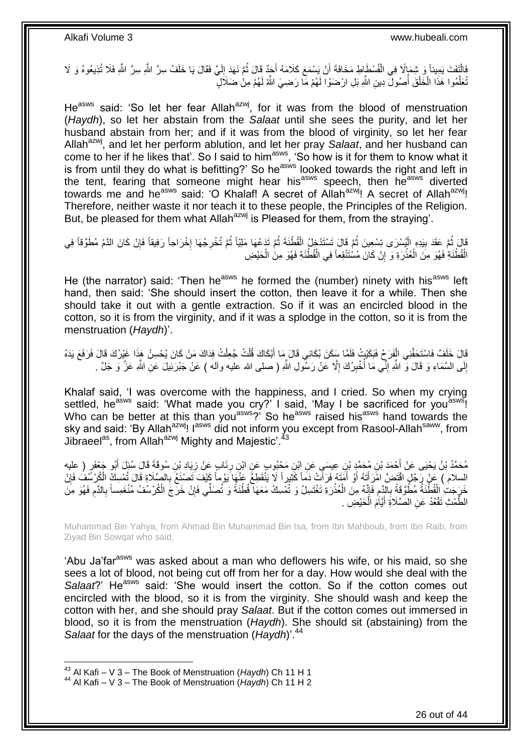فَالْتَفَتَ يَمِيناً وَ شِمَالًا فِي الْفُسْطَاطِ مَخَافَةَ أَنْ يَسْمَعَ كَلَامَهُ أَحَدٌ قَالَ ثُمَّ نَهَدَ إِلَيَّ فَقَالَ يَا خَلَفُ سِرَّ اللَّهِ سِرَّ اللَّهِ فَلَا تُذِيعُوهُ وَ لَا تُعَلِّمُوا هَذَا الْخَلْقَ أُصُولَ دِينِ اللَّهِ بَلِ ارْضَوْا لَهُمْ مَا رَضِيَ اللَّهُ لَهُمْ مِنْ ضَلَالٍ

He[asws] said: 'So let her fear Allah[azwj], for it was from the blood of menstruation (*Haydh*), so let her abstain from the *Salaat* until she sees the purity, and let her husband abstain from her; and if it was from the blood of virginity, so let her fear Allah[azwj], and let her perform ablution, and let her pray *Salaat*, and her husband can come to her if he likes that'. So I said to him[asws], 'So how is it for them to know what it is from until they do what is befitting?' So he[asws] looked towards the right and left in the tent, fearing that someone might hear his[asws] speech, then he[asws] diverted towards me and he[asws] said: 'O Khalaf! A secret of Allah[azwj]! A secret of Allah[azwj]! Therefore, neither waste it nor teach it to these people, the Principles of the Religion. But, be pleased for them what Allah[azwj] is Pleased for them, from the straying'.

قَالَ ثُمَّ عَقَدَ بِيَدِهِ الْيُسْرَى تِسْعِينَ ثُمَّ قَالَ تَسْتَدْخِلُ الْقُطْنَةَ ثُمَّ تَدَعُهَا مَلِيّاً ثُمَّ تُخْرِجُهَا إِخْرَاجاً رَفِيقاً فَإِنْ كَانَ الدَّمُ مُطَوَّقاً فِي الْقُطْنَةِ فَهُوَ مِنَ الْعُذْرَةِ وَ إِنْ كَانَ مُسْتَنْقِعاً فِي الْقُطْنَةِ فَهُوَ مِنَ الْحَيْضِ

He (the narrator) said: 'Then he[asws] he formed the (number) ninety with his[asws] left hand, then said: 'She should insert the cotton, then leave it for a while. Then she should take it out with a gentle extraction. So if it was an encircled blood in the cotton, so it is from the virginity, and if it was a splodge in the cotton, so it is from the menstruation (*Haydh*)'.

قَالَ خَلَفٌ فَاسْتَخَفَّنِي الْفَرَحُ فَبَكَيْتُ فَلَمَّا سَكَنَ بُكَائِي قَالَ مَا أَبْكَاكَ قُلْتُ جُعِلْتُ فِدَاكَ مَنْ كَانَ يُحْسِنُ هَذَا غَيْرُكَ قَالَ فَرَفَعَ يَدَهُ إِلَى السَّمَاءِ وَ قَالَ وَ اللَّهِ إِنِّي مَا أُخْبِرُكَ إِلَّا عَنْ رَسُولِ اللَّهِ ( صلى الله عليه وآله ) عَنْ جَبْرَئِيلَ عَنِ اللَّهِ عَزَّ وَ جَلَّ .

Khalaf said, 'I was overcome with the happiness, and I cried. So when my crying settled, he[asws] said: 'What made you cry?' I said, 'May I be sacrificed for you[asws]! Who can be better at this than you[asws]?' So he[asws] raised his[asws] hand towards the sky and said: 'By Allah[azwj]! I[asws] did not inform you except from Rasool-Allah[saww], from Jibraeel[as], from Allah[azwj] Mighty and Majestic'.[43]

مُحَمَّدُ بْنُ يَحْيَى عَنْ أَحْمَدَ بْنِ مُحَمَّدِ بْنِ عِيسَى عَنِ ابْنِ مَحْبُوبٍ عَنِ ابْنِ رِئَابٍ عَنْ زِيَادِ بْنِ سُوقَةَ قَالَ سُئِلَ أَبُو جَعْفَرٍ ( عليه السلام ) عَنْ رَجُلٍ اقْتَضَّ امْرَأَتَهُ أَوْ أَمَتَهُ فَرَأَتْ دَماً كَثِيراً لَا يَنْقَطِعُ عَنْهَا يَوْماً كَيْفَ تَصْنَعُ بِالصَّلَاةِ قَالَ تُمْسِكُ الْكُرْسُفَ فَإِنْ خَرَجَتِ الْقُطْنَةُ مُطَوَّقَةً بِالدَّمِ فَإِنَّهُ مِنَ الْعُذْرَةِ تَغْتَسِلُ وَ تُمْسِكُ مَعَهَا قُطْنَةً وَ تُصَلِّي فَإِنْ خَرَجَ الْكُرْسُفُ مُنْغَمِساً بِالدَّمِ فَهُوَ مِنَ الطَّمْثِ تَقْعُدُ عَنِ الصَّلَاةِ أَيَّامَ الْحَيْضِ .

Muhammad Bin Yahya, from Ahmad Bin Muhammad Bin Isa, from Ibn Mahboub, from Ibn Raib, from Ziyad Bin Sowqat who said,

'Abu Ja'far[asws] was asked about a man who deflowers his wife, or his maid, so she sees a lot of blood, not being cut off from her for a day. How would she deal with the *Salaat*?' He[asws] said: 'She would insert the cotton. So if the cotton comes out encircled with the blood, so it is from the virginity. She should wash and keep the cotton with her, and she should pray *Salaat*. But if the cotton comes out immersed in blood, so it is from the menstruation (*Haydh*). She should sit (abstaining) from the *Salaat* for the days of the menstruation (*Haydh*)'.[44]

---

[43] Al Kafi – V 3 – The Book of Menstruation (*Haydh*) Ch 11 H 1
[44] Al Kafi – V 3 – The Book of Menstruation (*Haydh*) Ch 11 H 2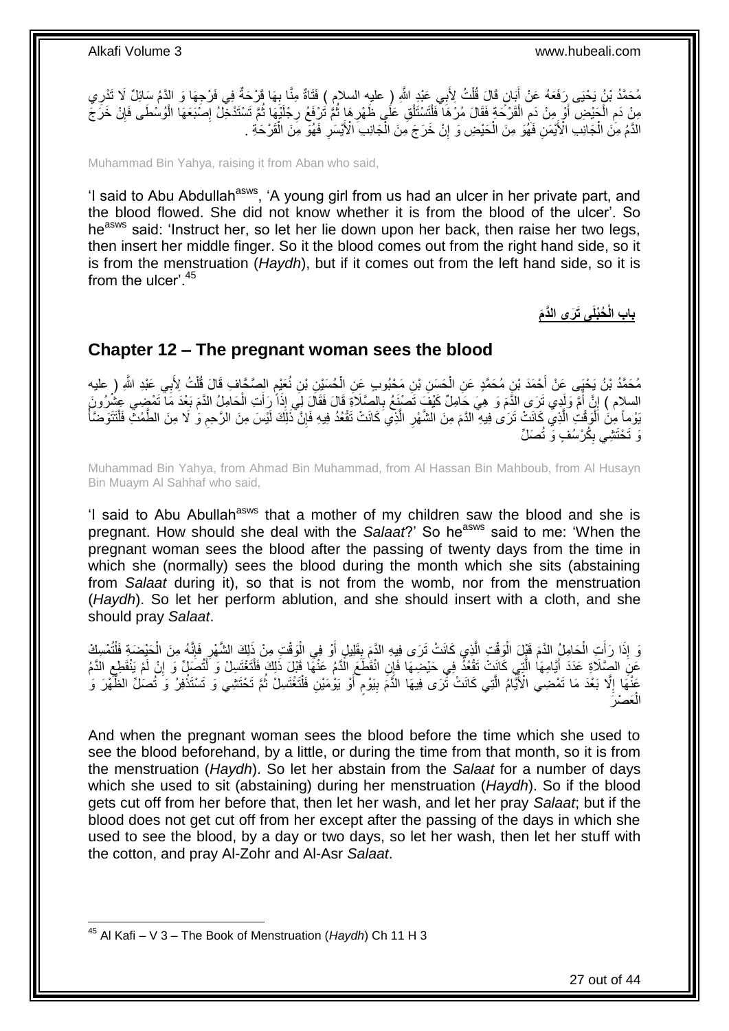مُحَمَّدُ بْنُ يَحْيَى رَفَعَهُ عَنْ أَبَانٍ قَالَ قُلْتُ لِأَبِي عَبْدِ اللَّهِ ( عليه السلام ) فَتَاةٌ مِنَّا بِهَا قَرْحَةٌ فِي فَرْجِهَا وَ الدَّمُ سَائِلٌ لَا تَدْرِي مِنْ دَمِ الْحَيْضِ أَوْ مِنْ دَمِ الْقَرْحَةِ فَقَالَ مُرْهَا فَلْتَسْتَلْقِ عَلَى ظَهْرِهَا ثُمَّ تَرْفَعُ رِجْلَيْهَا ثُمَّ تَسْتَدْخِلُ إِصْبَعَهَا الْوُسْطَى فَإِنْ خَرَجَ الدَّمُ مِنَ الْجَانِبِ الْأَيْمَنِ فَهُوَ مِنَ الْحَيْضِ وَ إِنْ خَرَجَ مِنَ الْجَانِبِ الْأَيْسَرِ فَهُوَ مِنَ الْقَرْحَةِ .

Muhammad Bin Yahya, raising it from Aban who said,

'I said to Abu Abdullah[asws], 'A young girl from us had an ulcer in her private part, and the blood flowed. She did not know whether it is from the blood of the ulcer'. So he[asws] said: 'Instruct her, so let her lie down upon her back, then raise her two legs, then insert her middle finger. So it the blood comes out from the right hand side, so it is from the menstruation (*Haydh*), but if it comes out from the left hand side, so it is from the ulcer'.[45]

**بابِ الْحُبْلَى تَرَى الدَّمَ**

## Chapter 12 – The pregnant woman sees the blood

مُحَمَّدُ بْنُ يَحْيَى عَنْ أَحْمَدَ بْنِ مُحَمَّدٍ عَنِ الْحَسَنِ بْنِ مَحْبُوبٍ عَنِ الْحُسَيْنِ بْنِ نُعَيْمٍ الصَّحَّافِ قَالَ قُلْتُ لِأَبِي عَبْدِ اللَّهِ ( عليه السلام ) إِنَّ أُمَّ وَلَدِي تَرَى الدَّمَ وَ هِيَ حَامِلٌ كَيْفَ تَصْنَعُ بِالصَّلَاةِ قَالَ فَقَالَ لِي إِذَا رَأَتِ الْحَامِلُ الدَّمَ بَعْدَ مَا تَمْضِي عِشْرُونَ يَوْماً مِنَ الْوَقْتِ الَّذِي كَانَتْ تَرَى فِيهِ الدَّمَ مِنَ الشَّهْرِ الَّذِي كَانَتْ تَقْعُدُ فِيهِ فَإِنَّ ذَلِكَ لَيْسَ مِنَ الرَّحِمِ وَ لَا مِنَ الطَّمْثِ فَلْتَتَوَضَّأْ وَ تَحْتَشِي بِكُرْسُفٍ وَ تُصَلِّ

Muhammad Bin Yahya, from Ahmad Bin Muhammad, from Al Hassan Bin Mahboub, from Al Husayn Bin Muaym Al Sahhaf who said,

'I said to Abu Abullah[asws] that a mother of my children saw the blood and she is pregnant. How should she deal with the *Salaat*?' So he[asws] said to me: 'When the pregnant woman sees the blood after the passing of twenty days from the time in which she (normally) sees the blood during the month which she sits (abstaining from *Salaat* during it), so that is not from the womb, nor from the menstruation (*Haydh*). So let her perform ablution, and she should insert with a cloth, and she should pray *Salaat*.

وَ إِذَا رَأَتِ الْحَامِلُ الدَّمَ قَبْلَ الْوَقْتِ الَّذِي كَانَتْ تَرَى فِيهِ الدَّمَ بِقَلِيلٍ أَوْ فِي الْوَقْتِ مِنْ ذَلِكَ الشَّهْرِ فَإِنَّهُ مِنَ الْحَيْضَةِ فَلْتُمْسِكْ عَنِ الصَّلَاةِ عَدَدَ أَيَّامِهَا الَّتِي كَانَتْ تَقْعُدُ فِي حَيْضِهَا فَإِنِ انْقَطَعَ الدَّمُ عَنْهَا قَبْلَ ذَلِكَ فَلْتَغْتَسِلْ وَ لْتُصَلِّ وَ إِنْ لَمْ يَنْقَطِعِ الدَّمُ عَنْهَا إِلَّا بَعْدَ مَا تَمْضِي الْأَيَّامُ الَّتِي كَانَتْ تَرَى فِيهَا الدَّمَ بِيَوْمٍ أَوْ يَوْمَيْنِ فَلْتَغْتَسِلْ ثُمَّ تَحْتَشِي وَ تَسْتَذْفِرُ وَ تُصَلِّ الظُّهْرَ وَ الْعَصْرَ

And when the pregnant woman sees the blood before the time which she used to see the blood beforehand, by a little, or during the time from that month, so it is from the menstruation (*Haydh*). So let her abstain from the *Salaat* for a number of days which she used to sit (abstaining) during her menstruation (*Haydh*). So if the blood gets cut off from her before that, then let her wash, and let her pray *Salaat*; but if the blood does not get cut off from her except after the passing of the days in which she used to see the blood, by a day or two days, so let her wash, then let her stuff with the cotton, and pray Al-Zohr and Al-Asr *Salaat*.

[45] Al Kafi – V 3 – The Book of Menstruation (*Haydh*) Ch 11 H 3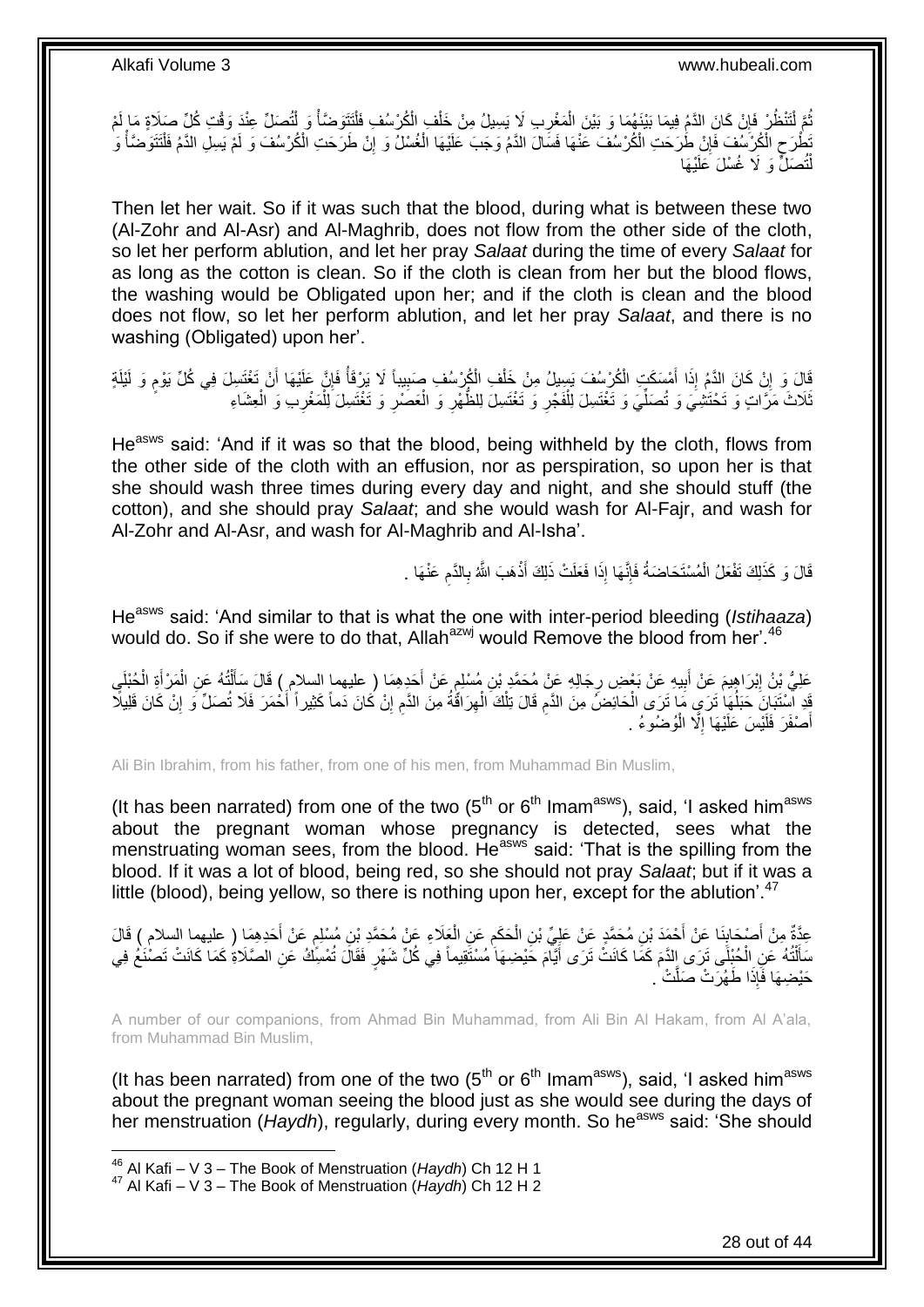ثُمَّ لْتَنْظُرْ فَإِنْ كَانَ الدَّمُ فِيمَا بَيْنَهُمَا وَ بَيْنَ الْمَغْرِبِ لَا يَسِيلُ مِنْ خَلْفِ الْكُرْسُفِ فَلْتَتَوَضَّأْ وَ لْتُصَلِّ عِنْدَ وَقْتِ كُلِّ صَلَاةٍ مَا لَمْ تَطْرَحِ الْكُرْسُفَ فَإِنْ طَرَحَتِ الْكُرْسُفَ عَنْهَا فَسَالَ الدَّمُ وَجَبَ عَلَيْهَا الْغُسْلُ وَ إِنْ طَرَحَتِ الْكُرْسُفَ وَ لَمْ يَسِلِ الدَّمُ فَلْتَتَوَضَّأْ وَ لْتُصَلِّ وَ لَا غُسْلَ عَلَيْهَا

Then let her wait. So if it was such that the blood, during what is between these two (Al-Zohr and Al-Asr) and Al-Maghrib, does not flow from the other side of the cloth, so let her perform ablution, and let her pray *Salaat* during the time of every *Salaat* for as long as the cotton is clean. So if the cloth is clean from her but the blood flows, the washing would be Obligated upon her; and if the cloth is clean and the blood does not flow, so let her perform ablution, and let her pray *Salaat*, and there is no washing (Obligated) upon her'.

قَالَ وَ إِنْ كَانَ الدَّمُ إِذَا أَمْسَكَتِ الْكُرْسُفَ يَسِيلُ مِنْ خَلْفِ الْكُرْسُفِ صَبِيباً لَا يَرْقَأُ فَإِنَّ عَلَيْهَا أَنْ تَغْتَسِلَ فِي كُلِّ يَوْمٍ وَ لَيْلَةٍ ثَلَاثَ مَرَّاتٍ وَ تَحْتَشِيَ وَ تُصَلِّيَ وَ تَغْتَسِلَ لِلْفَجْرِ وَ تَغْتَسِلَ لِلظُّهْرِ وَ الْعَصْرِ وَ تَغْتَسِلَ لِلْمَغْرِبِ وَ الْعِشَاءِ

He[asws] said: 'And if it was so that the blood, being withheld by the cloth, flows from the other side of the cloth with an effusion, nor as perspiration, so upon her is that she should wash three times during every day and night, and she should stuff (the cotton), and she should pray *Salaat*; and she would wash for Al-Fajr, and wash for Al-Zohr and Al-Asr, and wash for Al-Maghrib and Al-Isha'.

قَالَ وَ كَذَلِكَ تَفْعَلُ الْمُسْتَحَاضَةُ فَإِنَّهَا إِذَا فَعَلَتْ ذَلِكَ أَذْهَبَ اللَّهُ بِالدَّمِ عَنْهَا .

He[asws] said: 'And similar to that is what the one with inter-period bleeding (*Istihaaza*) would do. So if she were to do that, Allah[azwj] would Remove the blood from her'.[46]

عَلِيُّ بْنُ إِبْرَاهِيمَ عَنْ أَبِيهِ عَنْ بَعْضِ رِجَالِهِ عَنْ مُحَمَّدِ بْنِ مُسْلِمٍ عَنْ أَحَدِهِمَا ( عليهما السلام ) قَالَ سَأَلْتُهُ عَنِ الْمَرْأَةِ الْحُبْلَى قَدِ اسْتَبَانَ حَبَلُهَا تَرَى مَا تَرَى الْحَائِضُ مِنَ الدَّمِ قَالَ تِلْكَ الْهِرَاقَةُ مِنَ الدَّمِ إِنْ كَانَ دَماً كَثِيراً أَحْمَرَ فَلَا تُصَلِّ وَ إِنْ كَانَ قَلِيلًا أَصْفَرَ فَلَيْسَ عَلَيْهَا إِلَّا الْوُضُوءُ .

Ali Bin Ibrahim, from his father, from one of his men, from Muhammad Bin Muslim,

(It has been narrated) from one of the two (5[th] or 6[th] Imam[asws]), said, 'I asked him[asws] about the pregnant woman whose pregnancy is detected, sees what the menstruating woman sees, from the blood. He[asws] said: 'That is the spilling from the blood. If it was a lot of blood, being red, so she should not pray *Salaat*; but if it was a little (blood), being yellow, so there is nothing upon her, except for the ablution'.[47]

عِدَّةٌ مِنْ أَصْحَابِنَا عَنْ أَحْمَدَ بْنِ مُحَمَّدٍ عَنْ عَلِيِّ بْنِ الْحَكَمِ عَنِ الْعَلَاءِ عَنْ مُحَمَّدِ بْنِ مُسْلِمٍ عَنْ أَحَدِهِمَا ( عليهما السلام ) قَالَ سَأَلْتُهُ عَنِ الْحُبْلَى تَرَى الدَّمَ كَمَا كَانَتْ تَرَى أَيَّامَ حَيْضِهَا مُسْتَقِيماً فِي كُلِّ شَهْرٍ فَقَالَ تُمْسِكُ عَنِ الصَّلَاةِ كَمَا كَانَتْ تَصْنَعُ فِي حَيْضِهَا فَإِذَا طَهُرَتْ صَلَّتْ .

A number of our companions, from Ahmad Bin Muhammad, from Ali Bin Al Hakam, from Al A'ala, from Muhammad Bin Muslim,

(It has been narrated) from one of the two (5[th] or 6[th] Imam[asws]), said, 'I asked him[asws] about the pregnant woman seeing the blood just as she would see during the days of her menstruation (*Haydh*), regularly, during every month. So he[asws] said: 'She should

[46] Al Kafi – V 3 – The Book of Menstruation (*Haydh*) Ch 12 H 1
[47] Al Kafi – V 3 – The Book of Menstruation (*Haydh*) Ch 12 H 2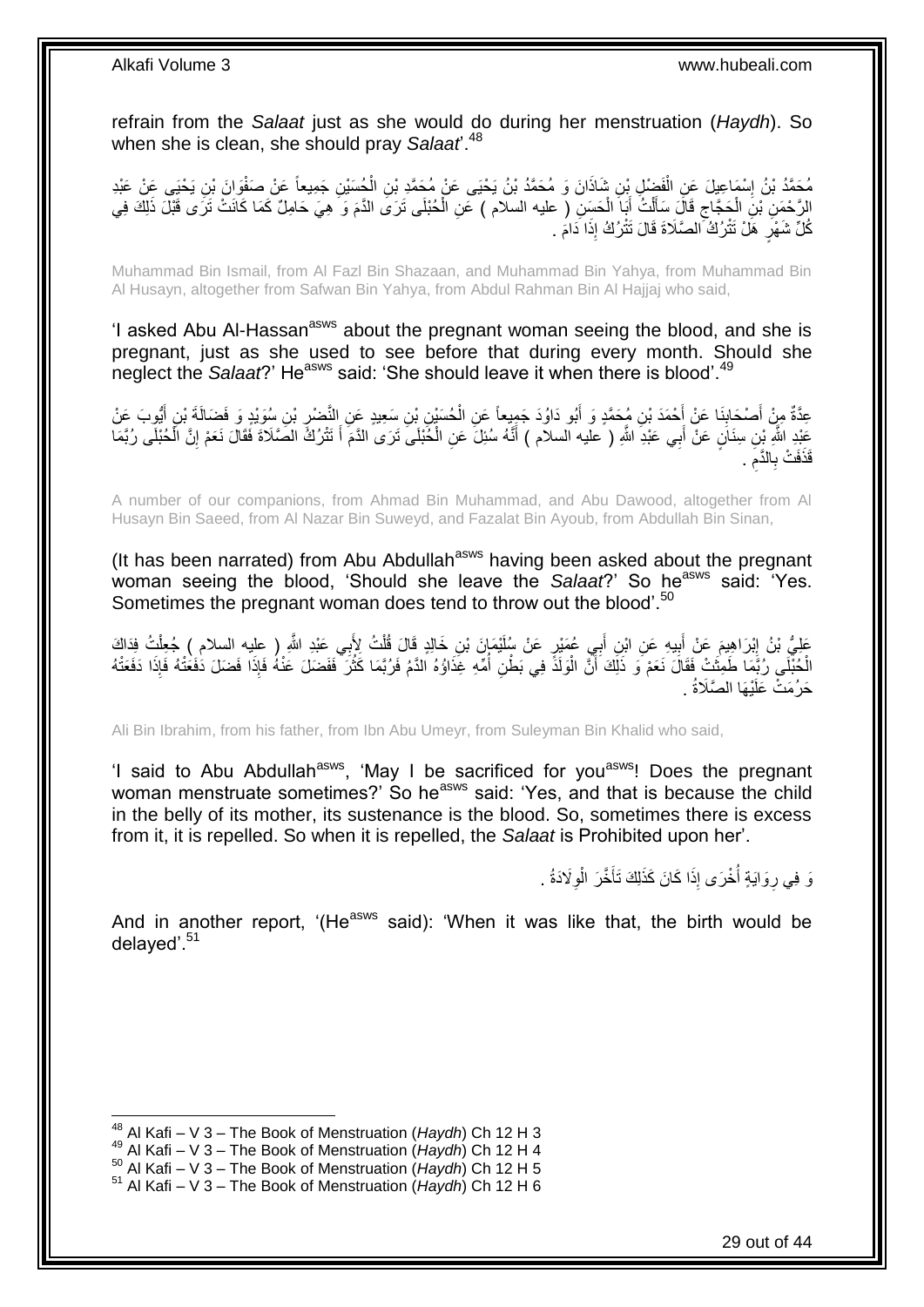refrain from the *Salaat* just as she would do during her menstruation (*Haydh*). So when she is clean, she should pray *Salaat*'.[48]

مُحَمَّدُ بْنُ إِسْمَاعِيلَ عَنِ الْفَضْلِ بْنِ شَاذَانَ وَ مُحَمَّدُ بْنُ يَحْيَى عَنْ مُحَمَّدِ بْنِ الْحُسَيْنِ جَمِيعاً عَنْ صَفْوَانَ بْنِ يَحْيَى عَنْ عَبْدِ الرَّحْمَنِ بْنِ الْحَجَّاجِ قَالَ سَأَلْتُ أَبَا الْحَسَنِ ( عليه السلام ) عَنِ الْحُبْلَى تَرَى الدَّمَ وَ هِيَ حَامِلٌ كَمَا كَانَتْ تَرَى قَبْلَ ذَلِكَ فِي كُلِّ شَهْرٍ هَلْ تَتْرُكُ الصَّلَاةَ قَالَ تَتْرُكُ إِذَا دَامَ .

Muhammad Bin Ismail, from Al Fazl Bin Shazaan, and Muhammad Bin Yahya, from Muhammad Bin Al Husayn, altogether from Safwan Bin Yahya, from Abdul Rahman Bin Al Hajjaj who said,

'I asked Abu Al-Hassan[asws] about the pregnant woman seeing the blood, and she is pregnant, just as she used to see before that during every month. Should she neglect the *Salaat*?' He[asws] said: 'She should leave it when there is blood'.[49]

عِدَّةٌ مِنْ أَصْحَابِنَا عَنْ أَحْمَدَ بْنِ مُحَمَّدٍ وَ أَبُو دَاوُدَ جَمِيعاً عَنِ الْحُسَيْنِ بْنِ سَعِيدٍ عَنِ النَّضْرِ بْنِ سُوَيْدٍ وَ فَضَالَةَ بْنِ أَيُّوبَ عَنْ عَبْدِ اللَّهِ بْنِ سِنَانٍ عَنْ أَبِي عَبْدِ اللَّهِ ( عليه السلام ) أَنَّهُ سُئِلَ عَنِ الْحُبْلَى تَرَى الدَّمَ أَ تَتْرُكُ الصَّلَاةَ فَقَالَ نَعَمْ إِنَّ الْحُبْلَى رُبَّمَا قَذَفَتْ بِالدَّمِ .

A number of our companions, from Ahmad Bin Muhammad, and Abu Dawood, altogether from Al Husayn Bin Saeed, from Al Nazar Bin Suweyd, and Fazalat Bin Ayoub, from Abdullah Bin Sinan,

(It has been narrated) from Abu Abdullah[asws] having been asked about the pregnant woman seeing the blood, 'Should she leave the *Salaat*?' So he[asws] said: 'Yes. Sometimes the pregnant woman does tend to throw out the blood'.[50]

عَلِيُّ بْنُ إِبْرَاهِيمَ عَنْ أَبِيهِ عَنِ ابْنِ أَبِي عُمَيْرٍ عَنْ سُلَيْمَانَ بْنِ خَالِدٍ قَالَ قُلْتُ لِأَبِي عَبْدِ اللَّهِ ( عليه السلام ) جُعِلْتُ فِدَاكَ الْحُبْلَى رُبَّمَا طَمِثَتْ فَقَالَ نَعَمْ وَ ذَلِكَ أَنَّ الْوَلَدَ فِي بَطْنِ أُمِّهِ غِذَاؤُهُ الدَّمُ فَرُبَّمَا كَثُرَ فَفَضَلَ عَنْهُ فَإِذَا فَضَلَ دَفَعَتْهُ فَإِذَا دَفَعَتْهُ حَرُمَتْ عَلَيْهَا الصَّلَاةُ .

Ali Bin Ibrahim, from his father, from Ibn Abu Umeyr, from Suleyman Bin Khalid who said,

'I said to Abu Abdullah[asws], 'May I be sacrificed for you[asws]! Does the pregnant woman menstruate sometimes?' So he[asws] said: 'Yes, and that is because the child in the belly of its mother, its sustenance is the blood. So, sometimes there is excess from it, it is repelled. So when it is repelled, the *Salaat* is Prohibited upon her'.

وَ فِي رِوَايَةٍ أُخْرَى إِذَا كَانَ كَذَلِكَ تَأَخَّرَ الْوِلَادَةُ .

And in another report, '(He[asws] said): 'When it was like that, the birth would be delayed'.[51]

---

[48] Al Kafi – V 3 – The Book of Menstruation (*Haydh*) Ch 12 H 3
[49] Al Kafi – V 3 – The Book of Menstruation (*Haydh*) Ch 12 H 4
[50] Al Kafi – V 3 – The Book of Menstruation (*Haydh*) Ch 12 H 5
[51] Al Kafi – V 3 – The Book of Menstruation (*Haydh*) Ch 12 H 6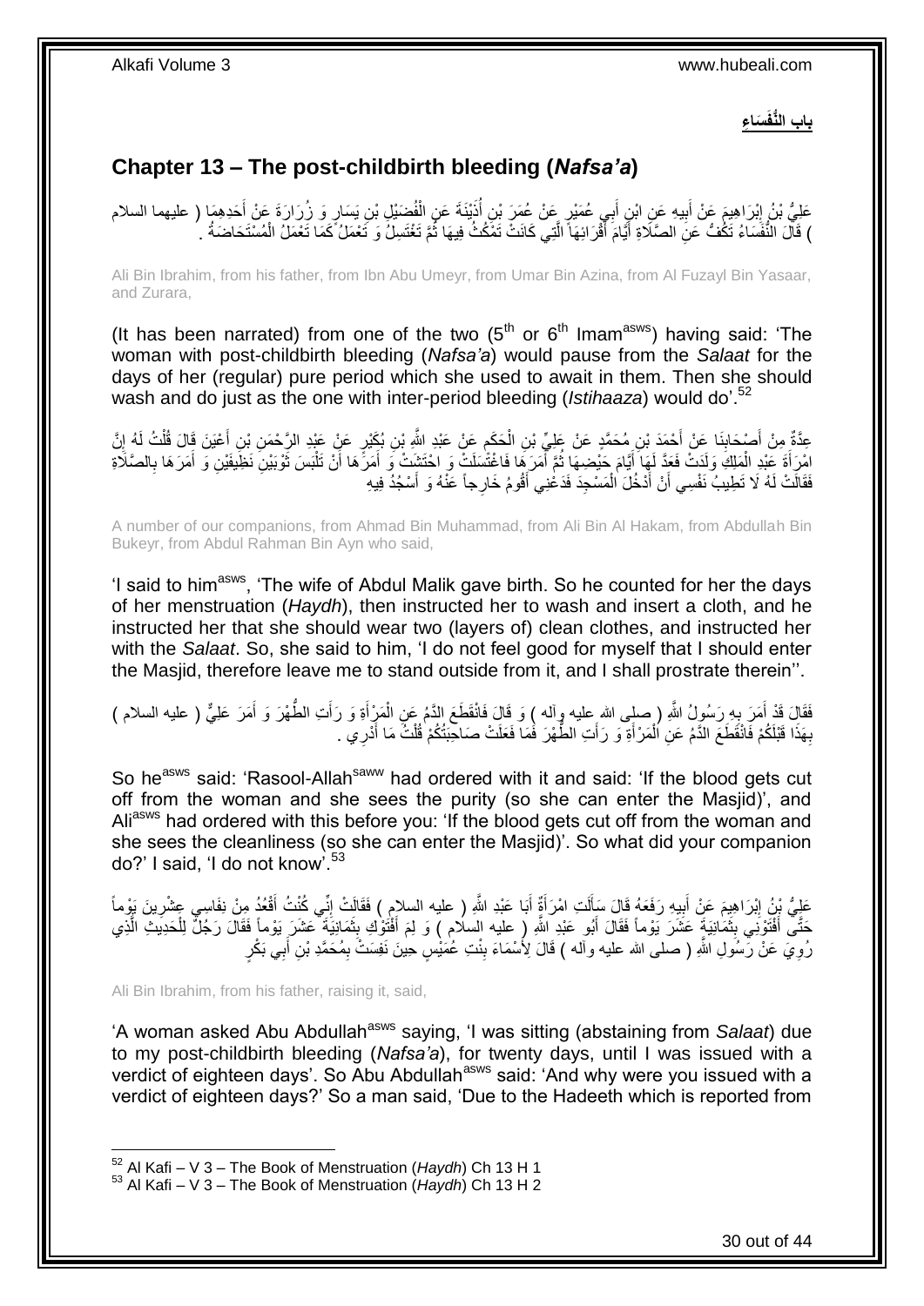## بابُ النُّفَسَاءِ

# Chapter 13 – The post-childbirth bleeding (*Nafsa'a*)

عَلِيُّ بْنُ إِبْرَاهِيمَ عَنْ أَبِيهِ عَنِ ابْنِ أَبِي عُمَيْرٍ عَنْ عُمَرَ بْنِ أُذَيْنَةَ عَنِ الْفُضَيْلِ بْنِ يَسَارٍ وَ زُرَارَةَ عَنْ أَحَدِهِمَا ( عليهما السلام ) قَالَ النُّفَسَاءُ تَكُفُّ عَنِ الصَّلَاةِ أَيَّامَ أَقْرَائِهَا الَّتِي كَانَتْ تَمْكُثُ فِيهَا ثُمَّ تَغْتَسِلُ وَ تَعْمَلُ كَمَا تَعْمَلُ الْمُسْتَحَاضَةُ .

Ali Bin Ibrahim, from his father, from Ibn Abu Umeyr, from Umar Bin Azina, from Al Fuzayl Bin Yasaar, and Zurara,

(It has been narrated) from one of the two (5th or 6th Imam[asws]) having said: 'The woman with post-childbirth bleeding (*Nafsa'a*) would pause from the *Salaat* for the days of her (regular) pure period which she used to await in them. Then she should wash and do just as the one with inter-period bleeding (*Istihaaza*) would do'.[52]

عِدَّةٌ مِنْ أَصْحَابِنَا عَنْ أَحْمَدَ بْنِ مُحَمَّدٍ عَنْ عَلِيِّ بْنِ الْحَكَمِ عَنْ عَبْدِ اللَّهِ بْنِ بُكَيْرٍ عَنْ عَبْدِ الرَّحْمَنِ بْنِ أَعْيَنَ قَالَ قُلْتُ لَهُ إِنَّ امْرَأَةَ عَبْدِ الْمَلِكِ وَلَدَتْ فَعَدَّ لَهَا أَيَّامَ حَيْضِهَا ثُمَّ أَمَرَهَا فَاغْتَسَلَتْ وَ احْتَشَتْ وَ أَمَرَهَا أَنْ تَلْبَسَ ثَوْبَيْنِ نَظِيفَيْنِ وَ أَمَرَهَا بِالصَّلَاةِ فَقَالَتْ لَهُ لَا تَطِيبُ نَفْسِي أَنْ أَدْخُلَ الْمَسْجِدَ فَدَعْنِي أَقُومُ خَارِجاً عَنْهُ وَ أَسْجُدُ فِيهِ

A number of our companions, from Ahmad Bin Muhammad, from Ali Bin Al Hakam, from Abdullah Bin Bukeyr, from Abdul Rahman Bin Ayn who said,

'I said to him[asws], 'The wife of Abdul Malik gave birth. So he counted for her the days of her menstruation (*Haydh*), then instructed her to wash and insert a cloth, and he instructed her that she should wear two (layers of) clean clothes, and instructed her with the *Salaat*. So, she said to him, 'I do not feel good for myself that I should enter the Masjid, therefore leave me to stand outside from it, and I shall prostrate therein''.

فَقَالَ قَدْ أَمَرَ بِهِ رَسُولُ اللَّهِ ( صلى الله عليه وآله ) وَ قَالَ فَانْقَطَعَ الدَّمُ عَنِ الْمَرْأَةِ وَ رَأَتِ الطُّهْرَ وَ أَمَرَ عَلِيٌّ ( عليه السلام ) بِهَذَا قَبْلَكُمْ فَانْقَطَعَ الدَّمُ عَنِ الْمَرْأَةِ وَ رَأَتِ الطُّهْرَ فَمَا فَعَلَتْ صَاحِبَتُكُمْ قُلْتُ مَا أَدْرِي .

So he[asws] said: 'Rasool-Allah[saww] had ordered with it and said: 'If the blood gets cut off from the woman and she sees the purity (so she can enter the Masjid)', and Ali[asws] had ordered with this before you: 'If the blood gets cut off from the woman and she sees the cleanliness (so she can enter the Masjid)'. So what did your companion do?' I said, 'I do not know'.[53]

عَلِيُّ بْنُ إِبْرَاهِيمَ عَنْ أَبِيهِ رَفَعَهُ قَالَ سَأَلَتِ امْرَأَةٌ أَبَا عَبْدِ اللَّهِ ( عليه السلام ) فَقَالَتْ إِنِّي كُنْتُ أَقْعُدُ مِنْ نِفَاسِي عِشْرِينَ يَوْماً حَتَّى أَفْتَوْنِي بِثَمَانِيَةَ عَشَرَ يَوْماً فَقَالَ أَبُو عَبْدِ اللَّهِ ( عليه السلام ) وَ لِمَ أَفْتَوْكِ بِثَمَانِيَةَ عَشَرَ يَوْماً فَقَالَ رَجُلٌ لِلْحَدِيثِ الَّذِي رُوِيَ عَنْ رَسُولِ اللَّهِ ( صلى الله عليه وآله ) قَالَ لِأَسْمَاءَ بِنْتِ عُمَيْسٍ حِينَ نَفِسَتْ بِمُحَمَّدِ بْنِ أَبِي بَكْرٍ

Ali Bin Ibrahim, from his father, raising it, said,

'A woman asked Abu Abdullah[asws] saying, 'I was sitting (abstaining from *Salaat*) due to my post-childbirth bleeding (*Nafsa'a*), for twenty days, until I was issued with a verdict of eighteen days'. So Abu Abdullah[asws] said: 'And why were you issued with a verdict of eighteen days?' So a man said, 'Due to the Hadeeth which is reported from

[52] Al Kafi – V 3 – The Book of Menstruation (*Haydh*) Ch 13 H 1
[53] Al Kafi – V 3 – The Book of Menstruation (*Haydh*) Ch 13 H 2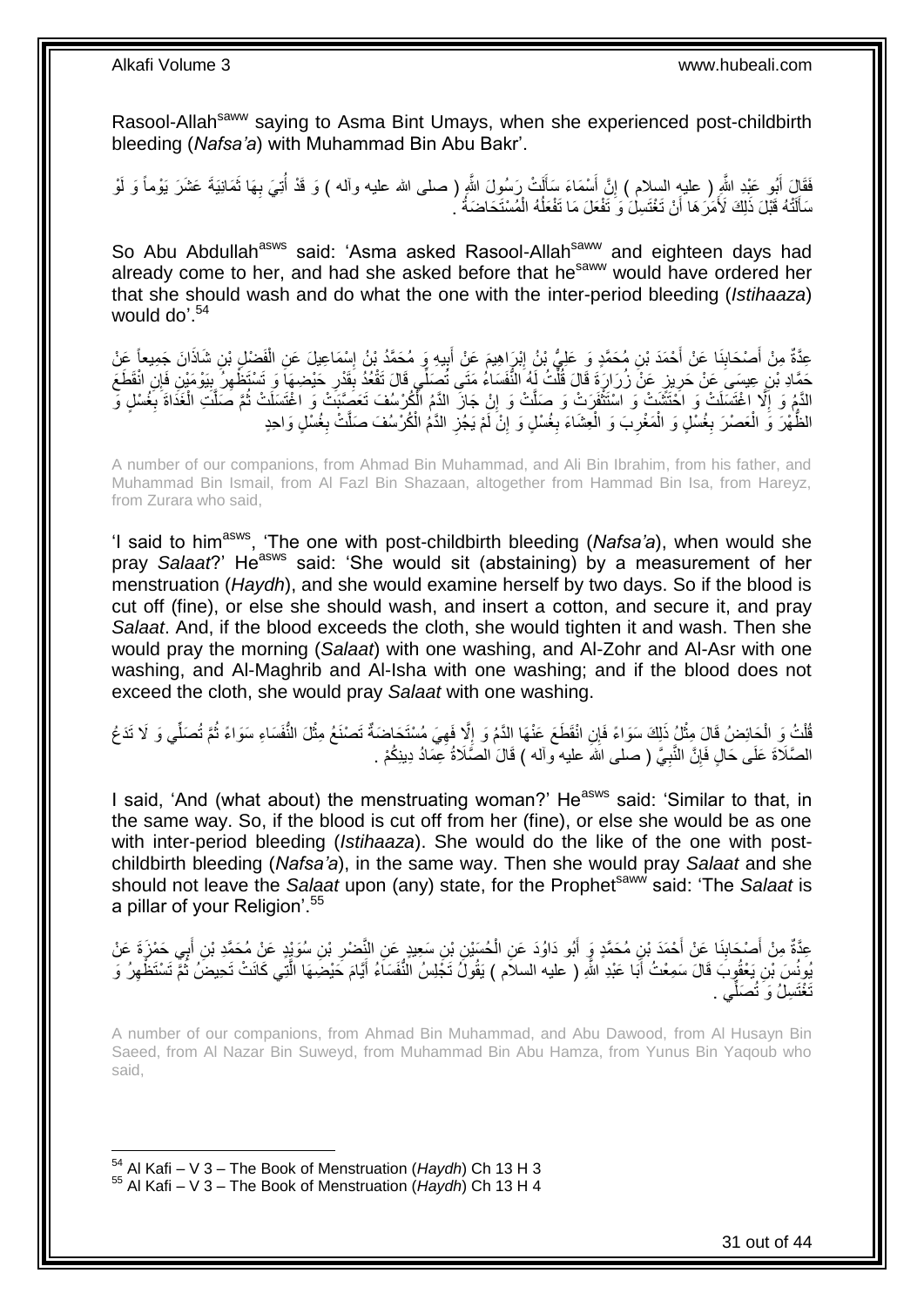Rasool-Allah[saww] saying to Asma Bint Umays, when she experienced post-childbirth bleeding (*Nafsa'a*) with Muhammad Bin Abu Bakr'.

فَقَالَ أَبُو عَبْدِ اللَّهِ ( عليه السلام ) إِنَّ أَسْمَاءَ سَأَلَتْ رَسُولَ اللَّهِ ( صلى الله عليه وآله ) وَ قَدْ أَتَيَ بِهَا ثَمَانِيَةَ عَشَرَ يَوْماً وَ لَوْ سَأَلَتْهُ قَبْلَ ذَلِكَ لَأَمَرَهَا أَنْ تَغْتَسِلَ وَ تَفْعَلَ مَا تَفْعَلُهُ الْمُسْتَحَاضَةُ .

So Abu Abdullah[asws] said: 'Asma asked Rasool-Allah[saww] and eighteen days had already come to her, and had she asked before that he[saww] would have ordered her that she should wash and do what the one with the inter-period bleeding (*Istihaaza*) would do'.[54]

عِدَّةٌ مِنْ أَصْحَابِنَا عَنْ أَحْمَدَ بْنِ مُحَمَّدٍ وَ عَلِيُّ بْنُ إِبْرَاهِيمَ عَنْ أَبِيهِ وَ مُحَمَّدُ بْنُ إِسْمَاعِيلَ عَنِ الْفَضْلِ بْنِ شَاذَانَ جَمِيعاً عَنْ حَمَّادِ بْنِ عِيسَى عَنْ حَرِيزٍ عَنْ زُرَارَةَ قَالَ قُلْتُ لَهُ النُّفَسَاءُ مَتَى تُصَلِّي قَالَ تَقْعُدُ بِقَدْرِ حَيْضِهَا وَ تَسْتَظْهِرُ بِيَوْمَيْنِ فَإِنِ انْقَطَعَ الدَّمُ وَ إِلَّا اغْتَسَلَتْ وَ احْتَشَتْ وَ اسْتَثْفَرَتْ وَ صَلَّتْ وَ إِنْ جَازَ الدَّمُ الْكُرْسُفَ تَعَصَّبَتْ وَ اغْتَسَلَتْ ثُمَّ صَلَّتِ الْغَدَاةَ بِغُسْلٍ وَ الظُّهْرَ وَ الْعَصْرَ بِغُسْلٍ وَ الْمَغْرِبَ وَ الْعِشَاءَ بِغُسْلٍ وَ إِنْ لَمْ يَجُزِ الدَّمُ الْكُرْسُفَ صَلَّتْ بِغُسْلٍ وَاحِدٍ

A number of our companions, from Ahmad Bin Muhammad, and Ali Bin Ibrahim, from his father, and Muhammad Bin Ismail, from Al Fazl Bin Shazaan, altogether from Hammad Bin Isa, from Hareyz, from Zurara who said,

'I said to him[asws], 'The one with post-childbirth bleeding (*Nafsa'a*), when would she pray *Salaat*?' He[asws] said: 'She would sit (abstaining) by a measurement of her menstruation (*Haydh*), and she would examine herself by two days. So if the blood is cut off (fine), or else she should wash, and insert a cotton, and secure it, and pray *Salaat*. And, if the blood exceeds the cloth, she would tighten it and wash. Then she would pray the morning (*Salaat*) with one washing, and Al-Zohr and Al-Asr with one washing, and Al-Maghrib and Al-Isha with one washing; and if the blood does not exceed the cloth, she would pray *Salaat* with one washing.

قُلْتُ وَ الْحَائِضُ قَالَ مِثْلُ ذَلِكَ سَوَاءً فَإِنِ انْقَطَعَ عَنْهَا الدَّمُ وَ إِلَّا فَهِيَ مُسْتَحَاضَةٌ تَصْنَعُ مِثْلَ النُّفَسَاءِ سَوَاءً ثُمَّ تُصَلِّي وَ لَا تَدَعُ الصَّلَاةَ عَلَى حَالٍ فَإِنَّ النَّبِيَّ ( صلى الله عليه وآله ) قَالَ الصَّلَاةُ عِمَادُ دِينِكُمْ .

I said, 'And (what about) the menstruating woman?' He[asws] said: 'Similar to that, in the same way. So, if the blood is cut off from her (fine), or else she would be as one with inter-period bleeding (*Istihaaza*). She would do the like of the one with post-childbirth bleeding (*Nafsa'a*), in the same way. Then she would pray *Salaat* and she should not leave the *Salaat* upon (any) state, for the Prophet[saww] said: 'The *Salaat* is a pillar of your Religion'.[55]

عِدَّةٌ مِنْ أَصْحَابِنَا عَنْ أَحْمَدَ بْنِ مُحَمَّدٍ وَ أَبُو دَاوُدَ عَنِ الْحُسَيْنِ بْنِ سَعِيدٍ عَنِ النَّضْرِ بْنِ سُوَيْدٍ عَنْ مُحَمَّدِ بْنِ أَبِي حَمْزَةَ عَنْ يُونُسَ بْنِ يَعْقُوبَ قَالَ سَمِعْتُ أَبَا عَبْدِ اللَّهِ ( عليه السلام ) يَقُولُ تَجْلِسُ النُّفَسَاءُ أَيَّامَ حَيْضِهَا الَّتِي كَانَتْ تَحِيضُ ثُمَّ تَسْتَظْهِرُ وَ تَغْتَسِلُ وَ تُصَلِّي .

A number of our companions, from Ahmad Bin Muhammad, and Abu Dawood, from Al Husayn Bin Saeed, from Al Nazar Bin Suweyd, from Muhammad Bin Abu Hamza, from Yunus Bin Yaqoub who said,

---

[54] Al Kafi – V 3 – The Book of Menstruation (*Haydh*) Ch 13 H 3
[55] Al Kafi – V 3 – The Book of Menstruation (*Haydh*) Ch 13 H 4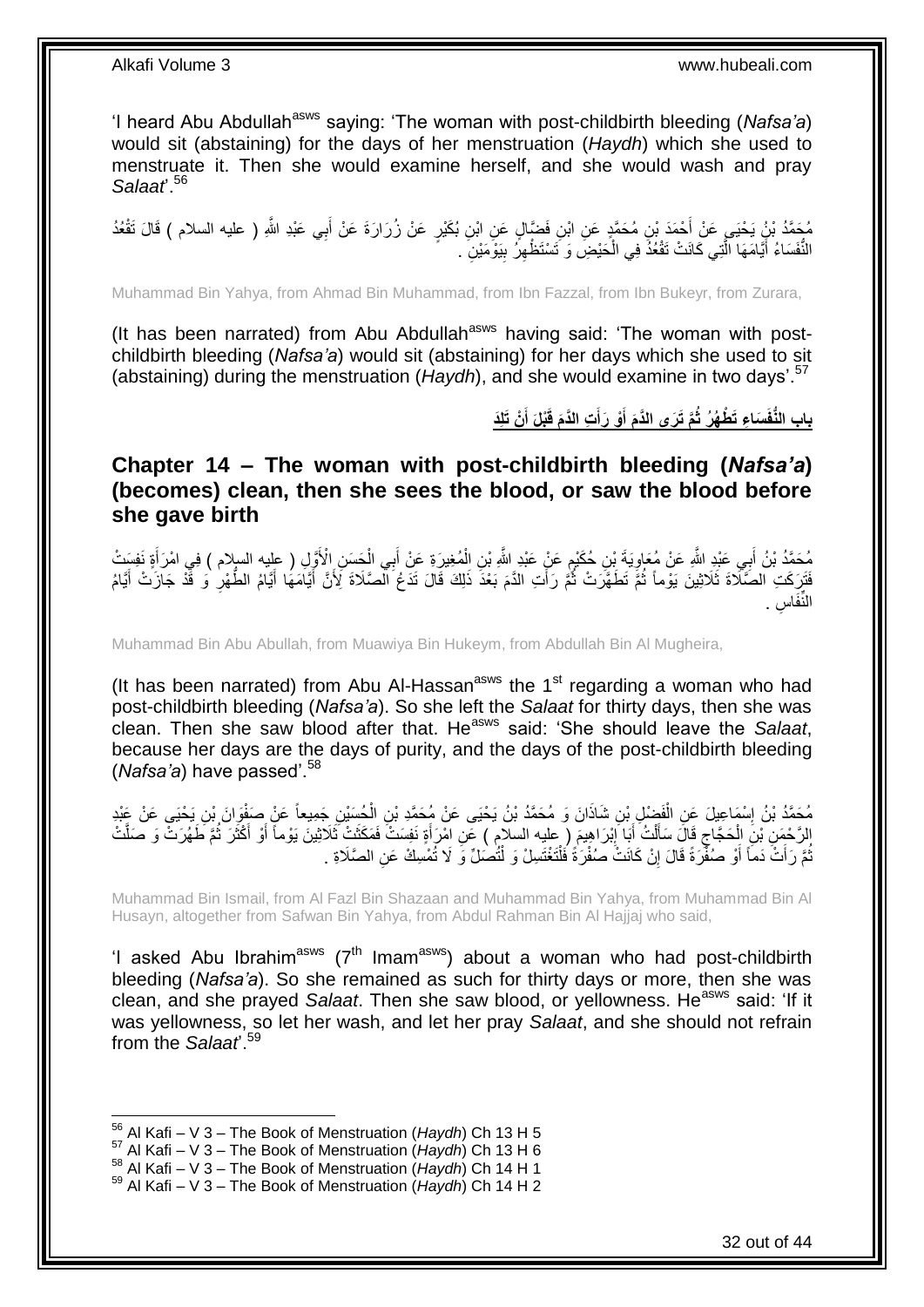'I heard Abu Abdullah[asws] saying: 'The woman with post-childbirth bleeding (*Nafsa'a*) would sit (abstaining) for the days of her menstruation (*Haydh*) which she used to menstruate it. Then she would examine herself, and she would wash and pray *Salaat*'.[56]

مُحَمَّدُ بْنُ يَحْيَى عَنْ أَحْمَدَ بْنِ مُحَمَّدٍ عَنِ ابْنِ فَضَّالٍ عَنِ ابْنِ بُكَيْرٍ عَنْ زُرَارَةَ عَنْ أَبِي عَبْدِ اللَّهِ ( عليه السلام ) قَالَ تَقْعُدُ النُّفَسَاءُ أَيَّامَهَا الَّتِي كَانَتْ تَقْعُدُ فِي الْحَيْضِ وَ تَسْتَظْهِرُ بِيَوْمَيْنِ .

Muhammad Bin Yahya, from Ahmad Bin Muhammad, from Ibn Fazzal, from Ibn Bukeyr, from Zurara,

(It has been narrated) from Abu Abdullah[asws] having said: 'The woman with post-childbirth bleeding (*Nafsa'a*) would sit (abstaining) for her days which she used to sit (abstaining) during the menstruation (*Haydh*), and she would examine in two days'.[57]

## بَابُ النُّفَسَاءِ تَطْهُرُ ثُمَّ تَرَى الدَّمَ أَوْ رَأَتِ الدَّمَ قَبْلَ أَنْ تَلِدَ

## Chapter 14 – The woman with post-childbirth bleeding (*Nafsa'a*) (becomes) clean, then she sees the blood, or saw the blood before she gave birth

مُحَمَّدُ بْنُ أَبِي عَبْدِ اللَّهِ عَنْ مُعَاوِيَةَ بْنِ حُكَيْمٍ عَنْ عَبْدِ اللَّهِ بْنِ الْمُغِيرَةِ عَنْ أَبِي الْحَسَنِ الْأَوَّلِ ( عليه السلام ) فِي امْرَأَةٍ نَفِسَتْ فَتَرَكَتِ الصَّلَاةَ ثَلَاثِينَ يَوْماً ثُمَّ طَهُرَتْ ثُمَّ رَأَتِ الدَّمَ بَعْدَ ذَلِكَ قَالَ تَدَعُ الصَّلَاةَ لِأَنَّ أَيَّامَهَا أَيَّامُ الطُّهْرِ وَ قَدْ جَازَتْ أَيَّامُ النِّفَاسِ .

Muhammad Bin Abu Abullah, from Muawiya Bin Hukeym, from Abdullah Bin Al Mugheira,

(It has been narrated) from Abu Al-Hassan[asws] the 1[st] regarding a woman who had post-childbirth bleeding (*Nafsa'a*). So she left the *Salaat* for thirty days, then she was clean. Then she saw blood after that. He[asws] said: 'She should leave the *Salaat*, because her days are the days of purity, and the days of the post-childbirth bleeding (*Nafsa'a*) have passed'.[58]

مُحَمَّدُ بْنُ إِسْمَاعِيلَ عَنِ الْفَضْلِ بْنِ شَاذَانَ وَ مُحَمَّدُ بْنُ يَحْيَى عَنْ مُحَمَّدِ بْنِ الْحُسَيْنِ جَمِيعاً عَنْ صَفْوَانَ بْنِ يَحْيَى عَنْ عَبْدِ الرَّحْمَنِ بْنِ الْحَجَّاجِ قَالَ سَأَلْتُ أَبَا إِبْرَاهِيمَ ( عليه السلام ) عَنِ امْرَأَةٍ نَفِسَتْ فَمَكَثَتْ ثَلَاثِينَ يَوْماً أَوْ أَكْثَرَ ثُمَّ طَهُرَتْ وَ صَلَّتْ ثُمَّ رَأَتْ دَماً أَوْ صُفْرَةً قَالَ إِنْ كَانَتْ صُفْرَةً فَلْتَغْتَسِلْ وَ لْتُصَلِّ وَ لَا تُمْسِكْ عَنِ الصَّلَاةِ .

Muhammad Bin Ismail, from Al Fazl Bin Shazaan and Muhammad Bin Yahya, from Muhammad Bin Al Husayn, altogether from Safwan Bin Yahya, from Abdul Rahman Bin Al Hajjaj who said,

'I asked Abu Ibrahim[asws] (7[th] Imam[asws]) about a woman who had post-childbirth bleeding (*Nafsa'a*). So she remained as such for thirty days or more, then she was clean, and she prayed *Salaat*. Then she saw blood, or yellowness. He[asws] said: 'If it was yellowness, so let her wash, and let her pray *Salaat*, and she should not refrain from the *Salaat*'.[59]

---

[56] Al Kafi – V 3 – The Book of Menstruation (*Haydh*) Ch 13 H 5
[57] Al Kafi – V 3 – The Book of Menstruation (*Haydh*) Ch 13 H 6
[58] Al Kafi – V 3 – The Book of Menstruation (*Haydh*) Ch 14 H 1
[59] Al Kafi – V 3 – The Book of Menstruation (*Haydh*) Ch 14 H 2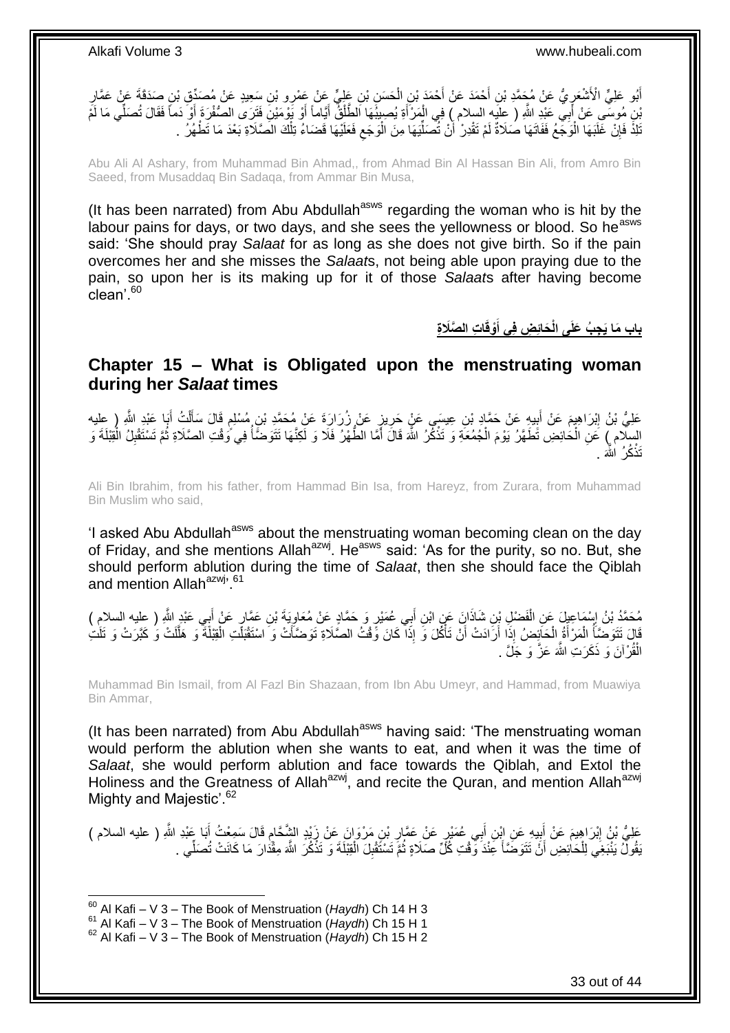أَبُو عَلِيٍّ الْأَشْعَرِيُّ عَنْ مُحَمَّدِ بْنِ أَحْمَدَ عَنْ أَحْمَدَ بْنِ الْحَسَنِ بْنِ عَلِيٍّ عَنْ عَمْرِو بْنِ سَعِيدٍ عَنْ مُصَدِّقِ بْنِ صَدَقَةَ عَنْ عَمَّارِ بْنِ مُوسَى عَنْ أَبِي عَبْدِ اللَّهِ ( عليه السلام ) فِي الْمَرْأَةِ يُصِيبُهَا الطَّلْقُ أَيَّاماً أَوْ يَوْمَيْنِ فَتَرَى الصُّفْرَةَ أَوْ دَماً فَقَالَ تُصَلِّي مَا لَمْ تَلِدْ فَإِنْ غَلَبَهَا الْوَجَعُ فَفَاتَتْهَا صَلَاةٌ لَمْ تَقْدِرْ أَنْ تُصَلِّيَهَا مِنَ الْوَجَعِ فَعَلَيْهَا قَضَاءُ تِلْكَ الصَّلَاةِ بَعْدَ مَا تَطْهُرُ .

Abu Ali Al Ashary, from Muhammad Bin Ahmad,, from Ahmad Bin Al Hassan Bin Ali, from Amro Bin Saeed, from Musaddaq Bin Sadaqa, from Ammar Bin Musa,

(It has been narrated) from Abu Abdullah[asws] regarding the woman who is hit by the labour pains for days, or two days, and she sees the yellowness or blood. So he[asws] said: 'She should pray *Salaat* for as long as she does not give birth. So if the pain overcomes her and she misses the *Salaat*s, not being able upon praying due to the pain, so upon her is its making up for it of those *Salaat*s after having become clean'.[60]

## باب مَا يَجِبُ عَلَى الْحَائِضِ فِي أَوْقَاتِ الصَّلَاةِ

## Chapter 15 – What is Obligated upon the menstruating woman during her *Salaat* times

عَلِيُّ بْنُ إِبْرَاهِيمَ عَنْ أَبِيهِ عَنْ حَمَّادِ بْنِ عِيسَى عَنْ حَرِيزٍ عَنْ زُرَارَةَ عَنْ مُحَمَّدِ بْنِ مُسْلِمٍ قَالَ سَأَلْتُ أَبَا عَبْدِ اللَّهِ ( عليه السلام ) عَنِ الْحَائِضِ تَطَهَّرُ يَوْمَ الْجُمُعَةِ وَ تَذْكُرُ اللَّهَ قَالَ أَمَّا الطُّهْرُ فَلَا وَ لَكِنَّهَا تَتَوَضَّأُ فِي وَقْتِ الصَّلَاةِ ثُمَّ تَسْتَقْبِلُ الْقِبْلَةَ وَ تَذْكُرُ اللَّهَ .

Ali Bin Ibrahim, from his father, from Hammad Bin Isa, from Hareyz, from Zurara, from Muhammad Bin Muslim who said,

'I asked Abu Abdullah[asws] about the menstruating woman becoming clean on the day of Friday, and she mentions Allah[azwj]. He[asws] said: 'As for the purity, so no. But, she should perform ablution during the time of *Salaat*, then she should face the Qiblah and mention Allah[azwj]'.[61]

مُحَمَّدُ بْنُ إِسْمَاعِيلَ عَنِ الْفَضْلِ بْنِ شَاذَانَ عَنِ ابْنِ أَبِي عُمَيْرٍ وَ حَمَّادٍ عَنْ مُعَاوِيَةَ بْنِ عَمَّارٍ عَنْ أَبِي عَبْدِ اللَّهِ ( عليه السلام ) قَالَ تَتَوَضَّأُ الْمَرْأَةُ الْحَائِضُ إِذَا أَرَادَتْ أَنْ تَأْكُلَ وَ إِذَا كَانَ وَقْتُ الصَّلَاةِ تَوَضَّأَتْ وَ اسْتَقْبَلَتِ الْقِبْلَةَ وَ هَلَّلَتْ وَ كَبَّرَتْ وَ تَلَتِ الْقُرْآنَ وَ ذَكَرَتِ اللَّهَ عَزَّ وَ جَلَّ .

Muhammad Bin Ismail, from Al Fazl Bin Shazaan, from Ibn Abu Umeyr, and Hammad, from Muawiya Bin Ammar,

(It has been narrated) from Abu Abdullah[asws] having said: 'The menstruating woman would perform the ablution when she wants to eat, and when it was the time of *Salaat*, she would perform ablution and face towards the Qiblah, and Extol the Holiness and the Greatness of Allah[azwj], and recite the Quran, and mention Allah[azwj] Mighty and Majestic'.[62]

عَلِيُّ بْنُ إِبْرَاهِيمَ عَنْ أَبِيهِ عَنِ ابْنِ أَبِي عُمَيْرٍ عَنْ عَمَّارِ بْنِ مَرْوَانَ عَنْ زَيْدٍ الشَّحَّامِ قَالَ سَمِعْتُ أَبَا عَبْدِ اللَّهِ ( عليه السلام ) يَقُولُ يَنْبَغِي لِلْحَائِضِ أَنْ تَتَوَضَّأَ عِنْدَ وَقْتِ كُلِّ صَلَاةٍ ثُمَّ تَسْتَقْبِلَ الْقِبْلَةَ وَ تَذْكُرَ اللَّهَ مِقْدَارَ مَا كَانَتْ تُصَلِّي .

---

[60] Al Kafi – V 3 – The Book of Menstruation (*Haydh*) Ch 14 H 3
[61] Al Kafi – V 3 – The Book of Menstruation (*Haydh*) Ch 15 H 1
[62] Al Kafi – V 3 – The Book of Menstruation (*Haydh*) Ch 15 H 2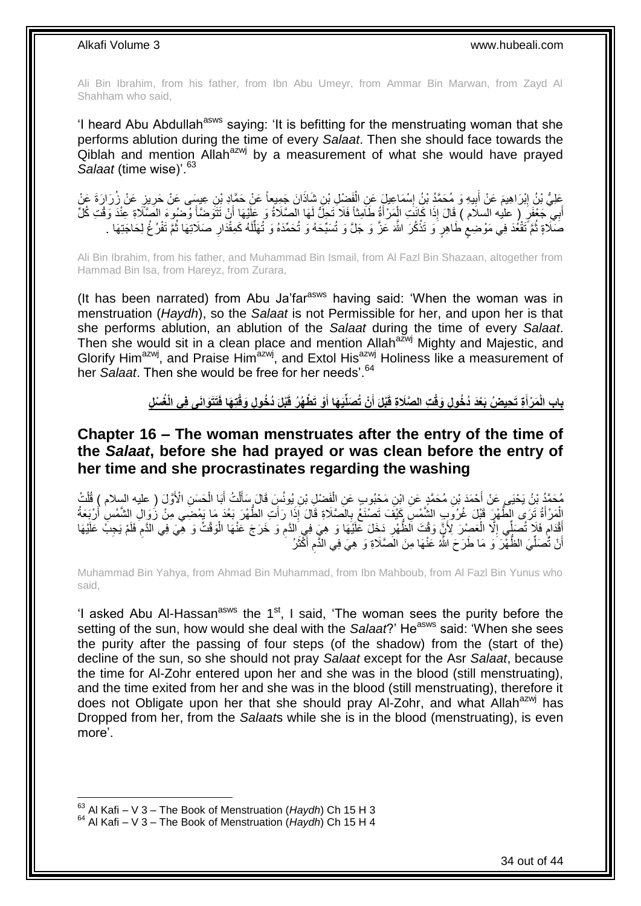Ali Bin Ibrahim, from his father, from Ibn Abu Umeyr, from Ammar Bin Marwan, from Zayd Al Shahham who said,

'I heard Abu Abdullah[asws] saying: 'It is befitting for the menstruating woman that she performs ablution during the time of every *Salaat*. Then she should face towards the Qiblah and mention Allah[azwj] by a measurement of what she would have prayed *Salaat* (time wise)'.[63]

عَلِيُّ بْنُ إِبْرَاهِيمَ عَنْ أَبِيهِ وَ مُحَمَّدُ بْنُ إِسْمَاعِيلَ عَنِ الْفَضْلِ بْنِ شَاذَانَ جَمِيعاً عَنْ حَمَّادِ بْنِ عِيسَى عَنْ حَرِيزٍ عَنْ زُرَارَةَ عَنْ أَبِي جَعْفَرٍ ( عليه السلام ) قَالَ إِذَا كَانَتِ الْمَرْأَةُ طَامِثاً فَلَا تَحِلُّ لَهَا الصَّلَاةُ وَ عَلَيْهَا أَنْ تَتَوَضَّأَ وُضُوءَ الصَّلَاةِ عِنْدَ وَقْتِ كُلِّ صَلَاةٍ ثُمَّ تَقْعُدَ فِي مَوْضِعٍ طَاهِرٍ وَ تَذْكُرَ اللَّهَ عَزَّ وَ جَلَّ وَ تُسَبِّحَهُ وَ تُحَمِّدَهُ وَ تُهَلِّلَهُ كَمِقْدَارِ صَلَاتِهَا ثُمَّ تَفْرُغُ لِحَاجَتِهَا .

Ali Bin Ibrahim, from his father, and Muhammad Bin Ismail, from Al Fazl Bin Shazaan, altogether from Hammad Bin Isa, from Hareyz, from Zurara,

(It has been narrated) from Abu Ja'far[asws] having said: 'When the woman was in menstruation (*Haydh*), so the *Salaat* is not Permissible for her, and upon her is that she performs ablution, an ablution of the *Salaat* during the time of every *Salaat*. Then she would sit in a clean place and mention Allah[azwj] Mighty and Majestic, and Glorify Him[azwj], and Praise Him[azwj], and Extol His[azwj] Holiness like a measurement of her *Salaat*. Then she would be free for her needs'.[64]

## بَابُ الْمَرْأَةِ تَحِيضُ بَعْدَ دُخُولِ وَقْتِ الصَّلَاةِ قَبْلَ أَنْ تُصَلِّيَهَا أَوْ تَطْهُرُ قَبْلَ دُخُولِ وَقْتِهَا فَتَتَوَانَى فِي الْغُسْلِ

## Chapter 16 – The woman menstruates after the entry of the time of the *Salaat*, before she had prayed or was clean before the entry of her time and she procrastinates regarding the washing

مُحَمَّدُ بْنُ يَحْيَى عَنْ أَحْمَدَ بْنِ مُحَمَّدٍ عَنِ ابْنِ مَحْبُوبٍ عَنِ الْفَضْلِ بْنِ يُونُسَ قَالَ سَأَلْتُ أَبَا الْحَسَنِ الْأَوَّلَ ( عليه السلام ) قُلْتُ الْمَرْأَةُ تَرَى الطُّهْرَ قَبْلَ غُرُوبِ الشَّمْسِ كَيْفَ تَصْنَعُ بِالصَّلَاةِ قَالَ إِذَا رَأَتِ الطُّهْرَ بَعْدَ مَا يَمْضِي مِنْ زَوَالِ الشَّمْسِ أَرْبَعَةُ أَقْدَامٍ فَلَا تُصَلِّي إِلَّا الْعَصْرَ لِأَنَّ وَقْتَ الظُّهْرِ دَخَلَ عَلَيْهَا وَ هِيَ فِي الدَّمِ وَ خَرَجَ عَنْهَا الْوَقْتُ وَ هِيَ فِي الدَّمِ فَلَمْ يَجِبْ عَلَيْهَا أَنْ تُصَلِّيَ الظُّهْرَ وَ مَا طَرَحَ اللَّهُ عَنْهَا مِنَ الصَّلَاةِ وَ هِيَ فِي الدَّمِ أَكْثَرُ

Muhammad Bin Yahya, from Ahmad Bin Muhammad, from Ibn Mahboub, from Al Fazl Bin Yunus who said,

'I asked Abu Al-Hassan[asws] the 1st, I said, 'The woman sees the purity before the setting of the sun, how would she deal with the *Salaat*?' He[asws] said: 'When she sees the purity after the passing of four steps (of the shadow) from the (start of the) decline of the sun, so she should not pray *Salaat* except for the Asr *Salaat*, because the time for Al-Zohr entered upon her and she was in the blood (still menstruating), and the time exited from her and she was in the blood (still menstruating), therefore it does not Obligate upon her that she should pray Al-Zohr, and what Allah[azwj] has Dropped from her, from the *Salaat*s while she is in the blood (menstruating), is even more'.

[63] Al Kafi – V 3 – The Book of Menstruation (*Haydh*) Ch 15 H 3
[64] Al Kafi – V 3 – The Book of Menstruation (*Haydh*) Ch 15 H 4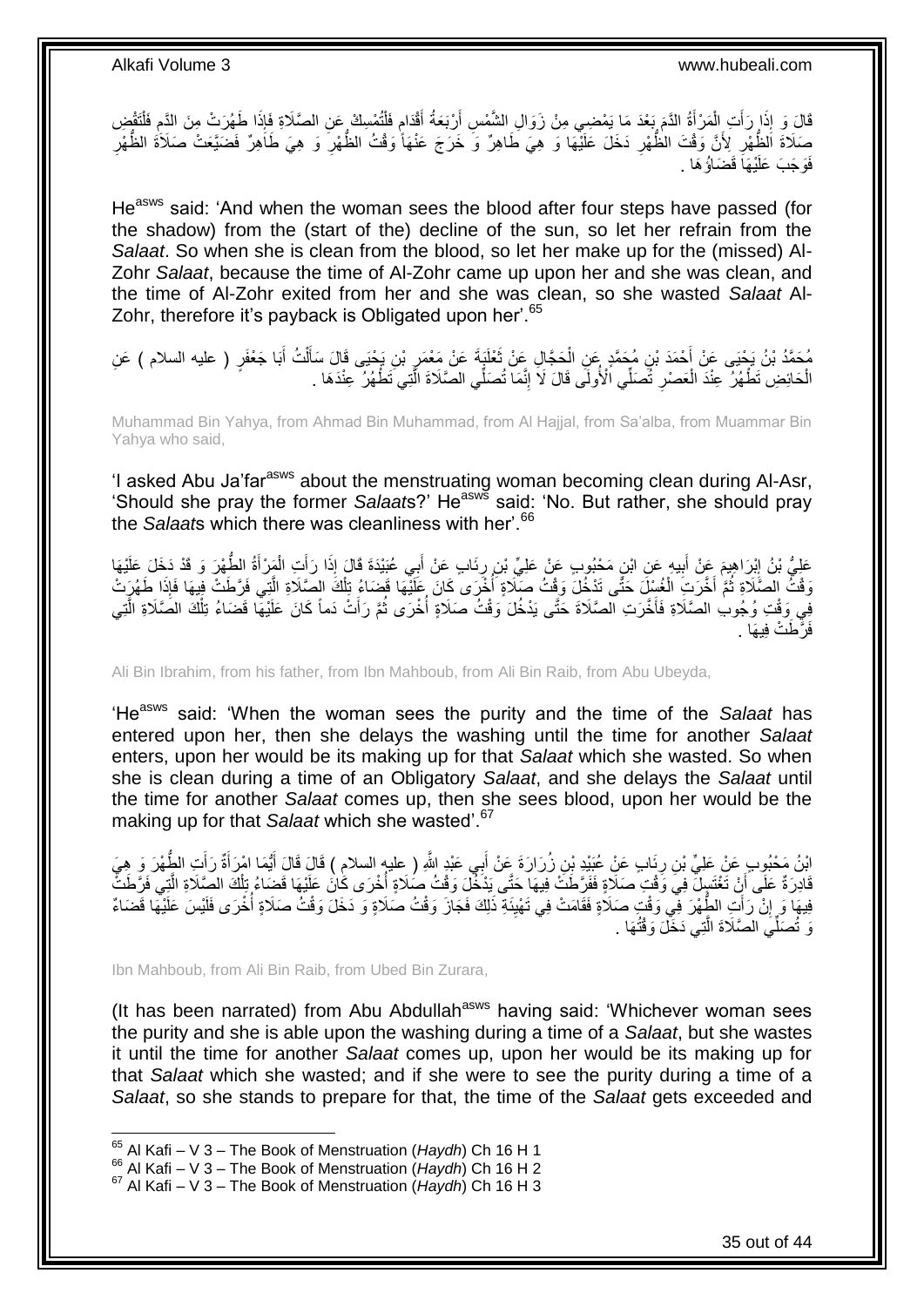قَالَ وَ إِذَا رَأَتِ الْمَرْأَةُ الدَّمَ بَعْدَ مَا يَمْضِي مِنْ زَوَالِ الشَّمْسِ أَرْبَعَةُ أَقْدَامٍ فَلْتُمْسِكْ عَنِ الصَّلَاةِ فَإِذَا طَهُرَتْ مِنَ الدَّمِ فَلْتَقْضِ صَلَاةَ الظُّهْرِ لِأَنَّ وَقْتَ الظُّهْرِ دَخَلَ عَلَيْهَا وَ هِيَ طَاهِرٌ وَ خَرَجَ عَنْهَا وَقْتُ الظُّهْرِ وَ هِيَ طَاهِرٌ فَضَيَّعَتْ صَلَاةَ الظُّهْرِ فَوَجَبَ عَلَيْهَا قَضَاؤُهَا .

He[asws] said: 'And when the woman sees the blood after four steps have passed (for the shadow) from the (start of the) decline of the sun, so let her refrain from the *Salaat*. So when she is clean from the blood, so let her make up for the (missed) Al-Zohr *Salaat*, because the time of Al-Zohr came up upon her and she was clean, and the time of Al-Zohr exited from her and she was clean, so she wasted *Salaat* Al-Zohr, therefore it's payback is Obligated upon her'.[65]

مُحَمَّدُ بْنُ يَحْيَى عَنْ أَحْمَدَ بْنِ مُحَمَّدٍ عَنِ الْحَجَّالِ عَنْ ثَعْلَبَةَ عَنْ مَعْمَرِ بْنِ يَحْيَى قَالَ سَأَلْتُ أَبَا جَعْفَرٍ ( عليه السلام ) عَنِ الْحَائِضِ تَطْهُرُ عِنْدَ الْعَصْرِ تُصَلِّي الْأُولَى قَالَ لَا إِنَّمَا تُصَلِّي الصَّلَاةَ الَّتِي تَطْهُرُ عِنْدَهَا .

Muhammad Bin Yahya, from Ahmad Bin Muhammad, from Al Hajjal, from Sa'alba, from Muammar Bin Yahya who said,

'I asked Abu Ja'far[asws] about the menstruating woman becoming clean during Al-Asr, 'Should she pray the former *Salaat*s?' He[asws] said: 'No. But rather, she should pray the *Salaat*s which there was cleanliness with her'.[66]

عَلِيُّ بْنُ إِبْرَاهِيمَ عَنْ أَبِيهِ عَنِ ابْنِ مَحْبُوبٍ عَنْ عَلِيِّ بْنِ رِئَابٍ عَنْ أَبِي عُبَيْدَةَ قَالَ إِذَا رَأَتِ الْمَرْأَةُ الطُّهْرَ وَ قَدْ دَخَلَ عَلَيْهَا وَقْتُ الصَّلَاةِ ثُمَّ أَخَّرَتِ الْغُسْلَ حَتَّى تَدْخُلَ وَقْتُ صَلَاةٍ أُخْرَى كَانَ عَلَيْهَا قَضَاءُ تِلْكَ الصَّلَاةِ الَّتِي فَرَّطَتْ فِيهَا فَإِذَا طَهُرَتْ فِي وَقْتِ وُجُوبِ الصَّلَاةِ فَأَخَّرَتِ الصَّلَاةَ حَتَّى يَدْخُلَ وَقْتُ صَلَاةٍ أُخْرَى ثُمَّ رَأَتْ دَماً كَانَ عَلَيْهَا قَضَاءُ تِلْكَ الصَّلَاةِ الَّتِي فَرَّطَتْ فِيهَا .

Ali Bin Ibrahim, from his father, from Ibn Mahboub, from Ali Bin Raib, from Abu Ubeyda,

'He[asws] said: 'When the woman sees the purity and the time of the *Salaat* has entered upon her, then she delays the washing until the time for another *Salaat* enters, upon her would be its making up for that *Salaat* which she wasted. So when she is clean during a time of an Obligatory *Salaat*, and she delays the *Salaat* until the time for another *Salaat* comes up, then she sees blood, upon her would be the making up for that *Salaat* which she wasted'.[67]

ابْنُ مَحْبُوبٍ عَنْ عَلِيِّ بْنِ رِئَابٍ عَنْ عُبَيْدِ بْنِ زُرَارَةَ عَنْ أَبِي عَبْدِ اللَّهِ ( عليه السلام ) قَالَ قَالَ أَيُّمَا امْرَأَةٍ رَأَتِ الطُّهْرَ وَ هِيَ قَادِرَةٌ عَلَى أَنْ تَغْتَسِلَ فِي وَقْتِ صَلَاةٍ فَفَرَّطَتْ فِيهَا حَتَّى يَدْخُلَ وَقْتُ صَلَاةٍ أُخْرَى كَانَ عَلَيْهَا قَضَاءُ تِلْكَ الصَّلَاةِ الَّتِي فَرَّطَتْ فِيهَا وَ إِنْ رَأَتِ الطُّهْرَ فِي وَقْتِ صَلَاةٍ فَقَامَتْ فِي تَهْيِئَةِ ذَلِكَ فَجَازَ وَقْتُ صَلَاةٍ وَ دَخَلَ وَقْتُ صَلَاةٍ أُخْرَى فَلَيْسَ عَلَيْهَا قَضَاءٌ وَ تُصَلِّي الصَّلَاةَ الَّتِي دَخَلَ وَقْتُهَا .

Ibn Mahboub, from Ali Bin Raib, from Ubed Bin Zurara,

(It has been narrated) from Abu Abdullah[asws] having said: 'Whichever woman sees the purity and she is able upon the washing during a time of a *Salaat*, but she wastes it until the time for another *Salaat* comes up, upon her would be its making up for that *Salaat* which she wasted; and if she were to see the purity during a time of a *Salaat*, so she stands to prepare for that, the time of the *Salaat* gets exceeded and

[65] Al Kafi – V 3 – The Book of Menstruation (*Haydh*) Ch 16 H 1
[66] Al Kafi – V 3 – The Book of Menstruation (*Haydh*) Ch 16 H 2
[67] Al Kafi – V 3 – The Book of Menstruation (*Haydh*) Ch 16 H 3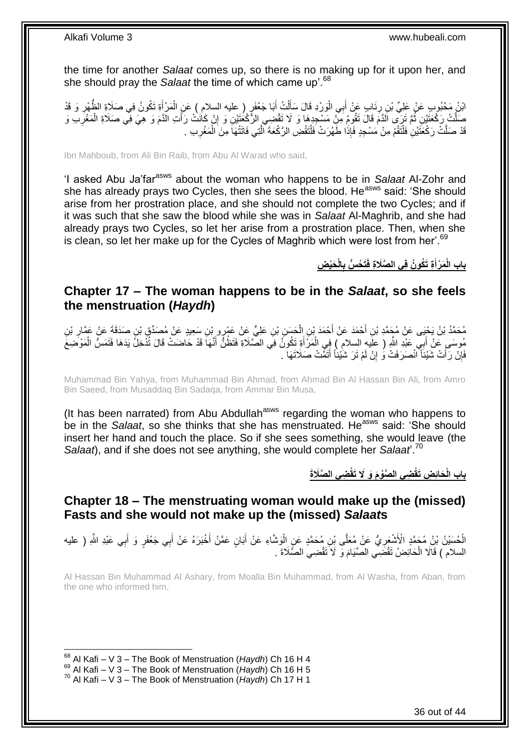the time for another *Salaat* comes up, so there is no making up for it upon her, and she should pray the *Salaat* the time of which came up'.[68]

ابْنُ مَحْبُوبٍ عَنْ عَلِيِّ بْنِ رِئَابٍ عَنْ أَبِي الْوَرْدِ قَالَ سَأَلْتُ أَبَا جَعْفَرٍ ( عليه السلام ) عَنِ الْمَرْأَةِ تَكُونُ فِي صَلَاةِ الظُّهْرِ وَ قَدْ صَلَّتْ رَكْعَتَيْنِ ثُمَّ تَرَى الدَّمَ قَالَ تَقُومُ مِنْ مَسْجِدِهَا وَ لَا تَقْضِي الرَّكْعَتَيْنِ وَ إِنْ كَانَتْ رَأَتِ الدَّمَ وَ هِيَ فِي صَلَاةِ الْمَغْرِبِ وَ قَدْ صَلَّتْ رَكْعَتَيْنِ فَلْتَقُمْ مِنْ مَسْجِدٍ فَإِذَا طَهُرَتْ فَلْتَقْضِ الرَّكْعَةَ الَّتِي فَاتَتْهَا مِنَ الْمَغْرِبِ .

Ibn Mahboub, from Ali Bin Raib, from Abu Al Warad who said,

'I asked Abu Ja'far[asws] about the woman who happens to be in *Salaat* Al-Zohr and she has already prays two Cycles, then she sees the blood. He[asws] said: 'She should arise from her prostration place, and she should not complete the two Cycles; and if it was such that she saw the blood while she was in *Salaat* Al-Maghrib, and she had already prays two Cycles, so let her arise from a prostration place. Then, when she is clean, so let her make up for the Cycles of Maghrib which were lost from her'.[69]

## باب الْمَرْأَةِ تَكُونُ فِي الصَّلَاةِ فَتَحُسُّ بِالْحَيْضِ

## Chapter 17 – The woman happens to be in the *Salaat*, so she feels the menstruation (*Haydh*)

مُحَمَّدُ بْنُ يَحْيَى عَنْ مُحَمَّدِ بْنِ أَحْمَدَ عَنْ أَحْمَدَ بْنِ الْحَسَنِ بْنِ عَلِيٍّ عَنْ عَمْرِو بْنِ سَعِيدٍ عَنْ مُصَدِّقِ بْنِ صَدَقَةَ عَنْ عَمَّارِ بْنِ مُوسَى عَنْ أَبِي عَبْدِ اللَّهِ ( عليه السلام ) فِي الْمَرْأَةِ تَكُونُ فِي الصَّلَاةِ فَتَظُنُّ أَنَّهَا قَدْ حَاضَتْ قَالَ تُدْخِلُ يَدَهَا فَتَمَسُّ الْمَوْضِعَ فَإِنْ رَأَتْ شَيْئاً انْصَرَفَتْ وَ إِنْ لَمْ تَرَ شَيْئاً أَتَمَّتْ صَلَاتَهَا .

Muhammad Bin Yahya, from Muhammad Bin Ahmad, from Ahmad Bin Al Hassan Bin Ali, from Amro Bin Saeed, from Musaddaq Bin Sadaqa, from Ammar Bin Musa,

(It has been narrated) from Abu Abdullah[asws] regarding the woman who happens to be in the *Salaat*, so she thinks that she has menstruated. He[asws] said: 'She should insert her hand and touch the place. So if she sees something, she would leave (the *Salaat*), and if she does not see anything, she would complete her *Salaat*'.[70]

## باب الْحَائِضِ تَقْضِي الصَّوْمَ وَ لَا تَقْضِي الصَّلَاةَ

## Chapter 18 – The menstruating woman would make up the (missed) Fasts and she would not make up the (missed) *Salaat*s

الْحُسَيْنُ بْنُ مُحَمَّدٍ الْأَشْعَرِيُّ عَنْ مُعَلَّى بْنِ مُحَمَّدٍ عَنِ الْوَشَّاءِ عَنْ أَبَانٍ عَمَّنْ أَخْبَرَهُ عَنْ أَبِي جَعْفَرٍ وَ أَبِي عَبْدِ اللَّهِ ( عليه السلام ) قَالَا الْحَائِضُ تَقْضِي الصِّيَامَ وَ لَا تَقْضِي الصَّلَاةَ .

Al Hassan Bin Muhammad Al Ashary, from Moalla Bin Muhammad, from Al Washa, from Aban, from the one who informed him,

[68] Al Kafi – V 3 – The Book of Menstruation (*Haydh*) Ch 16 H 4
[69] Al Kafi – V 3 – The Book of Menstruation (*Haydh*) Ch 16 H 5
[70] Al Kafi – V 3 – The Book of Menstruation (*Haydh*) Ch 17 H 1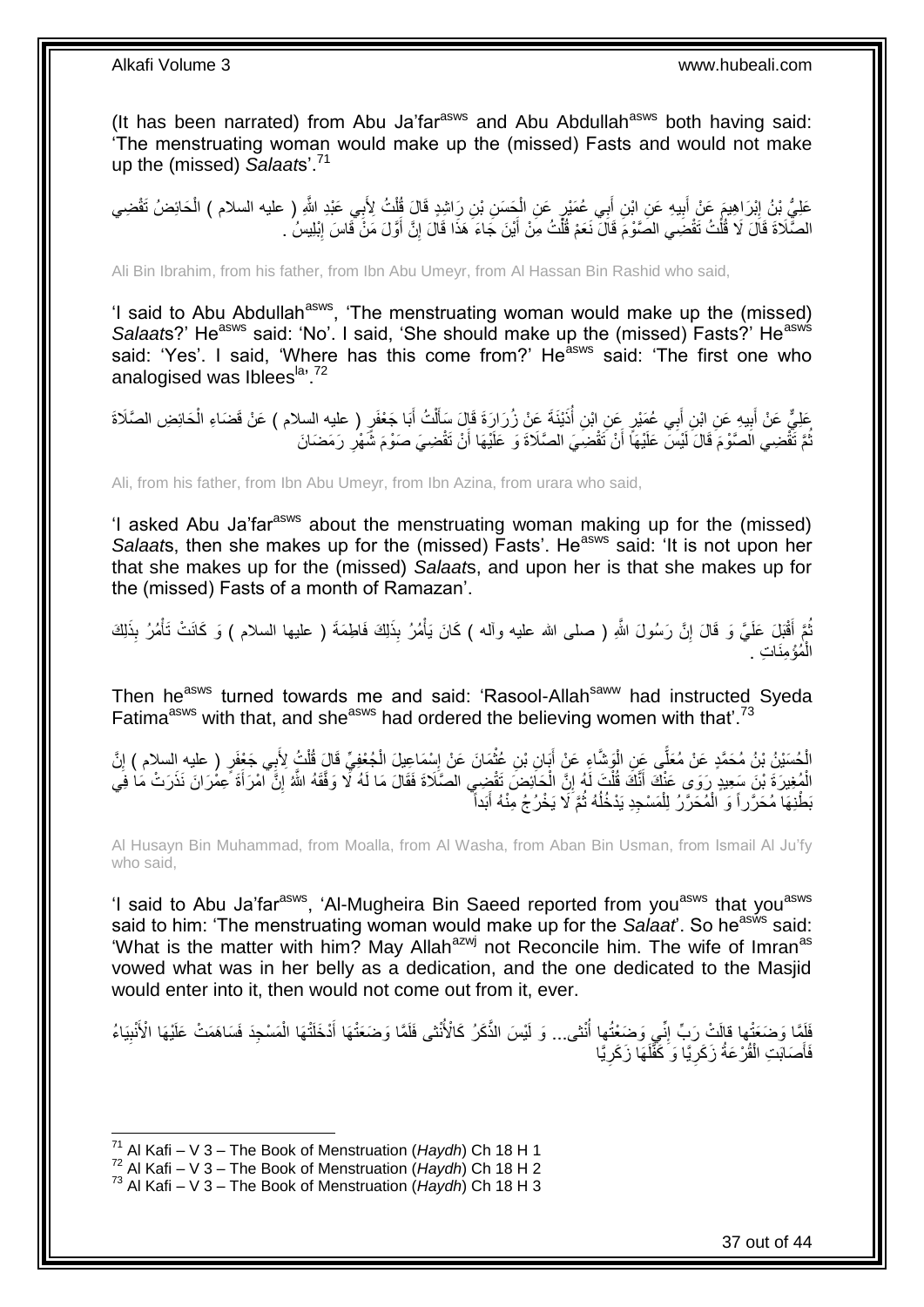(It has been narrated) from Abu Ja'far[asws] and Abu Abdullah[asws] both having said: 'The menstruating woman would make up the (missed) Fasts and would not make up the (missed) *Salaat*s'.[71]

عَلِيُّ بْنُ إِبْرَاهِيمَ عَنْ أَبِيهِ عَنِ ابْنِ أَبِي عُمَيْرٍ عَنِ الْحَسَنِ بْنِ رَاشِدٍ قَالَ قُلْتُ لِأَبِي عَبْدِ اللَّهِ ( عليه السلام ) الْحَائِضُ تَقْضِي الصَّلَاةَ قَالَ لَا قُلْتُ تَقْضِي الصَّوْمَ قَالَ نَعَمْ قُلْتُ مِنْ أَيْنَ جَاءَ هَذَا قَالَ إِنَّ أَوَّلَ مَنْ قَاسَ إِبْلِيسُ .

Ali Bin Ibrahim, from his father, from Ibn Abu Umeyr, from Al Hassan Bin Rashid who said,

'I said to Abu Abdullah[asws], 'The menstruating woman would make up the (missed) *Salaat*s?' He[asws] said: 'No'. I said, 'She should make up the (missed) Fasts?' He[asws] said: 'Yes'. I said, 'Where has this come from?' He[asws] said: 'The first one who analogised was Iblees[la]'.[72]

عَلِيٌّ عَنْ أَبِيهِ عَنِ ابْنِ أَبِي عُمَيْرٍ عَنِ ابْنِ أُذَيْنَةَ عَنْ زُرَارَةَ قَالَ سَأَلْتُ أَبَا جَعْفَرٍ ( عليه السلام ) عَنْ قَضَاءِ الْحَائِضِ الصَّلَاةَ ثُمَّ تَقْضِي الصَّوْمَ قَالَ لَيْسَ عَلَيْهَا أَنْ تَقْضِيَ الصَّلَاةَ وَ عَلَيْهَا أَنْ تَقْضِيَ صَوْمَ شَهْرِ رَمَضَانَ

Ali, from his father, from Ibn Abu Umeyr, from Ibn Azina, from urara who said,

'I asked Abu Ja'far[asws] about the menstruating woman making up for the (missed) *Salaat*s, then she makes up for the (missed) Fasts'. He[asws] said: 'It is not upon her that she makes up for the (missed) *Salaat*s, and upon her is that she makes up for the (missed) Fasts of a month of Ramazan'.

ثُمَّ أَقْبَلَ عَلَيَّ وَ قَالَ إِنَّ رَسُولَ اللَّهِ ( صلى الله عليه وآله ) كَانَ يَأْمُرُ بِذَلِكَ فَاطِمَةَ ( عليها السلام ) وَ كَانَتْ تَأْمُرُ بِذَلِكَ الْمُؤْمِنَاتِ .

Then he[asws] turned towards me and said: 'Rasool-Allah[saww] had instructed Syeda Fatima[asws] with that, and she[asws] had ordered the believing women with that'.[73]

الْحُسَيْنُ بْنُ مُحَمَّدٍ عَنْ مُعَلَّى عَنِ الْوَشَّاءِ عَنْ أَبَانِ بْنِ عُثْمَانَ عَنْ إِسْمَاعِيلَ الْجُعْفِيِّ قَالَ قُلْتُ لِأَبِي جَعْفَرٍ ( عليه السلام ) إِنَّ الْمُغِيرَةَ بْنَ سَعِيدٍ رَوَى عَنْكَ أَنَّكَ قُلْتَ لَهُ إِنَّ الْحَائِضَ تَقْضِي الصَّلَاةَ فَقَالَ مَا لَهُ لَا وَفَّقَهُ اللَّهُ إِنَّ امْرَأَةَ عِمْرَانَ نَذَرَتْ مَا فِي بَطْنِهَا مُحَرَّراً وَ الْمُحَرَّرُ لِلْمَسْجِدِ يَدْخُلُهُ ثُمَّ لَا يَخْرُجُ مِنْهُ أَبَداً

Al Husayn Bin Muhammad, from Moalla, from Al Washa, from Aban Bin Usman, from Ismail Al Ju'fy who said,

'I said to Abu Ja'far[asws], 'Al-Mugheira Bin Saeed reported from you[asws] that you[asws] said to him: 'The menstruating woman would make up for the *Salaat*'. So he[asws] said: 'What is the matter with him? May Allah[azwj] not Reconcile him. The wife of Imran[as] vowed what was in her belly as a dedication, and the one dedicated to the Masjid would enter into it, then would not come out from it, ever.

فَلَمَّا وَضَعَتْها قالَتْ رَبِّ إِنِّي وَضَعْتُها أُنْثى‏... وَ لَيْسَ الذَّكَرُ كَالْأُنْثى فَلَمَّا وَضَعَتْهَا أَدْخَلَتْهَا الْمَسْجِدَ فَسَاهَمَتْ عَلَيْهَا الْأَنْبِيَاءُ فَأَصَابَتِ الْقُرْعَةُ زَكَرِيَّا وَ كَفَّلَهَا زَكَرِيَّا

---

[71] Al Kafi – V 3 – The Book of Menstruation (*Haydh*) Ch 18 H 1
[72] Al Kafi – V 3 – The Book of Menstruation (*Haydh*) Ch 18 H 2
[73] Al Kafi – V 3 – The Book of Menstruation (*Haydh*) Ch 18 H 3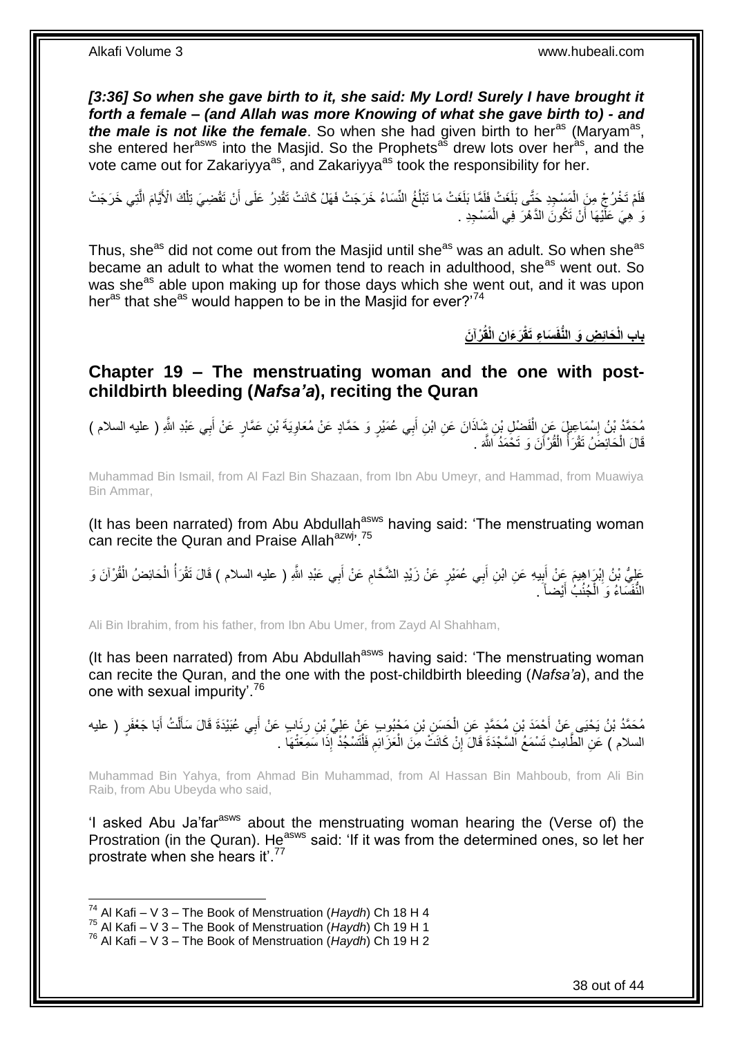***[3:36] So when she gave birth to it, she said: My Lord! Surely I have brought it forth a female – (and Allah was more Knowing of what she gave birth to) - and the male is not like the female***. So when she had given birth to her[as] (Maryam[as], she entered her[asws] into the Masjid. So the Prophets[as] drew lots over her[as], and the vote came out for Zakariyya[as], and Zakariyya[as] took the responsibility for her.

فَلَمْ تَخْرُجْ مِنَ الْمَسْجِدِ حَتَّى بَلَغَتْ فَلَمَّا بَلَغَتْ مَا تَبْلُغُ النِّسَاءُ خَرَجَتْ فَهَلْ كَانَتْ تَقْدِرُ عَلَى أَنْ تَقْضِيَ تِلْكَ الْأَيَّامَ الَّتِي خَرَجَتْ وَ هِيَ عَلَيْهَا أَنْ تَكُونَ الدَّهْرَ فِي الْمَسْجِدِ .

Thus, she[as] did not come out from the Masjid until she[as] was an adult. So when she[as] became an adult to what the women tend to reach in adulthood, she[as] went out. So was she[as] able upon making up for those days which she went out, and it was upon her[as] that she[as] would happen to be in the Masjid for ever?'[74]

## بابِ الْحَائِضِ وَ النُّفَسَاءِ تَقْرَءَانِ الْقُرْآنَ

## Chapter 19 – The menstruating woman and the one with post-childbirth bleeding (*Nafsa'a*), reciting the Quran

مُحَمَّدُ بْنُ إِسْمَاعِيلَ عَنِ الْفَضْلِ بْنِ شَاذَانَ عَنِ ابْنِ أَبِي عُمَيْرٍ وَ حَمَّادٍ عَنْ مُعَاوِيَةَ بْنِ عَمَّارٍ عَنْ أَبِي عَبْدِ اللَّهِ ( عليه السلام ) قَالَ الْحَائِضُ تَقْرَأُ الْقُرْآنَ وَ تَحْمَدُ اللَّهَ .

Muhammad Bin Ismail, from Al Fazl Bin Shazaan, from Ibn Abu Umeyr, and Hammad, from Muawiya Bin Ammar,

(It has been narrated) from Abu Abdullah[asws] having said: 'The menstruating woman can recite the Quran and Praise Allah[azwj]'.[75]

عَلِيُّ بْنُ إِبْرَاهِيمَ عَنْ أَبِيهِ عَنِ ابْنِ أَبِي عُمَيْرٍ عَنْ زَيْدٍ الشَّحَّامِ عَنْ أَبِي عَبْدِ اللَّهِ ( عليه السلام ) قَالَ تَقْرَأُ الْحَائِضُ الْقُرْآنَ وَ النُّفَسَاءُ وَ الْجُنُبُ أَيْضاً .

Ali Bin Ibrahim, from his father, from Ibn Abu Umer, from Zayd Al Shahham,

(It has been narrated) from Abu Abdullah[asws] having said: 'The menstruating woman can recite the Quran, and the one with the post-childbirth bleeding (*Nafsa'a*), and the one with sexual impurity'.[76]

مُحَمَّدُ بْنُ يَحْيَى عَنْ أَحْمَدَ بْنِ مُحَمَّدٍ عَنِ الْحَسَنِ بْنِ مَحْبُوبٍ عَنْ عَلِيِّ بْنِ رِئَابٍ عَنْ أَبِي عُبَيْدَةَ قَالَ سَأَلْتُ أَبَا جَعْفَرٍ ( عليه السلام ) عَنِ الطَّامِثِ تَسْمَعُ السَّجْدَةَ قَالَ إِنْ كَانَتْ مِنَ الْعَزَائِمِ فَلْتَسْجُدْ إِذَا سَمِعَتْهَا .

Muhammad Bin Yahya, from Ahmad Bin Muhammad, from Al Hassan Bin Mahboub, from Ali Bin Raib, from Abu Ubeyda who said,

'I asked Abu Ja'far[asws] about the menstruating woman hearing the (Verse of) the Prostration (in the Quran). He[asws] said: 'If it was from the determined ones, so let her prostrate when she hears it'.[77]

---

[74] Al Kafi – V 3 – The Book of Menstruation (*Haydh*) Ch 18 H 4
[75] Al Kafi – V 3 – The Book of Menstruation (*Haydh*) Ch 19 H 1
[76] Al Kafi – V 3 – The Book of Menstruation (*Haydh*) Ch 19 H 2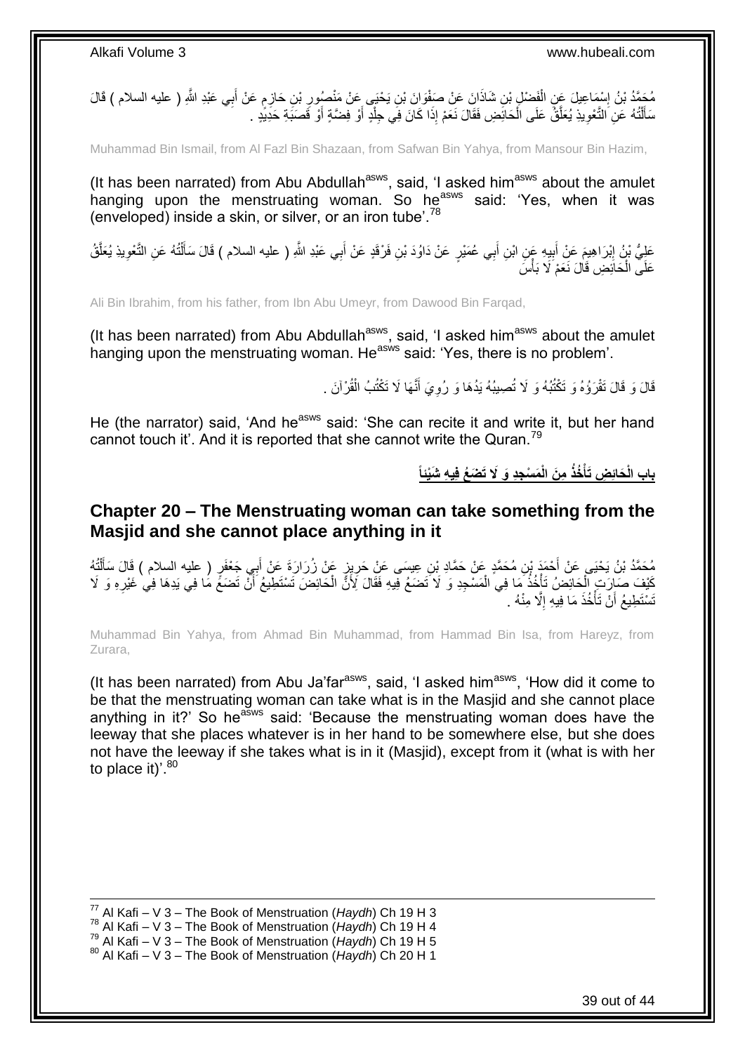مُحَمَّدُ بْنُ إِسْمَاعِيلَ عَنِ الْفَضْلِ بْنِ شَاذَانَ عَنْ صَفْوَانَ بْنِ يَحْيَى عَنْ مَنْصُورِ بْنِ حَازِمٍ عَنْ أَبِي عَبْدِ اللَّهِ ( عليه السلام ) قَالَ سَأَلْتُهُ عَنِ التَّعْوِيذِ يُعَلَّقُ عَلَى الْحَائِضِ فَقَالَ نَعَمْ إِذَا كَانَ فِي جِلْدٍ أَوْ فِضَّةٍ أَوْ قَصَبَةِ حَدِيدٍ .

Muhammad Bin Ismail, from Al Fazl Bin Shazaan, from Safwan Bin Yahya, from Mansour Bin Hazim,

(It has been narrated) from Abu Abdullah[asws], said, 'I asked him[asws] about the amulet hanging upon the menstruating woman. So he[asws] said: 'Yes, when it was (enveloped) inside a skin, or silver, or an iron tube'.[78]

عَلِيُّ بْنُ إِبْرَاهِيمَ عَنْ أَبِيهِ عَنِ ابْنِ أَبِي عُمَيْرٍ عَنْ دَاوُدَ بْنِ فَرْقَدٍ عَنْ أَبِي عَبْدِ اللَّهِ ( عليه السلام ) قَالَ سَأَلْتُهُ عَنِ التَّعْوِيذِ يُعَلَّقُ عَلَى الْحَائِضِ قَالَ نَعَمْ لَا بَأْسَ

Ali Bin Ibrahim, from his father, from Ibn Abu Umeyr, from Dawood Bin Farqad,

(It has been narrated) from Abu Abdullah[asws], said, 'I asked him[asws] about the amulet hanging upon the menstruating woman. He[asws] said: 'Yes, there is no problem'.

قَالَ وَ قَالَ تَقْرَؤُهُ وَ تَكْتُبُهُ وَ لَا تُصِيبُهُ يَدُهَا وَ رُوِيَ أَنَّهَا لَا تَكْتُبُ الْقُرْآنَ .

He (the narrator) said, 'And he[asws] said: 'She can recite it and write it, but her hand cannot touch it'. And it is reported that she cannot write the Quran.[79]

## باب الْحَائِضِ تَأْخُذُ مِنَ الْمَسْجِدِ وَ لَا تَضَعُ فِيهِ شَيْئاً

## Chapter 20 – The Menstruating woman can take something from the Masjid and she cannot place anything in it

مُحَمَّدُ بْنُ يَحْيَى عَنْ أَحْمَدَ بْنِ مُحَمَّدٍ عَنْ حَمَّادِ بْنِ عِيسَى عَنْ حَرِيزٍ عَنْ زُرَارَةَ عَنْ أَبِي جَعْفَرٍ ( عليه السلام ) قَالَ سَأَلْتُهُ كَيْفَ صَارَتِ الْحَائِضُ تَأْخُذُ مَا فِي الْمَسْجِدِ وَ لَا تَضَعُ فِيهِ فَقَالَ لِأَنَّ الْحَائِضَ تَسْتَطِيعُ أَنْ تَضَعَ مَا فِي يَدِهَا فِي غَيْرِهِ وَ لَا تَسْتَطِيعُ أَنْ تَأْخُذَ مَا فِيهِ إِلَّا مِنْهُ .

Muhammad Bin Yahya, from Ahmad Bin Muhammad, from Hammad Bin Isa, from Hareyz, from Zurara,

(It has been narrated) from Abu Ja'far[asws], said, 'I asked him[asws], 'How did it come to be that the menstruating woman can take what is in the Masjid and she cannot place anything in it?' So he[asws] said: 'Because the menstruating woman does have the leeway that she places whatever is in her hand to be somewhere else, but she does not have the leeway if she takes what is in it (Masjid), except from it (what is with her to place it)'.[80]

[77] Al Kafi – V 3 – The Book of Menstruation (*Haydh*) Ch 19 H 3
[78] Al Kafi – V 3 – The Book of Menstruation (*Haydh*) Ch 19 H 4
[79] Al Kafi – V 3 – The Book of Menstruation (*Haydh*) Ch 19 H 5
[80] Al Kafi – V 3 – The Book of Menstruation (*Haydh*) Ch 20 H 1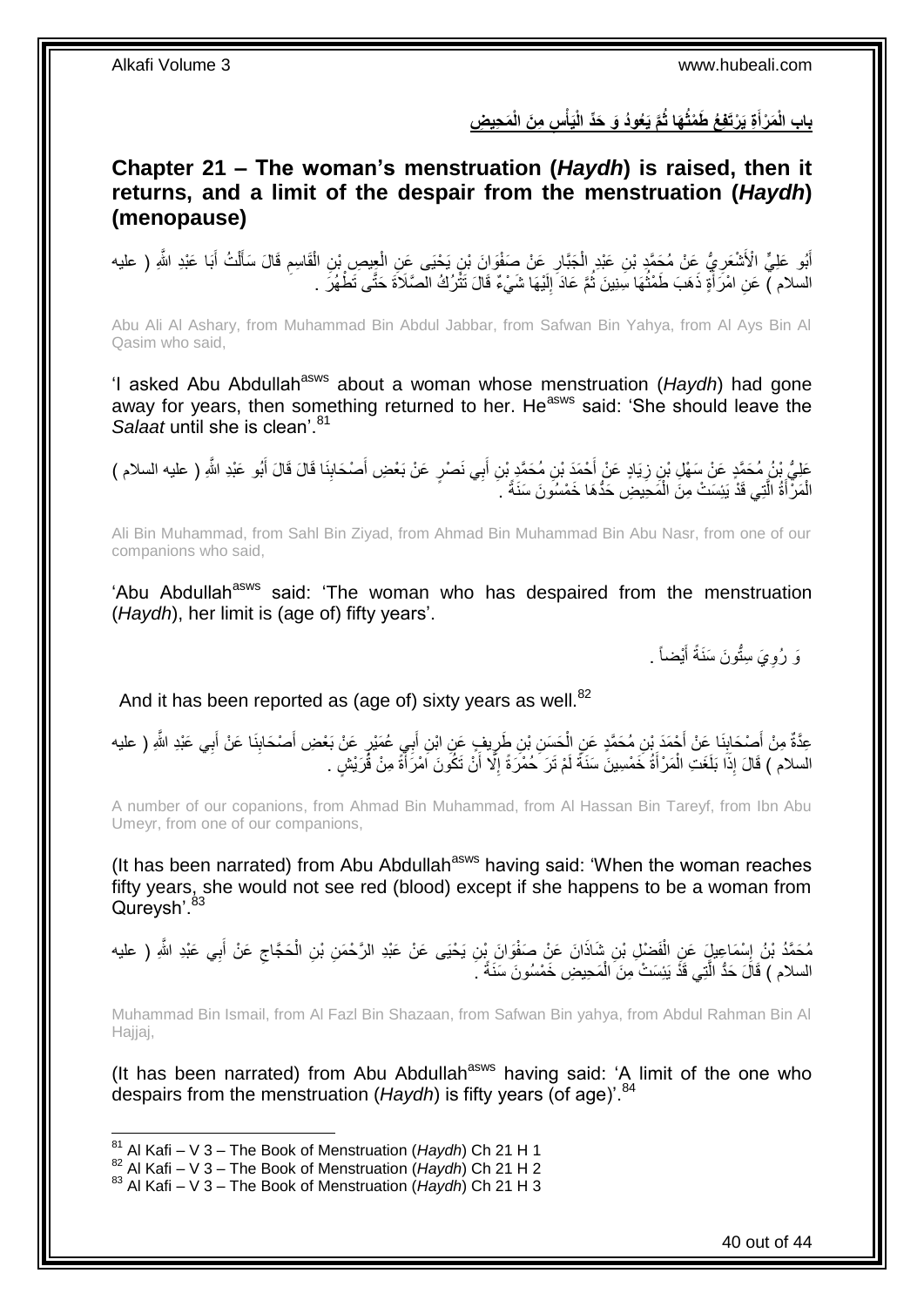## بابِ الْمَرْأَةِ يَرْتَفِعُ طَمْثُهَا ثُمَّ يَعُودُ وَ حَدِّ الْيَأْسِ مِنَ الْمَحِيضِ

## Chapter 21 – The woman's menstruation (*Haydh*) is raised, then it returns, and a limit of the despair from the menstruation (*Haydh*) (menopause)

أَبُو عَلِيٍّ الْأَشْعَرِيُّ عَنْ مُحَمَّدِ بْنِ عَبْدِ الْجَبَّارِ عَنْ صَفْوَانَ بْنِ يَحْيَى عَنِ الْعِيصِ بْنِ الْقَاسِمِ قَالَ سَأَلْتُ أَبَا عَبْدِ اللَّهِ ( عليه السلام ) عَنِ امْرَأَةٍ ذَهَبَ طَمْثُهَا سِنِينَ ثُمَّ عَادَ إِلَيْهَا شَيْءٌ قَالَ تَتْرُكُ الصَّلَاةَ حَتَّى تَطْهُرَ .

Abu Ali Al Ashary, from Muhammad Bin Abdul Jabbar, from Safwan Bin Yahya, from Al Ays Bin Al Qasim who said,

'I asked Abu Abdullah[asws] about a woman whose menstruation (*Haydh*) had gone away for years, then something returned to her. He[asws] said: 'She should leave the *Salaat* until she is clean'.[81]

عَلِيُّ بْنُ مُحَمَّدٍ عَنْ سَهْلِ بْنِ زِيَادٍ عَنْ أَحْمَدَ بْنِ مُحَمَّدِ بْنِ أَبِي نَصْرٍ عَنْ بَعْضِ أَصْحَابِنَا قَالَ قَالَ أَبُو عَبْدِ اللَّهِ ( عليه السلام ) الْمَرْأَةُ الَّتِي قَدْ يَئِسَتْ مِنَ الْمَحِيضِ حَدُّهَا خَمْسُونَ سَنَةً .

Ali Bin Muhammad, from Sahl Bin Ziyad, from Ahmad Bin Muhammad Bin Abu Nasr, from one of our companions who said,

'Abu Abdullah[asws] said: 'The woman who has despaired from the menstruation (*Haydh*), her limit is (age of) fifty years'.

وَ رُوِيَ سِتُّونَ سَنَةً أَيْضاً .

And it has been reported as (age of) sixty years as well.[82]

عِدَّةٌ مِنْ أَصْحَابِنَا عَنْ أَحْمَدَ بْنِ مُحَمَّدٍ عَنِ الْحَسَنِ بْنِ طَرِيفٍ عَنِ ابْنِ أَبِي عُمَيْرٍ عَنْ بَعْضِ أَصْحَابِنَا عَنْ أَبِي عَبْدِ اللَّهِ ( عليه السلام ) قَالَ إِذَا بَلَغَتِ الْمَرْأَةُ خَمْسِينَ سَنَةً لَمْ تَرَ حُمْرَةً إِلَّا أَنْ تَكُونَ امْرَأَةً مِنْ قُرَيْشٍ .

A number of our copanions, from Ahmad Bin Muhammad, from Al Hassan Bin Tareyf, from Ibn Abu Umeyr, from one of our companions,

(It has been narrated) from Abu Abdullah[asws] having said: 'When the woman reaches fifty years, she would not see red (blood) except if she happens to be a woman from Qureysh'.[83]

مُحَمَّدُ بْنُ إِسْمَاعِيلَ عَنِ الْفَضْلِ بْنِ شَاذَانَ عَنْ صَفْوَانَ بْنِ يَحْيَى عَنْ عَبْدِ الرَّحْمَنِ بْنِ الْحَجَّاجِ عَنْ أَبِي عَبْدِ اللَّهِ ( عليه السلام ) قَالَ حَدُّ الَّتِي قَدْ يَئِسَتْ مِنَ الْمَحِيضِ خَمْسُونَ سَنَةً .

Muhammad Bin Ismail, from Al Fazl Bin Shazaan, from Safwan Bin yahya, from Abdul Rahman Bin Al Hajjaj,

(It has been narrated) from Abu Abdullah[asws] having said: 'A limit of the one who despairs from the menstruation (*Haydh*) is fifty years (of age)'.[84]

[81] Al Kafi – V 3 – The Book of Menstruation (*Haydh*) Ch 21 H 1
[82] Al Kafi – V 3 – The Book of Menstruation (*Haydh*) Ch 21 H 2
[83] Al Kafi – V 3 – The Book of Menstruation (*Haydh*) Ch 21 H 3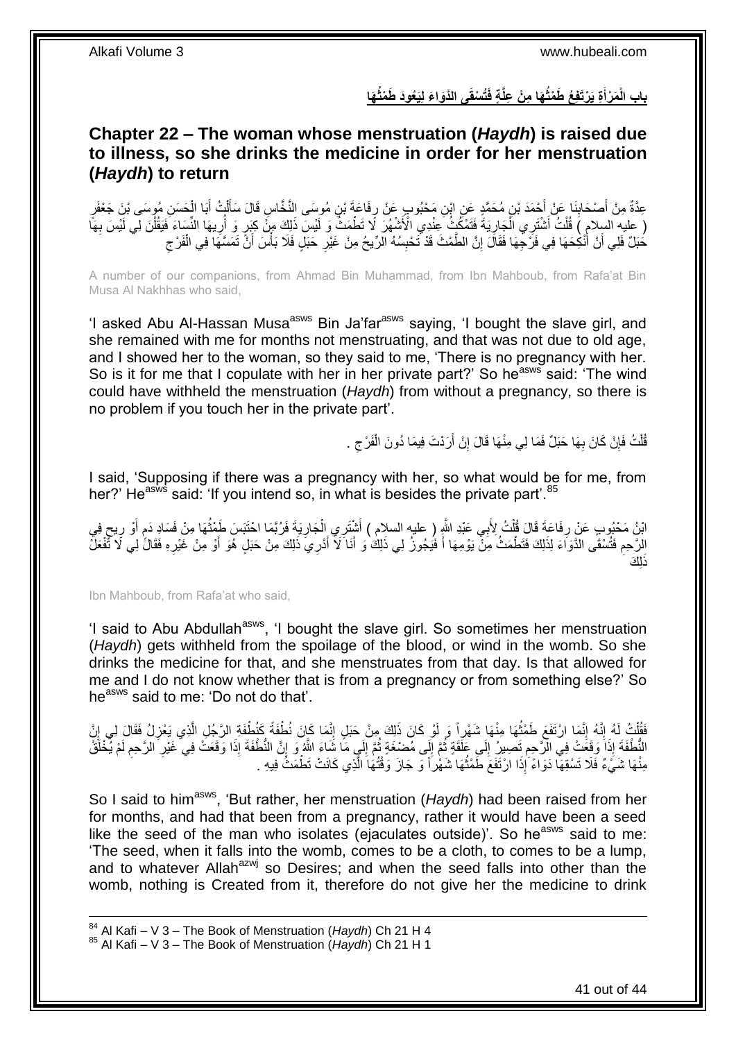## بابِ الْمَرْأَةِ يَرْتَفِعُ طَمْثُهَا مِنْ عِلَّةٍ فَتُسْقَى الدَّوَاءَ لِيَعُودَ طَمْثُهَا

## Chapter 22 – The woman whose menstruation (*Haydh*) is raised due to illness, so she drinks the medicine in order for her menstruation (*Haydh*) to return

عِدَّةٌ مِنْ أَصْحَابِنَا عَنْ أَحْمَدَ بْنِ مُحَمَّدٍ عَنِ ابْنِ مَحْبُوبٍ عَنْ رِفَاعَةَ بْنِ مُوسَى النَّخَّاسِ قَالَ سَأَلْتُ أَبَا الْحَسَنِ مُوسَى بْنَ جَعْفَرٍ ( عليه السلام ) قُلْتُ أَشْتَرِي الْجَارِيَةَ فَتَمْكُثُ عِنْدِي الْأَشْهُرَ لَا تَطْمَثُ وَ لَيْسَ ذَلِكَ مِنْ كِبَرٍ وَ أُرِيهَا النِّسَاءَ فَيَقُلْنَ لِي لَيْسَ بِهَا حَبَلٌ فَلِي أَنْ أَنْكِحَهَا فِي فَرْجِهَا فَقَالَ إِنَّ الطَّمْثَ قَدْ تَحْبِسُهُ الرِّيحُ مِنْ غَيْرِ حَبَلٍ فَلَا بَأْسَ أَنْ تَمَسَّهَا فِي الْفَرْجِ

A number of our companions, from Ahmad Bin Muhammad, from Ibn Mahboub, from Rafa'at Bin Musa Al Nakhhas who said,

'I asked Abu Al-Hassan Musa[asws] Bin Ja'far[asws] saying, 'I bought the slave girl, and she remained with me for months not menstruating, and that was not due to old age, and I showed her to the woman, so they said to me, 'There is no pregnancy with her. So is it for me that I copulate with her in her private part?' So he[asws] said: 'The wind could have withheld the menstruation (*Haydh*) from without a pregnancy, so there is no problem if you touch her in the private part'.

قُلْتُ فَإِنْ كَانَ بِهَا حَبَلٌ فَمَا لِي مِنْهَا قَالَ إِنْ أَرَدْتَ فِيمَا دُونَ الْفَرْجِ .

I said, 'Supposing if there was a pregnancy with her, so what would be for me, from her?' He[asws] said: 'If you intend so, in what is besides the private part'.[85]

ابْنُ مَحْبُوبٍ عَنْ رِفَاعَةَ قَالَ قُلْتُ لِأَبِي عَبْدِ اللَّهِ ( عليه السلام ) أَشْتَرِي الْجَارِيَةَ فَرُبَّمَا احْتَبَسَ طَمْثُهَا مِنْ فَسَادِ دَمٍ أَوْ رِيحٍ فِي الرَّحِمِ فَتُسْقَى الدَّوَاءَ لِذَلِكَ فَتَطْمَثُ مِنْ يَوْمِهَا أَ فَيَجُوزُ لِي ذَلِكَ وَ أَنَا لَا أَدْرِي ذَلِكَ مِنْ حَبَلٍ هُوَ أَوْ مِنْ غَيْرِهِ فَقَالَ لِي لَا تَفْعَلْ ذَلِكَ

Ibn Mahboub, from Rafa'at who said,

'I said to Abu Abdullah[asws], 'I bought the slave girl. So sometimes her menstruation (*Haydh*) gets withheld from the spoilage of the blood, or wind in the womb. So she drinks the medicine for that, and she menstruates from that day. Is that allowed for me and I do not know whether that is from a pregnancy or from something else?' So he[asws] said to me: 'Do not do that'.

فَقُلْتُ لَهُ إِنَّهُ إِنَّمَا ارْتَفَعَ طَمْثُهَا مِنْهَا شَهْراً وَ لَوْ كَانَ ذَلِكَ مِنْ حَبَلٍ إِنَّمَا كَانَ نُطْفَةً كَنُطْفَةِ الرَّجُلِ الَّذِي يَعْزِلُ فَقَالَ لِي إِنَّ النُّطْفَةَ إِذَا وَقَعَتْ فِي الرَّحِمِ تَصِيرُ إِلَى عَلَقَةٍ ثُمَّ إِلَى مُضْغَةٍ ثُمَّ إِلَى مَا شَاءَ اللَّهُ وَ إِنَّ النُّطْفَةَ إِذَا وَقَعَتْ فِي غَيْرِ الرَّحِمِ لَمْ يُخْلَقْ مِنْهَا شَيْءٌ فَلَا تَسْقِهَا دَوَاءً إِذَا ارْتَفَعَ طَمْثُهَا شَهْراً وَ جَازَ وَقْتُهَا الَّذِي كَانَتْ تَطْمَثُ فِيهِ .

So I said to him[asws], 'But rather, her menstruation (*Haydh*) had been raised from her for months, and had that been from a pregnancy, rather it would have been a seed like the seed of the man who isolates (ejaculates outside)'. So he[asws] said to me: 'The seed, when it falls into the womb, comes to be a cloth, to comes to be a lump, and to whatever Allah[azwj] so Desires; and when the seed falls into other than the womb, nothing is Created from it, therefore do not give her the medicine to drink

[84] Al Kafi – V 3 – The Book of Menstruation (*Haydh*) Ch 21 H 4
[85] Al Kafi – V 3 – The Book of Menstruation (*Haydh*) Ch 21 H 1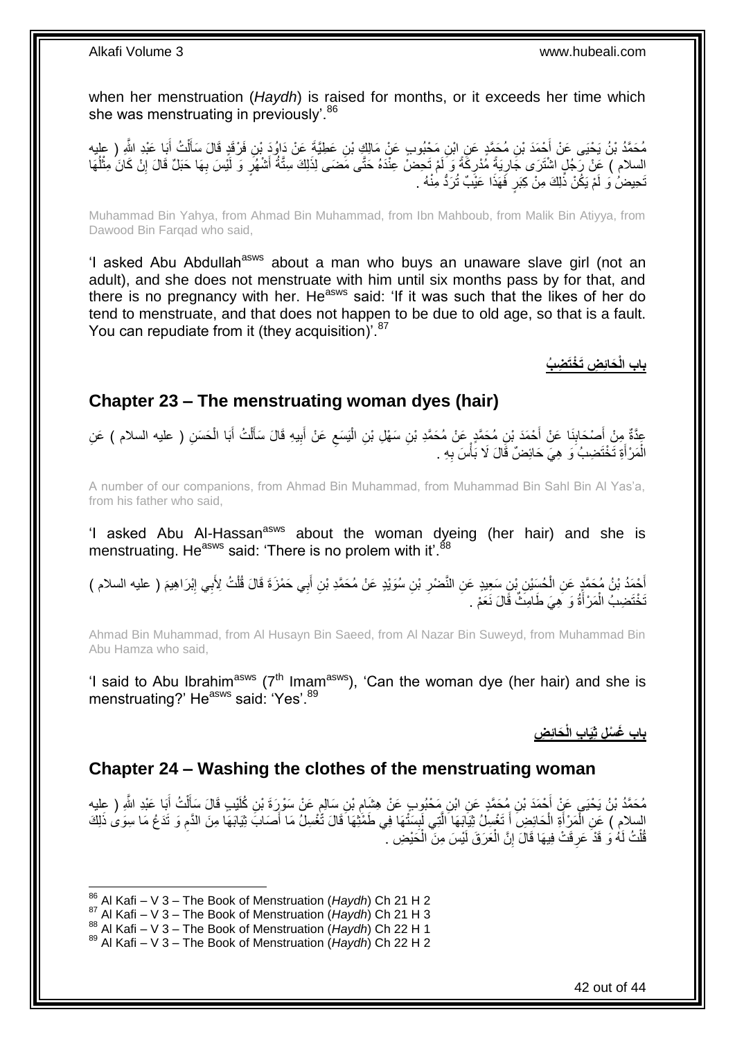when her menstruation (*Haydh*) is raised for months, or it exceeds her time which she was menstruating in previously'.[86]

مُحَمَّدُ بْنُ يَحْيَى عَنْ أَحْمَدَ بْنِ مُحَمَّدٍ عَنِ ابْنِ مَحْبُوبٍ عَنْ مَالِكِ بْنِ عَطِيَّةَ عَنْ دَاوُدَ بْنِ فَرْقَدٍ قَالَ سَأَلْتُ أَبَا عَبْدِ اللَّهِ ( عليه السلام ) عَنْ رَجُلٍ اشْتَرَى جَارِيَةً مُدْرِكَةً وَ لَمْ تَحِضْ عِنْدَهُ حَتَّى مَضَى لِذَلِكَ سِتَّةُ أَشْهُرٍ وَ لَيْسَ بِهَا حَبَلٌ قَالَ إِنْ كَانَ مِثْلُهَا تَحِيضُ وَ لَمْ يَكُنْ ذَلِكَ مِنْ كِبَرٍ فَهَذَا عَيْبٌ تُرَدُّ مِنْهُ .

Muhammad Bin Yahya, from Ahmad Bin Muhammad, from Ibn Mahboub, from Malik Bin Atiyya, from Dawood Bin Farqad who said,

'I asked Abu Abdullah[asws] about a man who buys an unaware slave girl (not an adult), and she does not menstruate with him until six months pass by for that, and there is no pregnancy with her. He[asws] said: 'If it was such that the likes of her do tend to menstruate, and that does not happen to be due to old age, so that is a fault. You can repudiate from it (they acquisition)'.[87]

## باب الْحَائِضِ تَخْتَضِبُ

## Chapter 23 – The menstruating woman dyes (hair)

عِدَّةٌ مِنْ أَصْحَابِنَا عَنْ أَحْمَدَ بْنِ مُحَمَّدٍ عَنْ مُحَمَّدِ بْنِ سَهْلِ بْنِ الْيَسَعِ عَنْ أَبِيهِ قَالَ سَأَلْتُ أَبَا الْحَسَنِ ( عليه السلام ) عَنِ الْمَرْأَةِ تَخْتَضِبُ وَ هِيَ حَائِضٌ قَالَ لَا بَأْسَ بِهِ .

A number of our companions, from Ahmad Bin Muhammad, from Muhammad Bin Sahl Bin Al Yas'a, from his father who said,

'I asked Abu Al-Hassan[asws] about the woman dyeing (her hair) and she is menstruating. He[asws] said: 'There is no prolem with it'.[88]

أَحْمَدُ بْنُ مُحَمَّدٍ عَنِ الْحُسَيْنِ بْنِ سَعِيدٍ عَنِ النَّضْرِ بْنِ سُوَيْدٍ عَنْ مُحَمَّدِ بْنِ أَبِي حَمْزَةَ قَالَ قُلْتُ لِأَبِي إِبْرَاهِيمَ ( عليه السلام ) تَخْتَضِبُ الْمَرْأَةُ وَ هِيَ طَامِثٌ قَالَ نَعَمْ .

Ahmad Bin Muhammad, from Al Husayn Bin Saeed, from Al Nazar Bin Suweyd, from Muhammad Bin Abu Hamza who said,

'I said to Abu Ibrahim[asws] (7[th] Imam[asws]), 'Can the woman dye (her hair) and she is menstruating?' He[asws] said: 'Yes'.[89]

## باب غَسْلِ ثِيَابِ الْحَائِضِ

## Chapter 24 – Washing the clothes of the menstruating woman

مُحَمَّدُ بْنُ يَحْيَى عَنْ أَحْمَدَ بْنِ مُحَمَّدٍ عَنِ ابْنِ مَحْبُوبٍ عَنْ هِشَامِ بْنِ سَالِمٍ عَنْ سَوْرَةَ بْنِ كُلَيْبٍ قَالَ سَأَلْتُ أَبَا عَبْدِ اللَّهِ ( عليه السلام ) عَنِ الْمَرْأَةِ الْحَائِضِ أَ تَغْسِلُ ثِيَابَهَا الَّتِي لَبِسَتْهَا فِي طَمْثِهَا قَالَ تَغْسِلُ مَا أَصَابَ ثِيَابَهَا مِنَ الدَّمِ وَ تَدَعُ مَا سِوَى ذَلِكَ قُلْتُ لَهُ وَ قَدْ عَرِقَتْ فِيهَا قَالَ إِنَّ الْعَرَقَ لَيْسَ مِنَ الْحَيْضِ .

[86] Al Kafi – V 3 – The Book of Menstruation (*Haydh*) Ch 21 H 2
[87] Al Kafi – V 3 – The Book of Menstruation (*Haydh*) Ch 21 H 3
[88] Al Kafi – V 3 – The Book of Menstruation (*Haydh*) Ch 22 H 1
[89] Al Kafi – V 3 – The Book of Menstruation (*Haydh*) Ch 22 H 2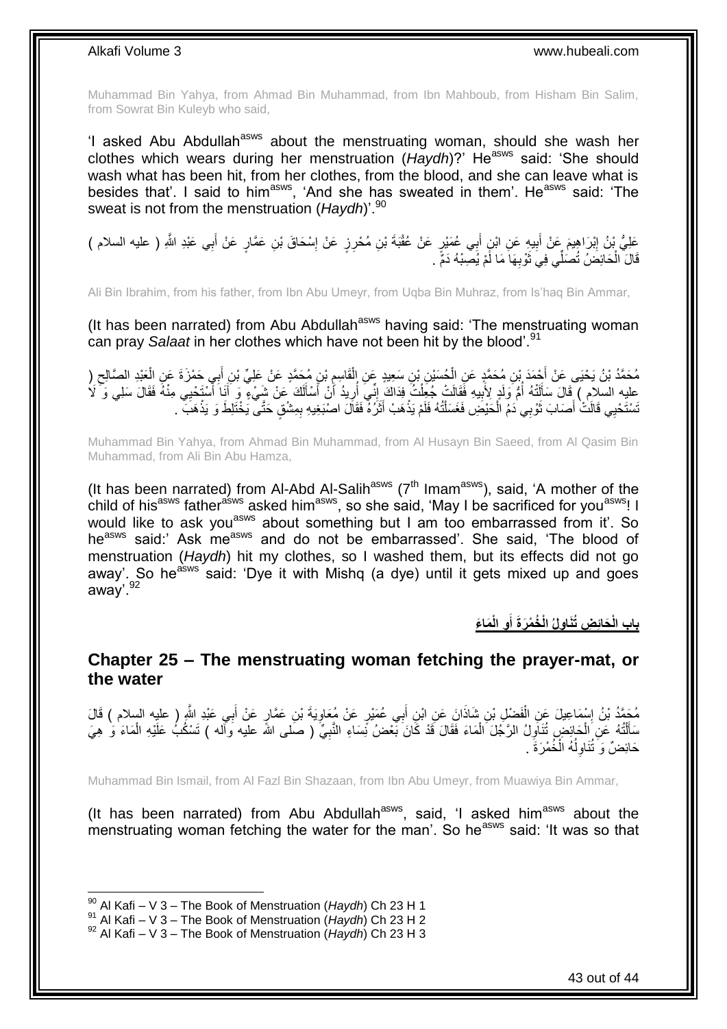Muhammad Bin Yahya, from Ahmad Bin Muhammad, from Ibn Mahboub, from Hisham Bin Salim, from Sowrat Bin Kuleyb who said,

'I asked Abu Abdullah[asws] about the menstruating woman, should she wash her clothes which wears during her menstruation (*Haydh*)?' He[asws] said: 'She should wash what has been hit, from her clothes, from the blood, and she can leave what is besides that'. I said to him[asws], 'And she has sweated in them'. He[asws] said: 'The sweat is not from the menstruation (*Haydh*)'.[90]

عَلِيُّ بْنُ إِبْرَاهِيمَ عَنْ أَبِيهِ عَنِ ابْنِ أَبِي عُمَيْرٍ عَنْ عُقْبَةَ بْنِ مُحْرِزٍ عَنْ إِسْحَاقَ بْنِ عَمَّارٍ عَنْ أَبِي عَبْدِ اللَّهِ ( عليه السلام ) قَالَ الْحَائِضُ تُصَلِّي فِي ثَوْبِهَا مَا لَمْ يُصِبْهُ دَمٌ .

Ali Bin Ibrahim, from his father, from Ibn Abu Umeyr, from Uqba Bin Muhraz, from Is'haq Bin Ammar,

(It has been narrated) from Abu Abdullah[asws] having said: 'The menstruating woman can pray *Salaat* in her clothes which have not been hit by the blood'.[91]

مُحَمَّدُ بْنُ يَحْيَى عَنْ أَحْمَدَ بْنِ مُحَمَّدٍ عَنِ الْحُسَيْنِ بْنِ سَعِيدٍ عَنِ الْقَاسِمِ بْنِ مُحَمَّدٍ عَنْ عَلِيِّ بْنِ أَبِي حَمْزَةَ عَنِ الْعَبْدِ الصَّالِحِ ( عليه السلام ) قَالَ سَأَلَتْهُ أُمُّ وَلَدٍ لِأَبِيهِ فَقَالَتْ جُعِلْتُ فِدَاكَ إِنِّي أُرِيدُ أَنْ أَسْأَلَكَ عَنْ شَيْءٍ وَ أَنَا أَسْتَحْيِي مِنْهُ فَقَالَ سَلِي وَ لَا تَسْتَحْيِي قَالَتْ أَصَابَ ثَوْبِي دَمُ الْحَيْضِ فَغَسَلْتُهُ فَلَمْ يَذْهَبْ أَثَرُهُ فَقَالَ اصْبُغِيهِ بِمِشْقٍ حَتَّى يَخْتَلِطَ وَ يَذْهَبَ .

Muhammad Bin Yahya, from Ahmad Bin Muhammad, from Al Husayn Bin Saeed, from Al Qasim Bin Muhammad, from Ali Bin Abu Hamza,

(It has been narrated) from Al-Abd Al-Salih[asws] (7th Imam[asws]), said, 'A mother of the child of his[asws] father[asws] asked him[asws], so she said, 'May I be sacrificed for you[asws]! I would like to ask you[asws] about something but I am too embarrassed from it'. So he[asws] said:' Ask me[asws] and do not be embarrassed'. She said, 'The blood of menstruation (*Haydh*) hit my clothes, so I washed them, but its effects did not go away'. So he[asws] said: 'Dye it with Mishq (a dye) until it gets mixed up and goes away'.[92]

## بابِ الْحَائِضِ تُنَاوِلُ الْخُمْرَةَ أَوِ الْمَاءَ

## Chapter 25 – The menstruating woman fetching the prayer-mat, or the water

مُحَمَّدُ بْنُ إِسْمَاعِيلَ عَنِ الْفَضْلِ بْنِ شَاذَانَ عَنِ ابْنِ أَبِي عُمَيْرٍ عَنْ مُعَاوِيَةَ بْنِ عَمَّارٍ عَنْ أَبِي عَبْدِ اللَّهِ ( عليه السلام ) قَالَ سَأَلْتُهُ عَنِ الْحَائِضِ تُنَاوِلُ الرَّجُلَ الْمَاءَ فَقَالَ قَدْ كَانَ بَعْضُ نِسَاءِ النَّبِيِّ ( صلى الله عليه وآله ) تَسْكُبُ عَلَيْهِ الْمَاءَ وَ هِيَ حَائِضٌ وَ تُنَاوِلُهُ الْخُمْرَةَ .

Muhammad Bin Ismail, from Al Fazl Bin Shazaan, from Ibn Abu Umeyr, from Muawiya Bin Ammar,

(It has been narrated) from Abu Abdullah[asws], said, 'I asked him[asws] about the menstruating woman fetching the water for the man'. So he[asws] said: 'It was so that

[90] Al Kafi – V 3 – The Book of Menstruation (*Haydh*) Ch 23 H 1
[91] Al Kafi – V 3 – The Book of Menstruation (*Haydh*) Ch 23 H 2
[92] Al Kafi – V 3 – The Book of Menstruation (*Haydh*) Ch 23 H 3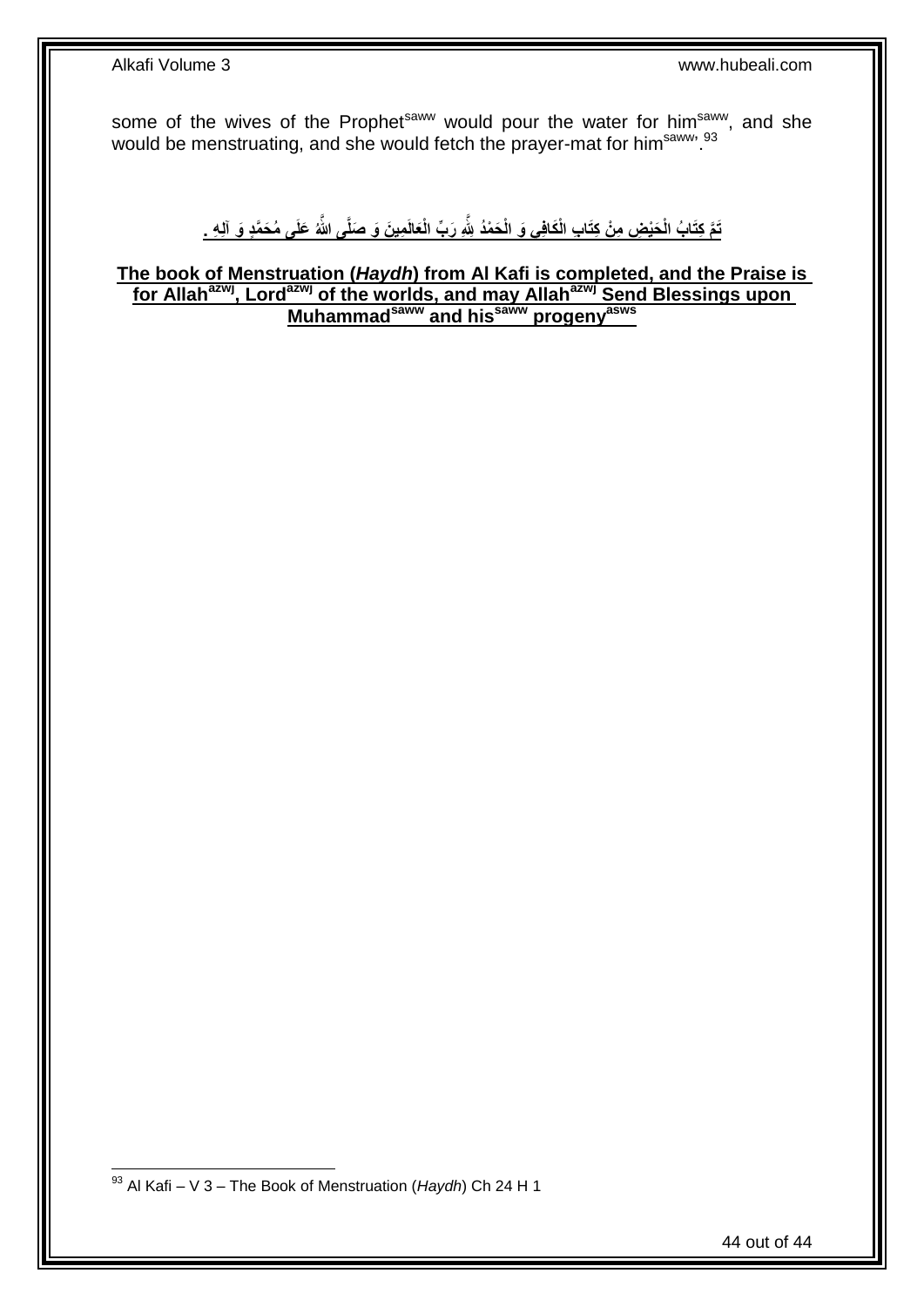some of the wives of the Prophet[saww] would pour the water for him[saww], and she would be menstruating, and she would fetch the prayer-mat for him[saww].[93]

**تَمَّ كِتَابُ الْحَيْضِ مِنْ كِتَابِ الْكَافِي وَ الْحَمْدُ لِلَّهِ رَبِّ الْعَالَمِينَ وَ صَلَّى اللَّهُ عَلَى مُحَمَّدٍ وَ آلِهِ .**

**The book of Menstruation (*Haydh*) from Al Kafi is completed, and the Praise is for Allah[azwj], Lord[azwj] of the worlds, and may Allah[azwj] Send Blessings upon Muhammad[saww] and his[saww] progeny[asws]**

---

[93] Al Kafi – V 3 – The Book of Menstruation (*Haydh*) Ch 24 H 1